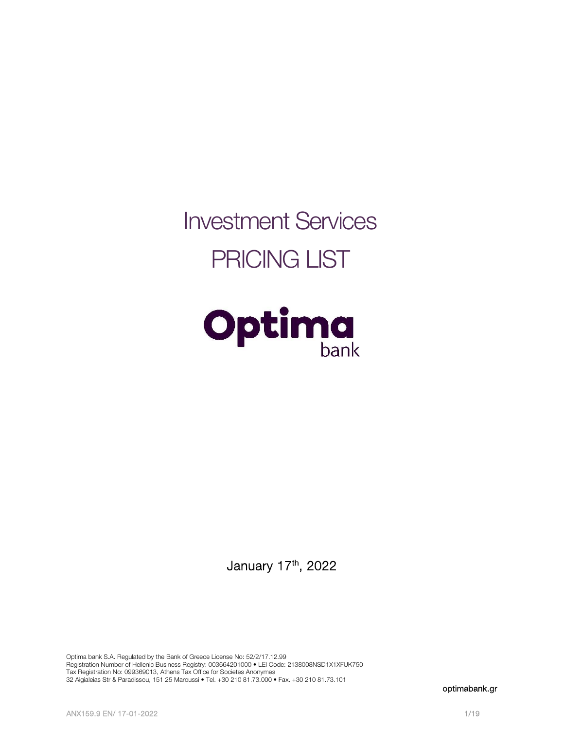# Investment Services

# PRICING LIST

Optima bank

January 17th, 2022

Optima bank S.A. Regulated by the Bank of Greece License No: 52/2/17.12.99
Registration Number of Hellenic Business Registry: 003664201000 • LEI Code: 2138008NSD1X1XFUK750
Tax Registration No: 099369013, Athens Tax Office for Societes Anonymes
32 Aigialeias Str & Paradissou, 151 25 Maroussi • Tel. +30 210 81.73.000 • Fax. +30 210 81.73.101

optimabank.gr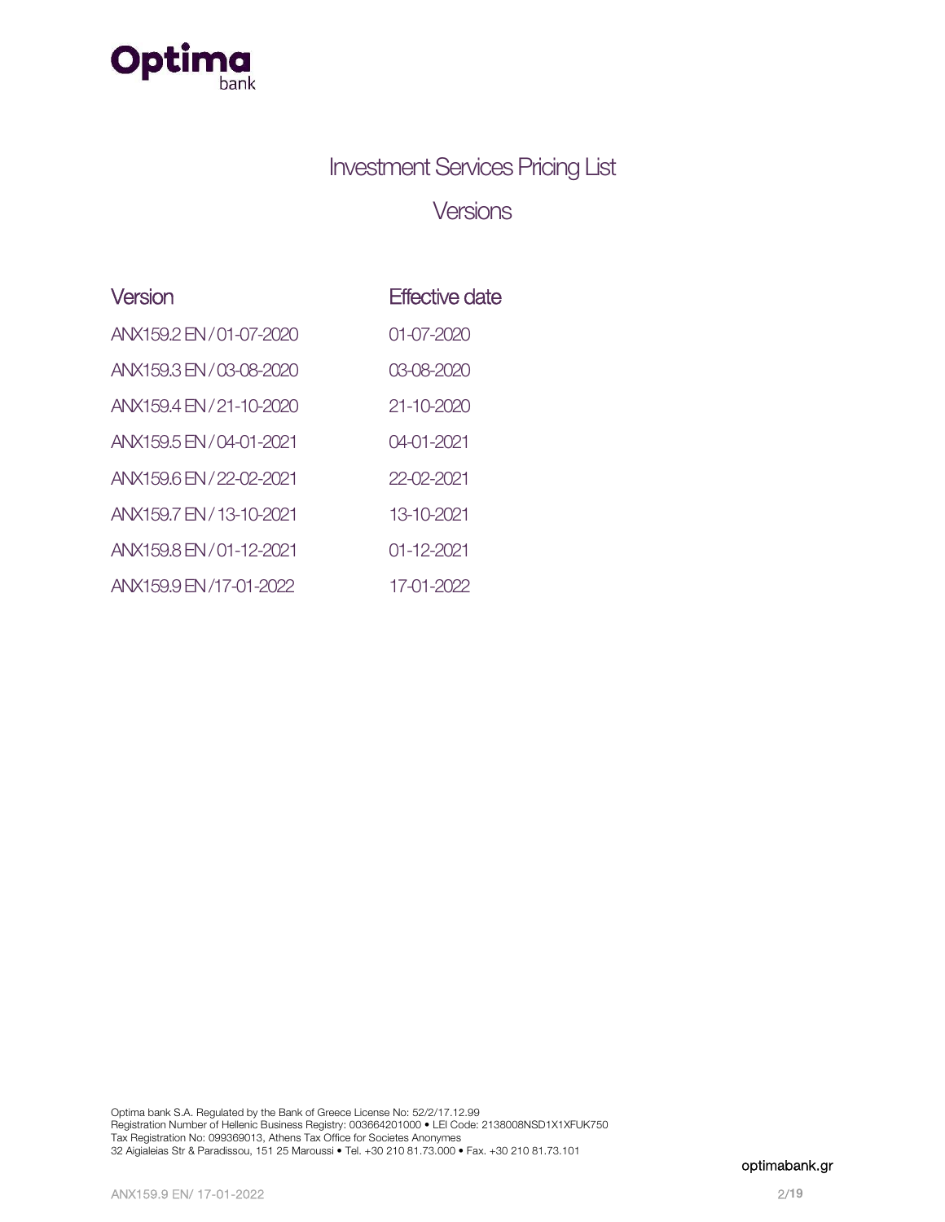# Investment Services Pricing List

## Versions

| Version | Effective date |
|---|---|
| ANX159.2 EN / 01-07-2020 | 01-07-2020 |
| ANX159.3 EN / 03-08-2020 | 03-08-2020 |
| ANX159.4 EN / 21-10-2020 | 21-10-2020 |
| ANX159.5 EN / 04-01-2021 | 04-01-2021 |
| ANX159.6 EN / 22-02-2021 | 22-02-2021 |
| ANX159.7 EN / 13-10-2021 | 13-10-2021 |
| ANX159.8 EN / 01-12-2021 | 01-12-2021 |
| ANX159.9 EN /17-01-2022 | 17-01-2022 |

Optima bank S.A. Regulated by the Bank of Greece License No: 52/2/17.12.99
Registration Number of Hellenic Business Registry: 003664201000 • LEI Code: 2138008NSD1X1XFUK750
Tax Registration No: 099369013, Athens Tax Office for Societes Anonymes
32 Aigialeias Str & Paradissou, 151 25 Maroussi • Tel. +30 210 81.73.000 • Fax. +30 210 81.73.101

optimabank.gr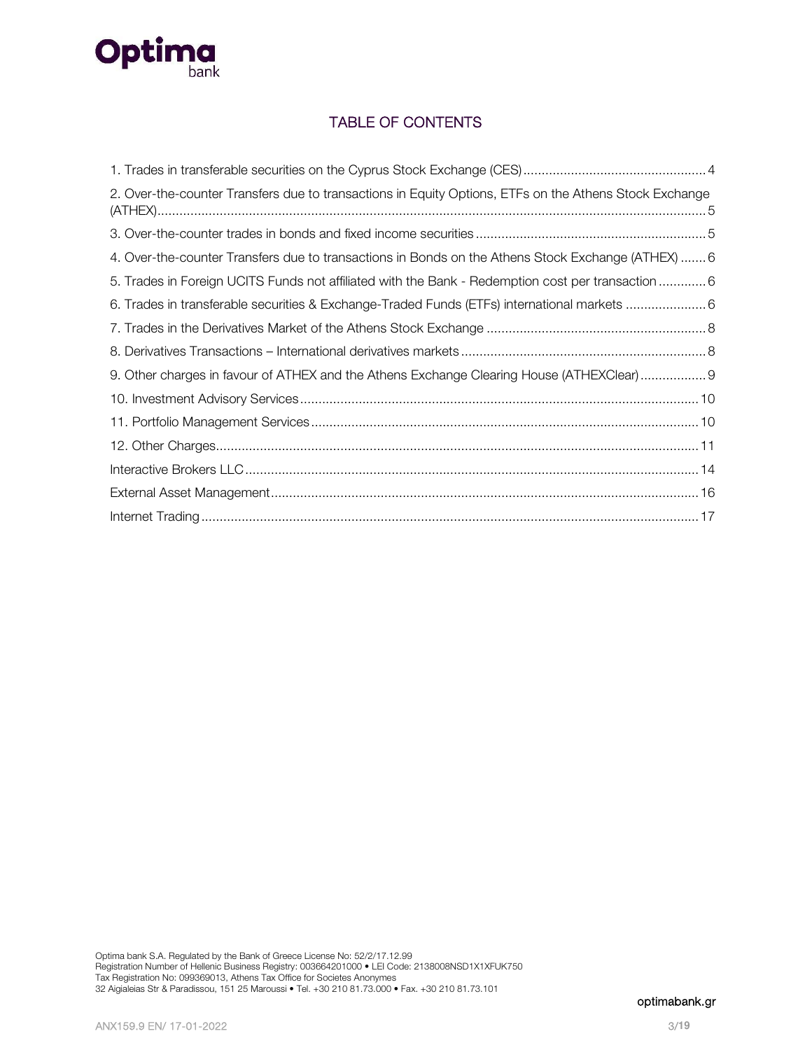# TABLE OF CONTENTS

1. Trades in transferable securities on the Cyprus Stock Exchange (CES) ... 4
2. Over-the-counter Transfers due to transactions in Equity Options, ETFs on the Athens Stock Exchange (ATHEX) ... 5
3. Over-the-counter trades in bonds and fixed income securities ... 5
4. Over-the-counter Transfers due to transactions in Bonds on the Athens Stock Exchange (ATHEX) ... 6
5. Trades in Foreign UCITS Funds not affiliated with the Bank - Redemption cost per transaction ... 6
6. Trades in transferable securities & Exchange-Traded Funds (ETFs) international markets ... 6
7. Trades in the Derivatives Market of the Athens Stock Exchange ... 8
8. Derivatives Transactions – International derivatives markets ... 8
9. Other charges in favour of ATHEX and the Athens Exchange Clearing House (ATHEXClear) ... 9
10. Investment Advisory Services ... 10
11. Portfolio Management Services ... 10
12. Other Charges ... 11

Interactive Brokers LLC ... 14

External Asset Management ... 16

Internet Trading ... 17

Optima bank S.A. Regulated by the Bank of Greece License No: 52/2/17.12.99
Registration Number of Hellenic Business Registry: 003664201000 • LEI Code: 2138008NSD1X1XFUK750
Tax Registration No: 099369013, Athens Tax Office for Societes Anonymes
32 Aigialeias Str & Paradissou, 151 25 Maroussi • Tel. +30 210 81.73.000 • Fax. +30 210 81.73.101

optimabank.gr

ANX159.9 EN/ 17-01-2022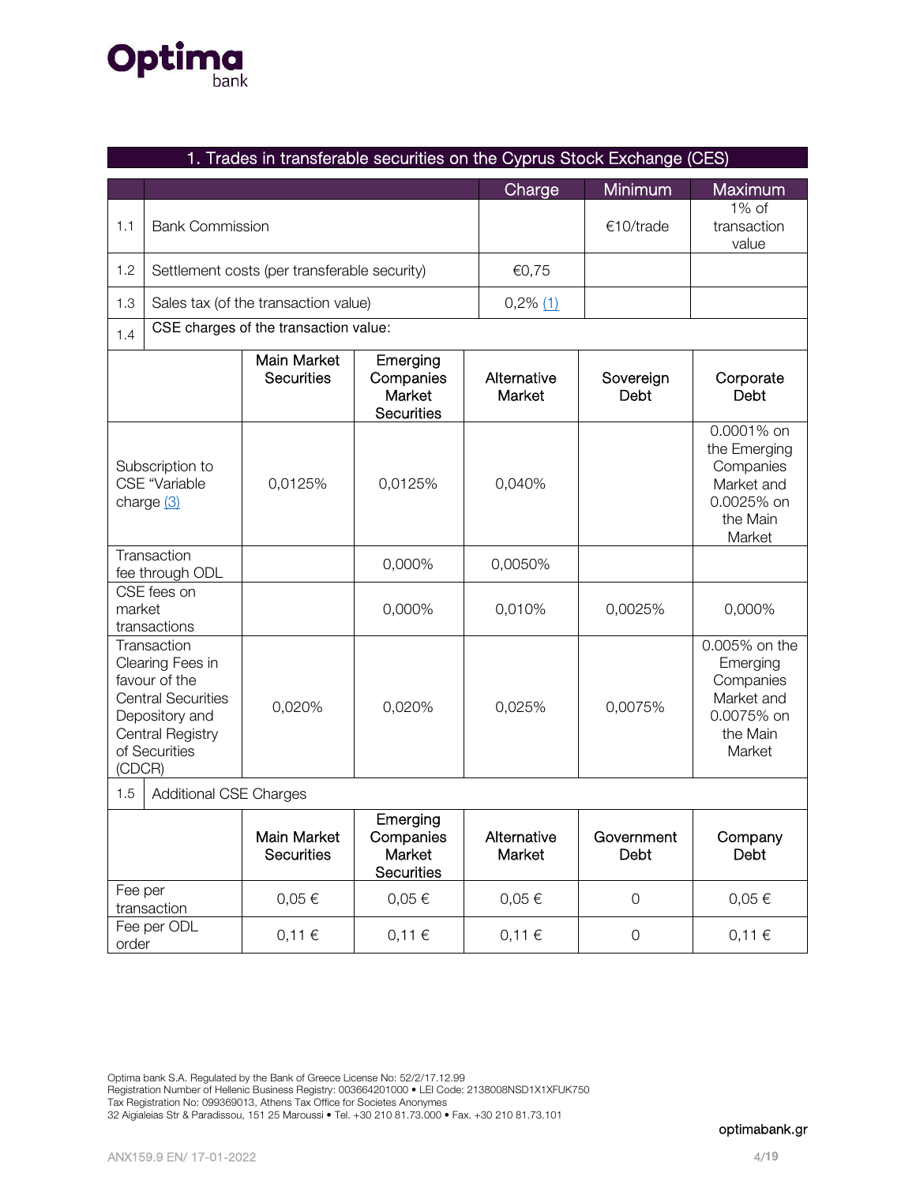## 1. Trades in transferable securities on the Cyprus Stock Exchange (CES)

| | | Charge | Minimum | Maximum |
|---|---|---|---|---|
| 1.1 | Bank Commission | | €10/trade | 1% of transaction value |
| 1.2 | Settlement costs (per transferable security) | €0,75 | | |
| 1.3 | Sales tax (of the transaction value) | 0,2% (1) | | |
| 1.4 | CSE charges of the transaction value: | | | |

| | Main Market Securities | Emerging Companies Market Securities | Alternative Market | Sovereign Debt | Corporate Debt |
|---|---|---|---|---|---|
| Subscription to CSE "Variable charge (3) | 0,0125% | 0,0125% | 0,040% | | 0.0001% on the Emerging Companies Market and 0.0025% on the Main Market |
| Transaction fee through ODL | | 0,000% | 0,0050% | | |
| CSE fees on market transactions | | 0,000% | 0,010% | 0,0025% | 0,000% |
| Transaction Clearing Fees in favour of the Central Securities Depository and Central Registry of Securities (CDCR) | 0,020% | 0,020% | 0,025% | 0,0075% | 0.005% on the Emerging Companies Market and 0.0075% on the Main Market |

1.5 Additional CSE Charges

| | Main Market Securities | Emerging Companies Market Securities | Alternative Market | Government Debt | Company Debt |
|---|---|---|---|---|---|
| Fee per transaction | 0,05 € | 0,05 € | 0,05 € | 0 | 0,05 € |
| Fee per ODL order | 0,11 € | 0,11 € | 0,11 € | 0 | 0,11 € |

Optima bank S.A. Regulated by the Bank of Greece License No: 52/2/17.12.99
Registration Number of Hellenic Business Registry: 003664201000 • LEI Code: 2138008NSD1X1XFUK750
Tax Registration No: 099369013, Athens Tax Office for Societes Anonymes
32 Aigialeias Str & Paradissou, 151 25 Maroussi • Tel. +30 210 81.73.000 • Fax. +30 210 81.73.101

optimabank.gr

ANX159.9 EN/ 17-01-2022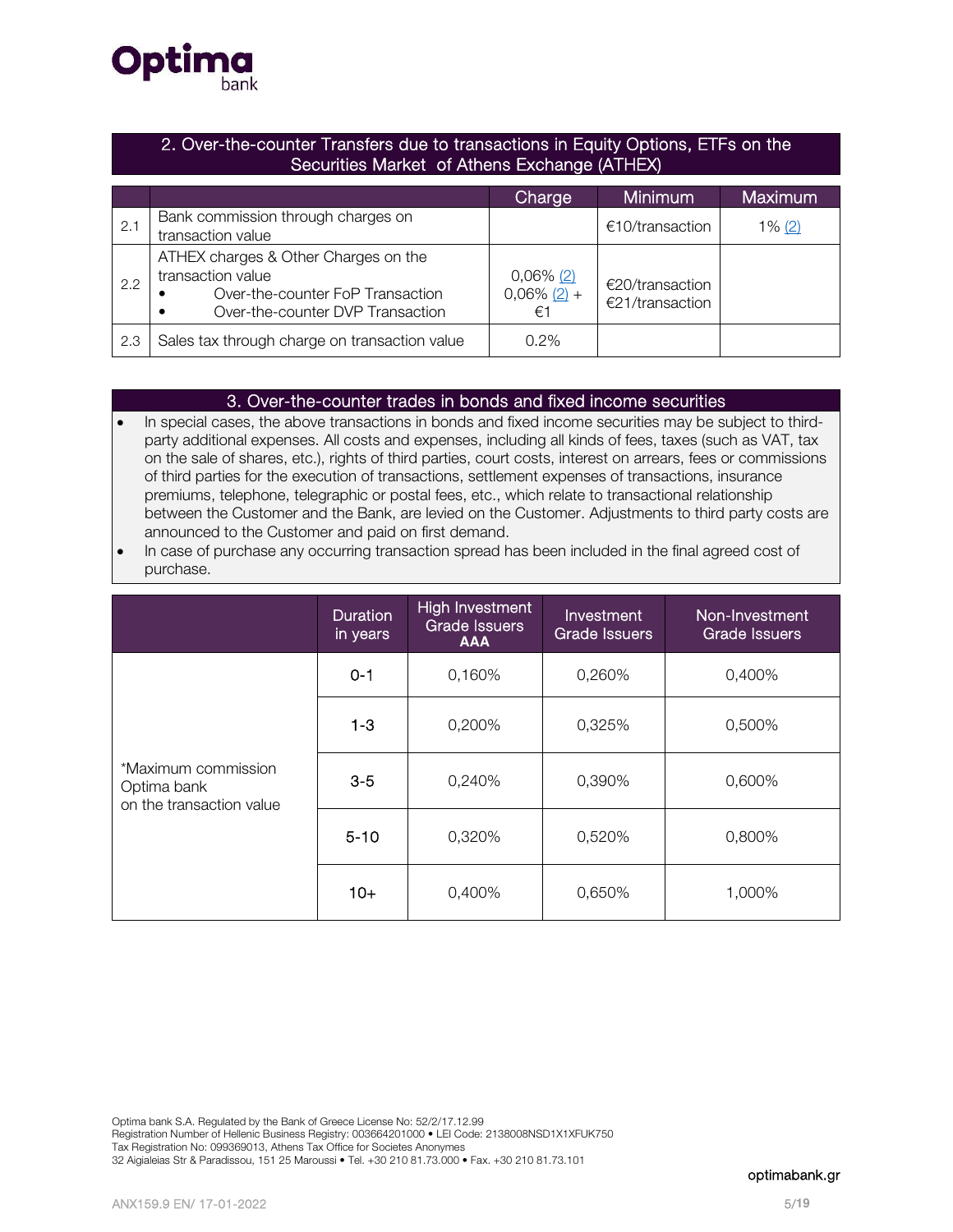## 2. Over-the-counter Transfers due to transactions in Equity Options, ETFs on the Securities Market of Athens Exchange (ATHEX)

| | | Charge | Minimum | Maximum |
|---|---|---|---|---|
| 2.1 | Bank commission through charges on transaction value | | €10/transaction | 1% (2) |
| 2.2 | ATHEX charges & Other Charges on the transaction value<br>• Over-the-counter FoP Transaction<br>• Over-the-counter DVP Transaction | 0,06% (2)<br>0,06% (2) + €1 | €20/transaction<br>€21/transaction | |
| 2.3 | Sales tax through charge on transaction value | 0.2% | | |

## 3. Over-the-counter trades in bonds and fixed income securities

- In special cases, the above transactions in bonds and fixed income securities may be subject to third-party additional expenses. All costs and expenses, including all kinds of fees, taxes (such as VAT, tax on the sale of shares, etc.), rights of third parties, court costs, interest on arrears, fees or commissions of third parties for the execution of transactions, settlement expenses of transactions, insurance premiums, telephone, telegraphic or postal fees, etc., which relate to transactional relationship between the Customer and the Bank, are levied on the Customer. Adjustments to third party costs are announced to the Customer and paid on first demand.
- In case of purchase any occurring transaction spread has been included in the final agreed cost of purchase.

| | Duration in years | High Investment Grade Issuers **AAA** | Investment Grade Issuers | Non-Investment Grade Issuers |
|---|---|---|---|---|
| *Maximum commission Optima bank on the transaction value | 0-1 | 0,160% | 0,260% | 0,400% |
| | 1-3 | 0,200% | 0,325% | 0,500% |
| | 3-5 | 0,240% | 0,390% | 0,600% |
| | 5-10 | 0,320% | 0,520% | 0,800% |
| | 10+ | 0,400% | 0,650% | 1,000% |

Optima bank S.A. Regulated by the Bank of Greece License No: 52/2/17.12.99
Registration Number of Hellenic Business Registry: 003664201000 • LEI Code: 2138008NSD1X1XFUK750
Tax Registration No: 099369013, Athens Tax Office for Societes Anonymes
32 Aigialeias Str & Paradissou, 151 25 Maroussi • Tel. +30 210 81.73.000 • Fax. +30 210 81.73.101

optimabank.gr

ANX159.9 EN/ 17-01-2022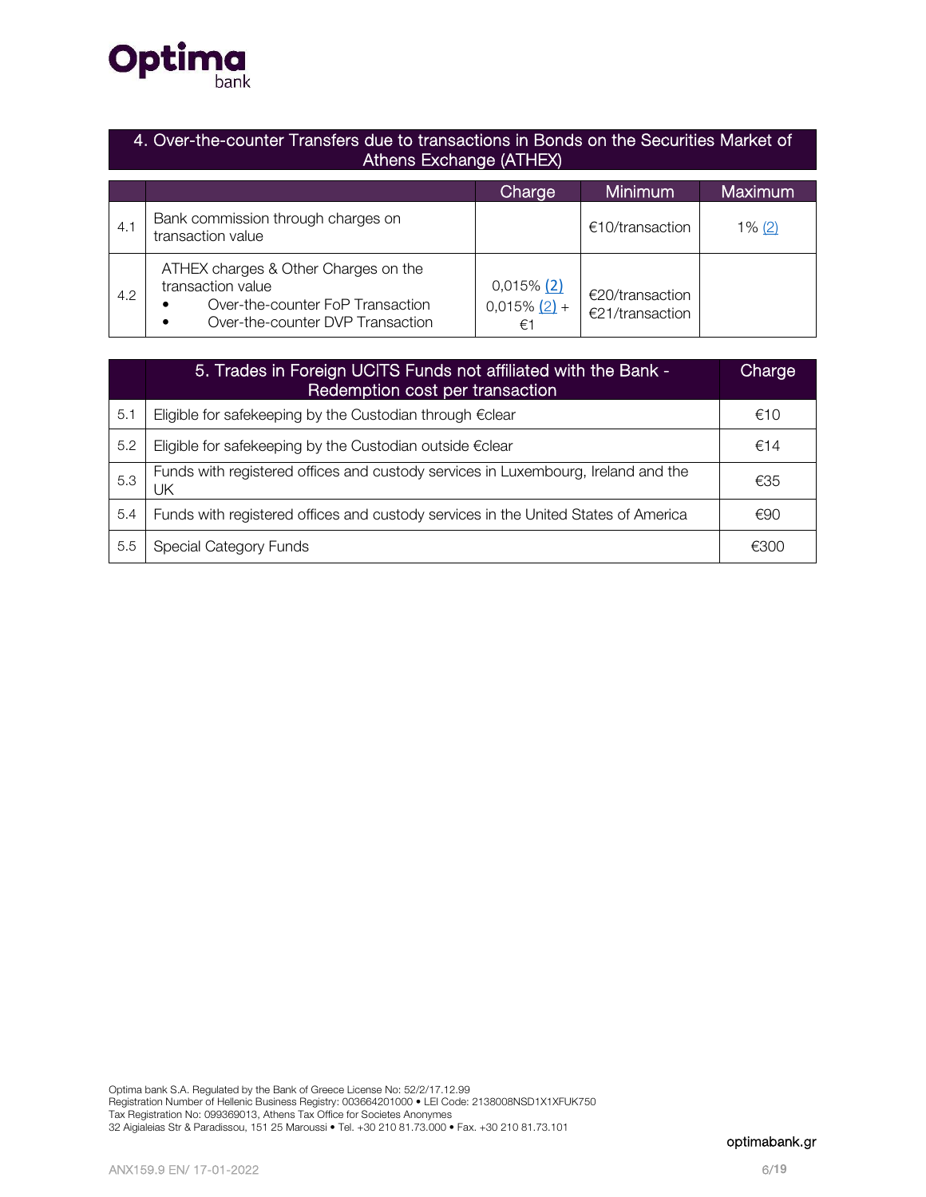## 4. Over-the-counter Transfers due to transactions in Bonds on the Securities Market of Athens Exchange (ATHEX)

| | | Charge | Minimum | Maximum |
|---|---|---|---|---|
| 4.1 | Bank commission through charges on transaction value | | €10/transaction | 1% (2) |
| 4.2 | ATHEX charges & Other Charges on the transaction value<br>• Over-the-counter FoP Transaction<br>• Over-the-counter DVP Transaction | 0,015% (2)<br>0,015% (2) + €1 | €20/transaction<br>€21/transaction | |

| | 5. Trades in Foreign UCITS Funds not affiliated with the Bank - Redemption cost per transaction | Charge |
|---|---|---|
| 5.1 | Eligible for safekeeping by the Custodian through €clear | €10 |
| 5.2 | Eligible for safekeeping by the Custodian outside €clear | €14 |
| 5.3 | Funds with registered offices and custody services in Luxembourg, Ireland and the UK | €35 |
| 5.4 | Funds with registered offices and custody services in the United States of America | €90 |
| 5.5 | Special Category Funds | €300 |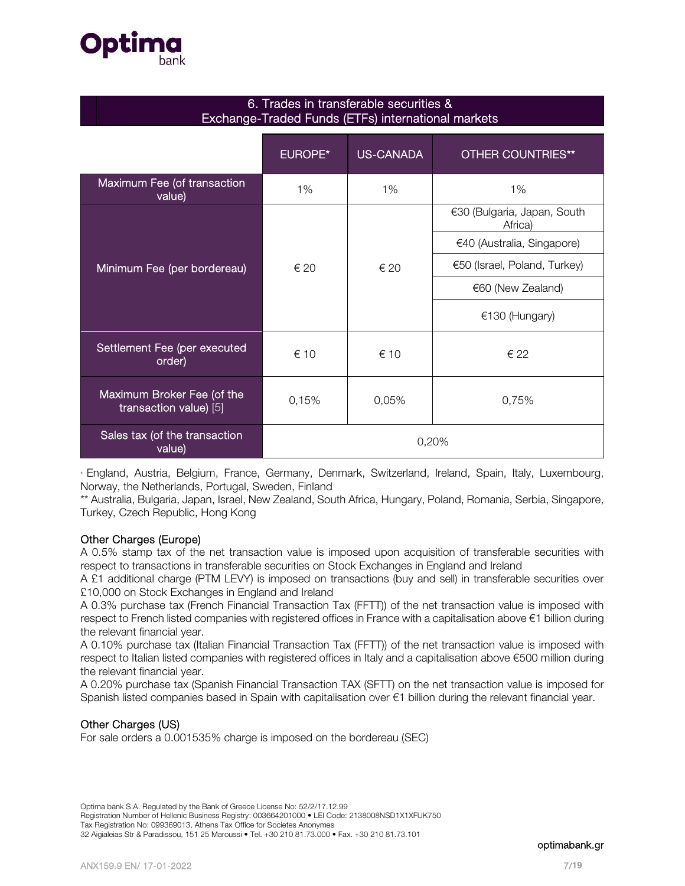## 6. Trades in transferable securities & Exchange-Traded Funds (ETFs) international markets

| | EUROPE* | US-CANADA | OTHER COUNTRIES** |
|---|---|---|---|
| Maximum Fee (of transaction value) | 1% | 1% | 1% |
| Minimum Fee (per bordereau) | € 20 | € 20 | €30 (Bulgaria, Japan, South Africa) |
| | | | €40 (Australia, Singapore) |
| | | | €50 (Israel, Poland, Turkey) |
| | | | €60 (New Zealand) |
| | | | €130 (Hungary) |
| Settlement Fee (per executed order) | € 10 | € 10 | € 22 |
| Maximum Broker Fee (of the transaction value) [5] | 0,15% | 0,05% | 0,75% |
| Sales tax (of the transaction value) | 0,20% | | |

* England, Austria, Belgium, France, Germany, Denmark, Switzerland, Ireland, Spain, Italy, Luxembourg, Norway, the Netherlands, Portugal, Sweden, Finland

** Australia, Bulgaria, Japan, Israel, New Zealand, South Africa, Hungary, Poland, Romania, Serbia, Singapore, Turkey, Czech Republic, Hong Kong

### Other Charges (Europe)

A 0.5% stamp tax of the net transaction value is imposed upon acquisition of transferable securities with respect to transactions in transferable securities on Stock Exchanges in England and Ireland

A £1 additional charge (PTM LEVY) is imposed on transactions (buy and sell) in transferable securities over £10,000 on Stock Exchanges in England and Ireland

A 0.3% purchase tax (French Financial Transaction Tax (FFTT)) of the net transaction value is imposed with respect to French listed companies with registered offices in France with a capitalisation above €1 billion during the relevant financial year.

A 0.10% purchase tax (Italian Financial Transaction Tax (FFTT)) of the net transaction value is imposed with respect to Italian listed companies with registered offices in Italy and a capitalisation above €500 million during the relevant financial year.

A 0.20% purchase tax (Spanish Financial Transaction TAX (SFTT) on the net transaction value is imposed for Spanish listed companies based in Spain with capitalisation over €1 billion during the relevant financial year.

### Other Charges (US)

For sale orders a 0.001535% charge is imposed on the bordereau (SEC)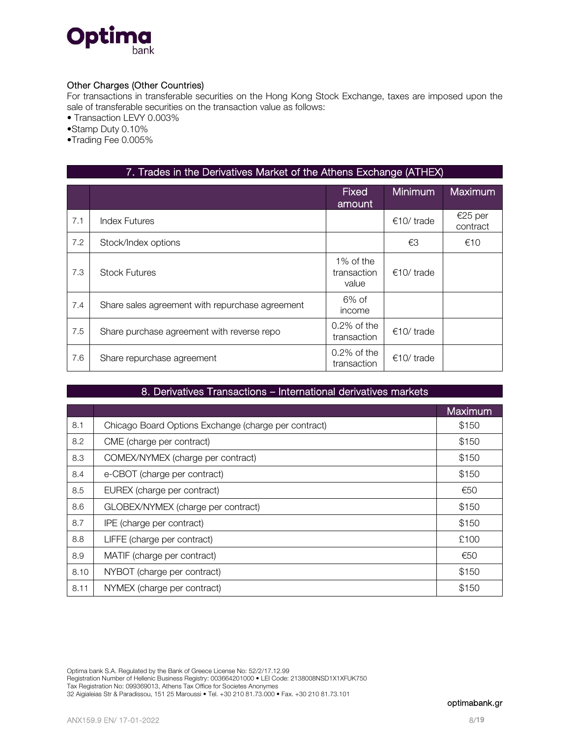### Other Charges (Other Countries)

For transactions in transferable securities on the Hong Kong Stock Exchange, taxes are imposed upon the sale of transferable securities on the transaction value as follows:

- Transaction LEVY 0.003%
- Stamp Duty 0.10%
- Trading Fee 0.005%

## 7. Trades in the Derivatives Market of the Athens Exchange (ATHEX)

| | | Fixed amount | Minimum | Maximum |
|---|---|---|---|---|
| 7.1 | Index Futures | | €10/ trade | €25 per contract |
| 7.2 | Stock/Index options | | €3 | €10 |
| 7.3 | Stock Futures | 1% of the transaction value | €10/ trade | |
| 7.4 | Share sales agreement with repurchase agreement | 6% of income | | |
| 7.5 | Share purchase agreement with reverse repo | 0.2% of the transaction | €10/ trade | |
| 7.6 | Share repurchase agreement | 0.2% of the transaction | €10/ trade | |

## 8. Derivatives Transactions – International derivatives markets

| | | Maximum |
|---|---|---|
| 8.1 | Chicago Board Options Exchange (charge per contract) | $150 |
| 8.2 | CME (charge per contract) | $150 |
| 8.3 | COMEX/NYMEX (charge per contract) | $150 |
| 8.4 | e-CBOT (charge per contract) | $150 |
| 8.5 | EUREX (charge per contract) | €50 |
| 8.6 | GLOBEX/NYMEX (charge per contract) | $150 |
| 8.7 | IPE (charge per contract) | $150 |
| 8.8 | LIFFE (charge per contract) | £100 |
| 8.9 | MATIF (charge per contract) | €50 |
| 8.10 | NYBOT (charge per contract) | $150 |
| 8.11 | NYMEX (charge per contract) | $150 |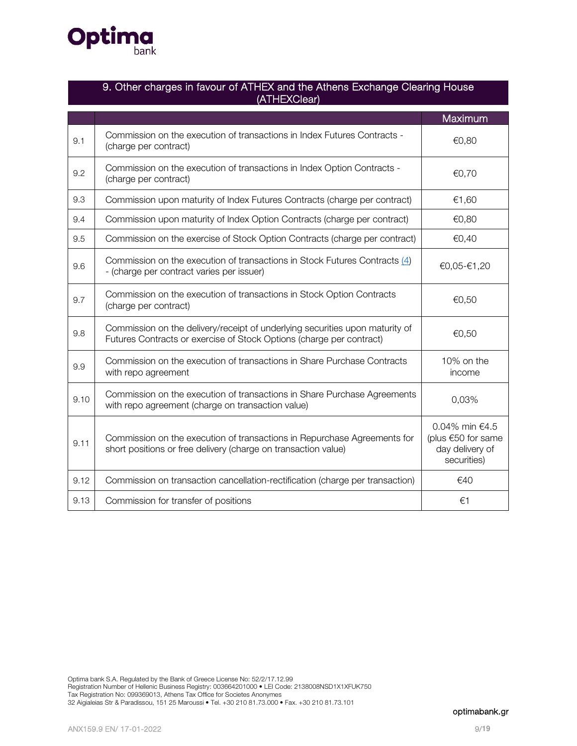## 9. Other charges in favour of ATHEX and the Athens Exchange Clearing House (ATHEXClear)

| | | Maximum |
|---|---|---|
| 9.1 | Commission on the execution of transactions in Index Futures Contracts - (charge per contract) | €0,80 |
| 9.2 | Commission on the execution of transactions in Index Option Contracts - (charge per contract) | €0,70 |
| 9.3 | Commission upon maturity of Index Futures Contracts (charge per contract) | €1,60 |
| 9.4 | Commission upon maturity of Index Option Contracts (charge per contract) | €0,80 |
| 9.5 | Commission on the exercise of Stock Option Contracts (charge per contract) | €0,40 |
| 9.6 | Commission on the execution of transactions in Stock Futures Contracts (4) - (charge per contract varies per issuer) | €0,05-€1,20 |
| 9.7 | Commission on the execution of transactions in Stock Option Contracts (charge per contract) | €0,50 |
| 9.8 | Commission on the delivery/receipt of underlying securities upon maturity of Futures Contracts or exercise of Stock Options (charge per contract) | €0,50 |
| 9.9 | Commission on the execution of transactions in Share Purchase Contracts with repo agreement | 10% on the income |
| 9.10 | Commission on the execution of transactions in Share Purchase Agreements with repo agreement (charge on transaction value) | 0,03% |
| 9.11 | Commission on the execution of transactions in Repurchase Agreements for short positions or free delivery (charge on transaction value) | 0.04% min €4.5 (plus €50 for same day delivery of securities) |
| 9.12 | Commission on transaction cancellation-rectification (charge per transaction) | €40 |
| 9.13 | Commission for transfer of positions | €1 |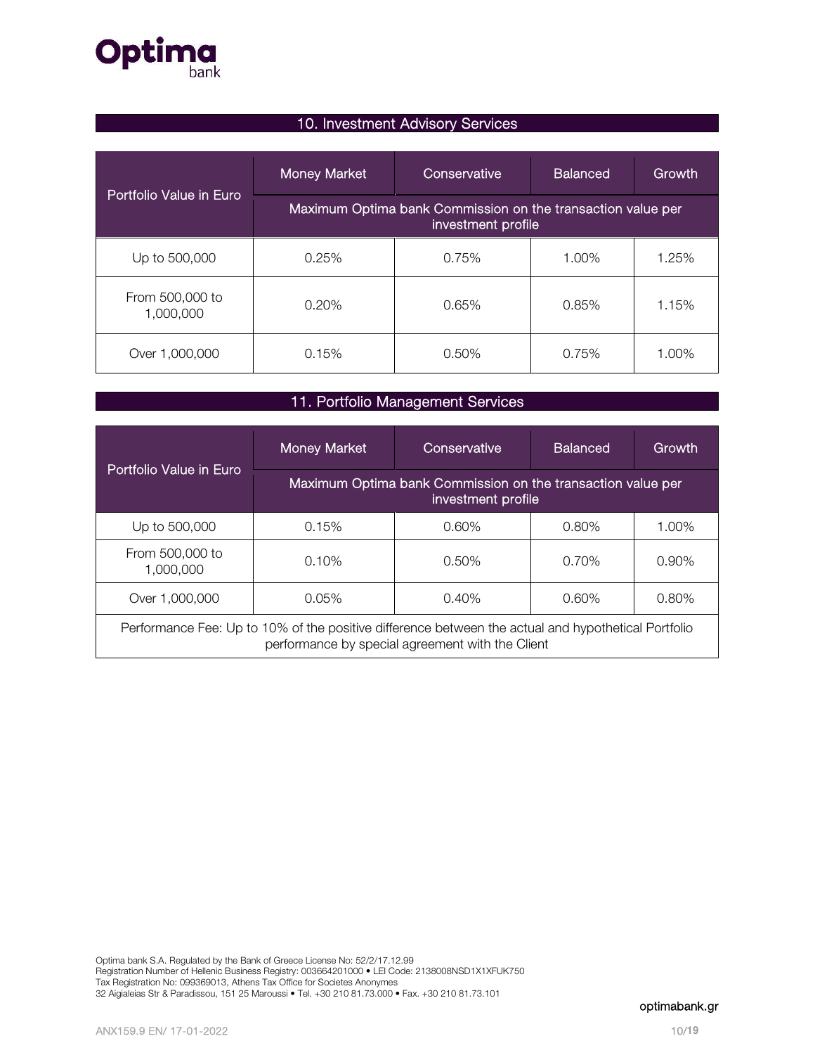## 10. Investment Advisory Services

| Portfolio Value in Euro | Money Market | Conservative | Balanced | Growth |
|---|---|---|---|---|
| | Maximum Optima bank Commission on the transaction value per investment profile | | | |
| Up to 500,000 | 0.25% | 0.75% | 1.00% | 1.25% |
| From 500,000 to 1,000,000 | 0.20% | 0.65% | 0.85% | 1.15% |
| Over 1,000,000 | 0.15% | 0.50% | 0.75% | 1.00% |

## 11. Portfolio Management Services

| Portfolio Value in Euro | Money Market | Conservative | Balanced | Growth |
|---|---|---|---|---|
| | Maximum Optima bank Commission on the transaction value per investment profile | | | |
| Up to 500,000 | 0.15% | 0.60% | 0.80% | 1.00% |
| From 500,000 to 1,000,000 | 0.10% | 0.50% | 0.70% | 0.90% |
| Over 1,000,000 | 0.05% | 0.40% | 0.60% | 0.80% |
| Performance Fee: Up to 10% of the positive difference between the actual and hypothetical Portfolio performance by special agreement with the Client | | | | |

Optima bank S.A. Regulated by the Bank of Greece License No: 52/2/17.12.99
Registration Number of Hellenic Business Registry: 003664201000 • LEI Code: 2138008NSD1X1XFUK750
Tax Registration No: 099369013, Athens Tax Office for Societes Anonymes
32 Aigialeias Str & Paradissou, 151 25 Maroussi • Tel. +30 210 81.73.000 • Fax. +30 210 81.73.101

optimabank.gr

ANX159.9 EN/ 17-01-2022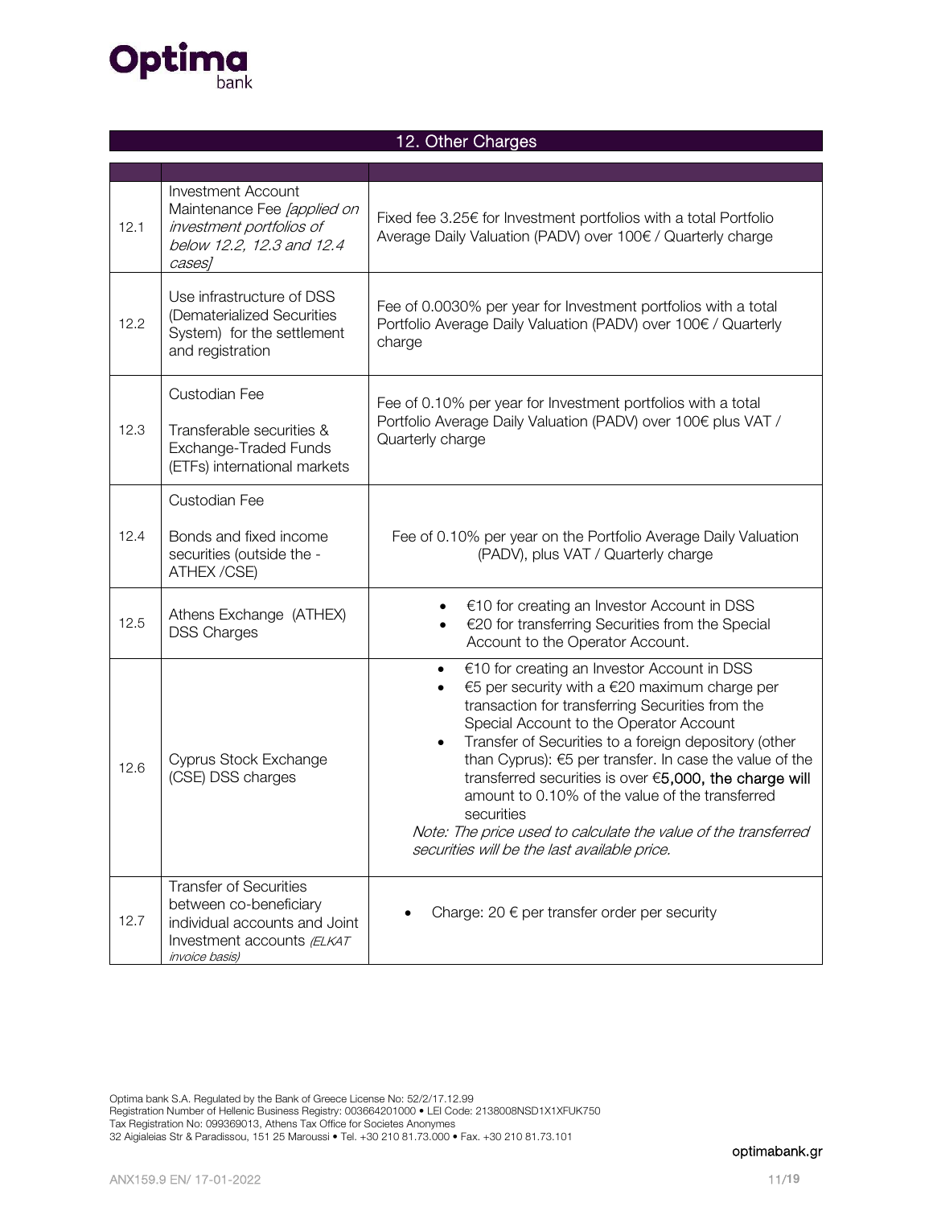## 12. Other Charges

| | | |
|---|---|---|
| 12.1 | Investment Account Maintenance Fee *[applied on investment portfolios of below 12.2, 12.3 and 12.4 cases]* | Fixed fee 3.25€ for Investment portfolios with a total Portfolio Average Daily Valuation (PADV) over 100€ / Quarterly charge |
| 12.2 | Use infrastructure of DSS (Dematerialized Securities System) for the settlement and registration | Fee of 0.0030% per year for Investment portfolios with a total Portfolio Average Daily Valuation (PADV) over 100€ / Quarterly charge |
| 12.3 | Custodian Fee<br><br>Transferable securities & Exchange-Traded Funds (ETFs) international markets | Fee of 0.10% per year for Investment portfolios with a total Portfolio Average Daily Valuation (PADV) over 100€ plus VAT / Quarterly charge |
| 12.4 | Custodian Fee<br><br>Bonds and fixed income securities (outside the - ATHEX /CSE) | Fee of 0.10% per year on the Portfolio Average Daily Valuation (PADV), plus VAT / Quarterly charge |
| 12.5 | Athens Exchange (ATHEX) DSS Charges | • €10 for creating an Investor Account in DSS<br>• €20 for transferring Securities from the Special Account to the Operator Account. |
| 12.6 | Cyprus Stock Exchange (CSE) DSS charges | • €10 for creating an Investor Account in DSS<br>• €5 per security with a €20 maximum charge per transaction for transferring Securities from the Special Account to the Operator Account<br>• Transfer of Securities to a foreign depository (other than Cyprus): €5 per transfer. In case the value of the transferred securities is over €5,000, the charge will amount to 0.10% of the value of the transferred securities<br>*Note: The price used to calculate the value of the transferred securities will be the last available price.* |
| 12.7 | Transfer of Securities between co-beneficiary individual accounts and Joint Investment accounts *(ELKAT invoice basis)* | • Charge: 20 € per transfer order per security |

Optima bank S.A. Regulated by the Bank of Greece License No: 52/2/17.12.99
Registration Number of Hellenic Business Registry: 003664201000 • LEI Code: 2138008NSD1X1XFUK750
Tax Registration No: 099369013, Athens Tax Office for Societes Anonymes
32 Aigialeias Str & Paradissou, 151 25 Maroussi • Tel. +30 210 81.73.000 • Fax. +30 210 81.73.101

optimabank.gr

ANX159.9 EN/ 17-01-2022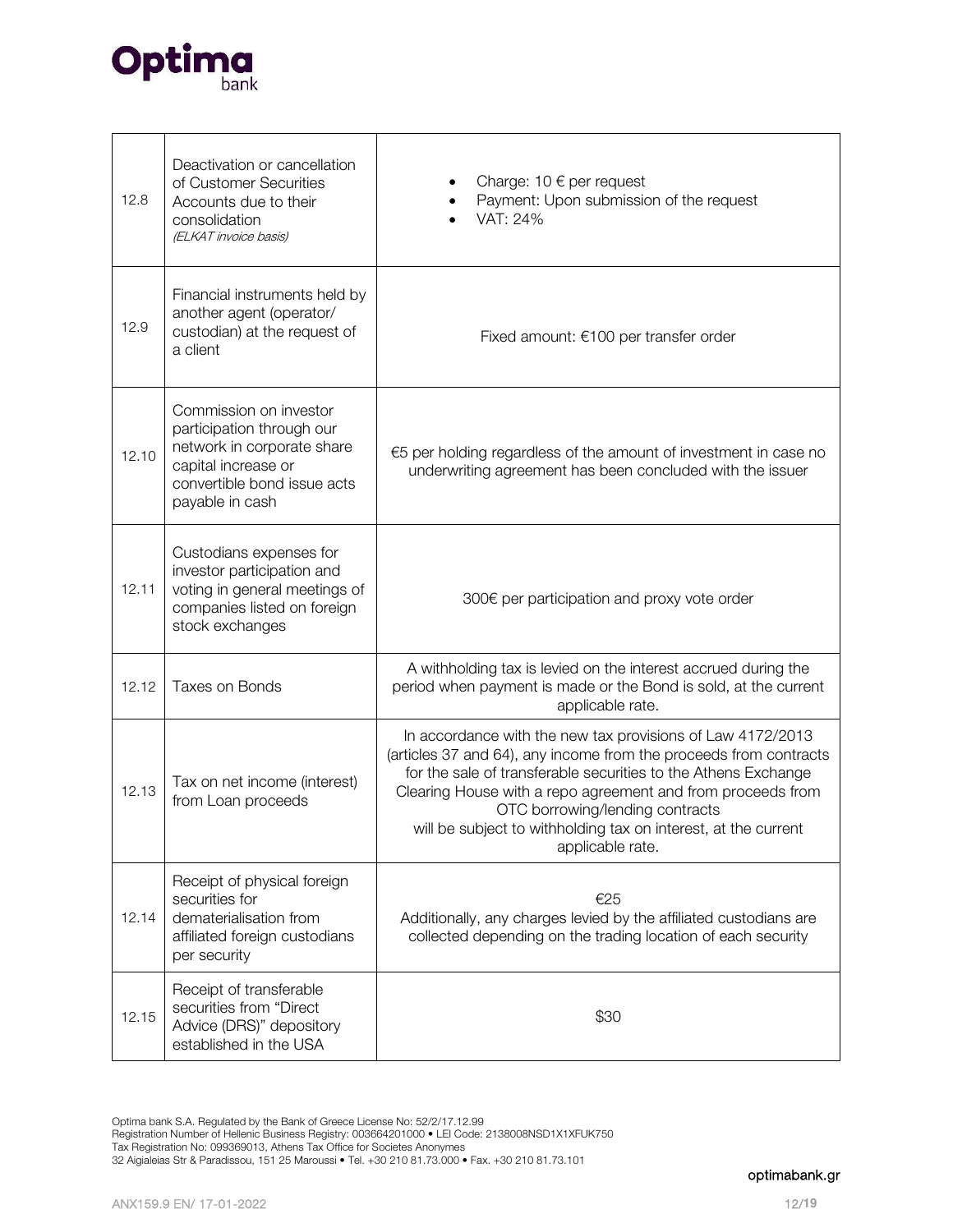| | | |
|---|---|---|
| 12.8 | Deactivation or cancellation of Customer Securities Accounts due to their consolidation *(ELKAT invoice basis)* | • Charge: 10 € per request<br>• Payment: Upon submission of the request<br>• VAT: 24% |
| 12.9 | Financial instruments held by another agent (operator/ custodian) at the request of a client | Fixed amount: €100 per transfer order |
| 12.10 | Commission on investor participation through our network in corporate share capital increase or convertible bond issue acts payable in cash | €5 per holding regardless of the amount of investment in case no underwriting agreement has been concluded with the issuer |
| 12.11 | Custodians expenses for investor participation and voting in general meetings of companies listed on foreign stock exchanges | 300€ per participation and proxy vote order |
| 12.12 | Taxes on Bonds | A withholding tax is levied on the interest accrued during the period when payment is made or the Bond is sold, at the current applicable rate. |
| 12.13 | Tax on net income (interest) from Loan proceeds | In accordance with the new tax provisions of Law 4172/2013 (articles 37 and 64), any income from the proceeds from contracts for the sale of transferable securities to the Athens Exchange Clearing House with a repo agreement and from proceeds from OTC borrowing/lending contracts will be subject to withholding tax on interest, at the current applicable rate. |
| 12.14 | Receipt of physical foreign securities for dematerialisation from affiliated foreign custodians per security | €25<br>Additionally, any charges levied by the affiliated custodians are collected depending on the trading location of each security |
| 12.15 | Receipt of transferable securities from "Direct Advice (DRS)" depository established in the USA | $30 |

Optima bank S.A. Regulated by the Bank of Greece License No: 52/2/17.12.99
Registration Number of Hellenic Business Registry: 003664201000 • LEI Code: 2138008NSD1X1XFUK750
Tax Registration No: 099369013, Athens Tax Office for Societes Anonymes
32 Aigialeias Str & Paradissou, 151 25 Maroussi • Tel. +30 210 81.73.000 • Fax. +30 210 81.73.101

optimabank.gr

ANX159.9 EN/ 17-01-2022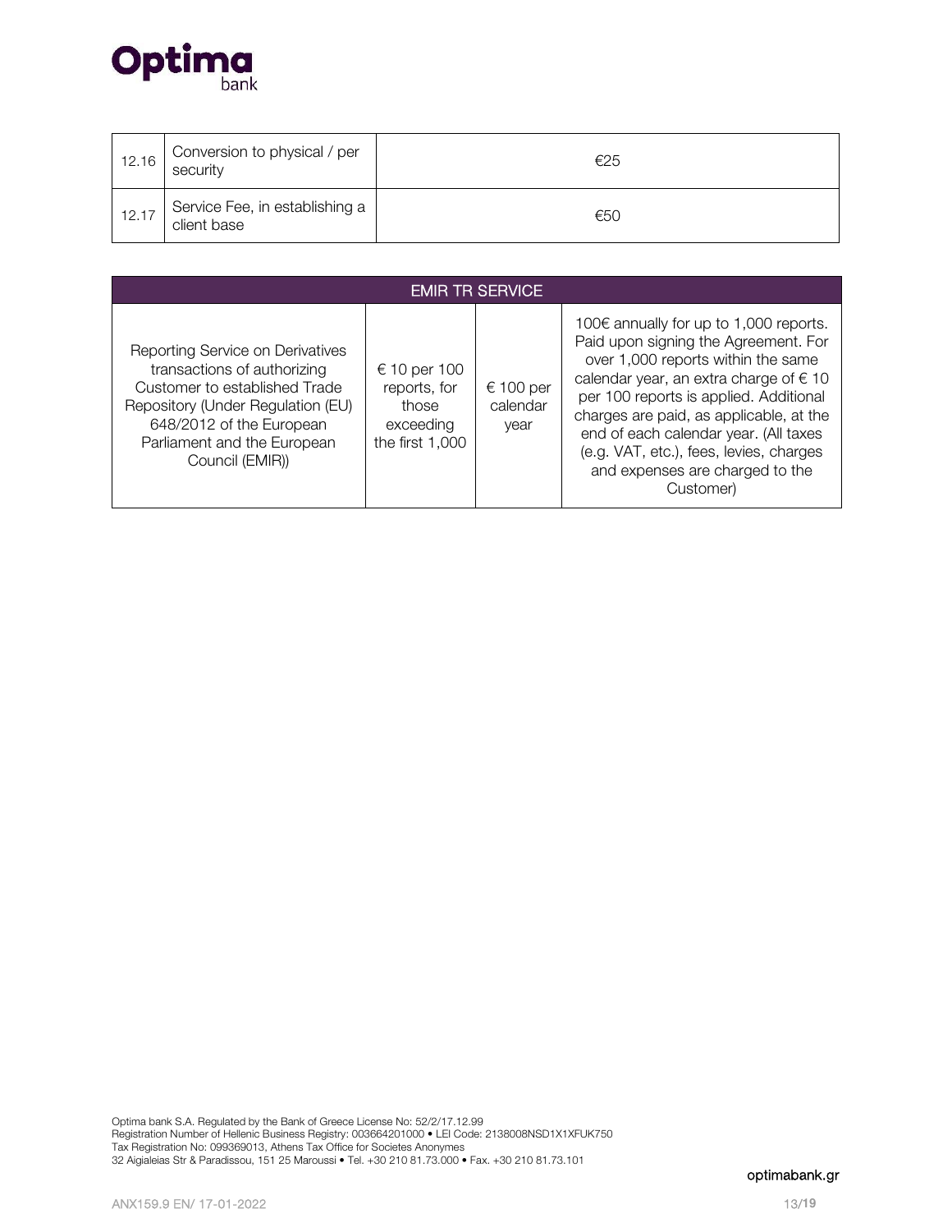| 12.16 | Conversion to physical / per security | €25 |
|---|---|---|
| 12.17 | Service Fee, in establishing a client base | €50 |

| EMIR TR SERVICE | | | |
|---|---|---|---|
| Reporting Service on Derivatives transactions of authorizing Customer to established Trade Repository (Under Regulation (EU) 648/2012 of the European Parliament and the European Council (EMIR)) | € 10 per 100 reports, for those exceeding the first 1,000 | € 100 per calendar year | 100€ annually for up to 1,000 reports. Paid upon signing the Agreement. For over 1,000 reports within the same calendar year, an extra charge of € 10 per 100 reports is applied. Additional charges are paid, as applicable, at the end of each calendar year. (All taxes (e.g. VAT, etc.), fees, levies, charges and expenses are charged to the Customer) |

Optima bank S.A. Regulated by the Bank of Greece License No: 52/2/17.12.99
Registration Number of Hellenic Business Registry: 003664201000 • LEI Code: 2138008NSD1X1XFUK750
Tax Registration No: 099369013, Athens Tax Office for Societes Anonymes
32 Aigialeias Str & Paradissou, 151 25 Maroussi • Tel. +30 210 81.73.000 • Fax. +30 210 81.73.101

optimabank.gr

ANX159.9 EN/ 17-01-2022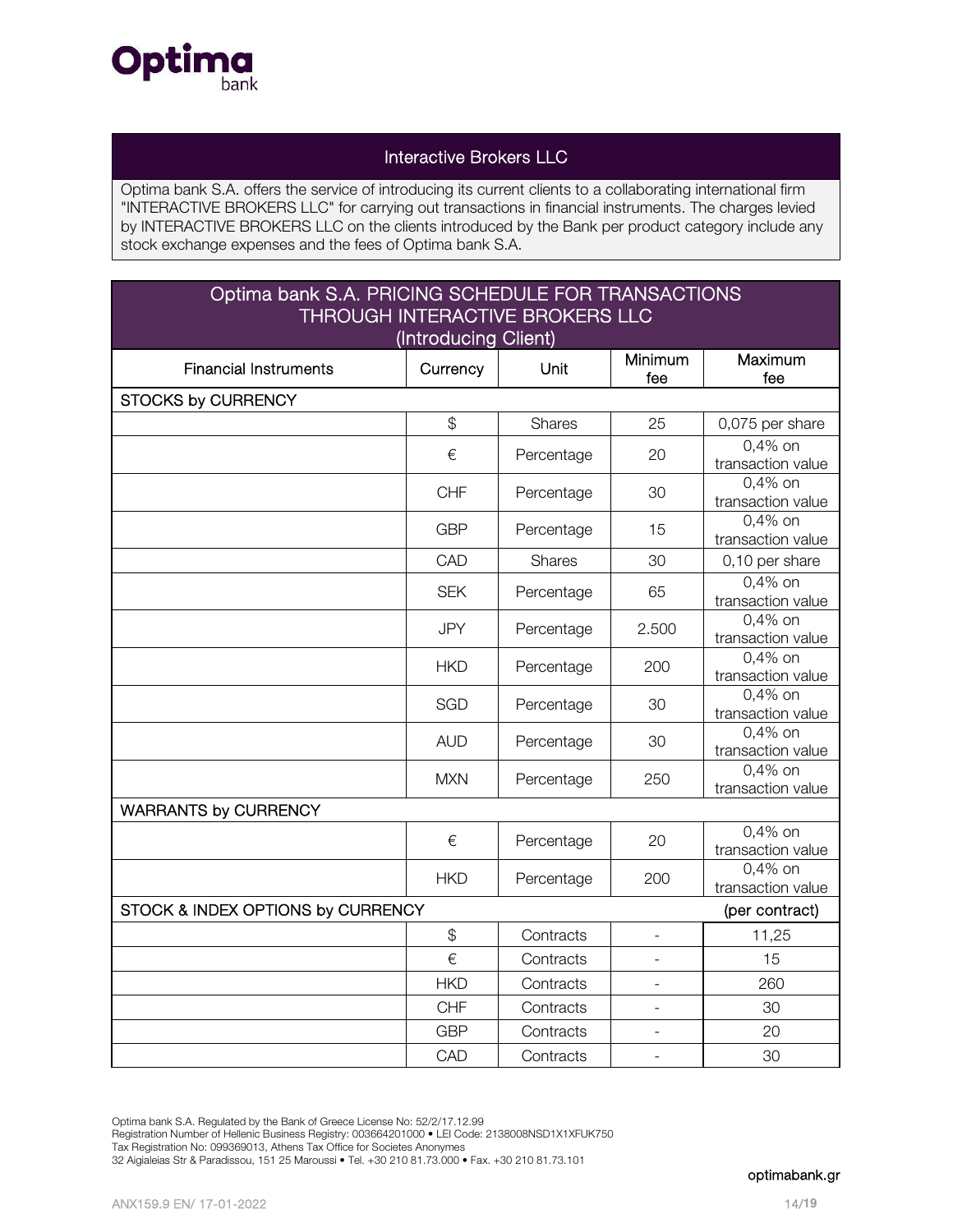## Interactive Brokers LLC

Optima bank S.A. offers the service of introducing its current clients to a collaborating international firm "INTERACTIVE BROKERS LLC" for carrying out transactions in financial instruments. The charges levied by INTERACTIVE BROKERS LLC on the clients introduced by the Bank per product category include any stock exchange expenses and the fees of Optima bank S.A.

## Optima bank S.A. PRICING SCHEDULE FOR TRANSACTIONS THROUGH INTERACTIVE BROKERS LLC (Introducing Client)

| Financial Instruments | Currency | Unit | Minimum fee | Maximum fee |
|---|---|---|---|---|
| STOCKS by CURRENCY | | | | |
| | $ | Shares | 25 | 0,075 per share |
| | € | Percentage | 20 | 0,4% on transaction value |
| | CHF | Percentage | 30 | 0,4% on transaction value |
| | GBP | Percentage | 15 | 0,4% on transaction value |
| | CAD | Shares | 30 | 0,10 per share |
| | SEK | Percentage | 65 | 0,4% on transaction value |
| | JPY | Percentage | 2.500 | 0,4% on transaction value |
| | HKD | Percentage | 200 | 0,4% on transaction value |
| | SGD | Percentage | 30 | 0,4% on transaction value |
| | AUD | Percentage | 30 | 0,4% on transaction value |
| | MXN | Percentage | 250 | 0,4% on transaction value |
| WARRANTS by CURRENCY | | | | |
| | € | Percentage | 20 | 0,4% on transaction value |
| | HKD | Percentage | 200 | 0,4% on transaction value |
| STOCK & INDEX OPTIONS by CURRENCY | | | | (per contract) |
| | $ | Contracts | - | 11,25 |
| | € | Contracts | - | 15 |
| | HKD | Contracts | - | 260 |
| | CHF | Contracts | - | 30 |
| | GBP | Contracts | - | 20 |
| | CAD | Contracts | - | 30 |

Optima bank S.A. Regulated by the Bank of Greece License No: 52/2/17.12.99
Registration Number of Hellenic Business Registry: 003664201000 • LEI Code: 2138008NSD1X1XFUK750
Tax Registration No: 099369013, Athens Tax Office for Societes Anonymes
32 Aigialeias Str & Paradissou, 151 25 Maroussi • Tel. +30 210 81.73.000 • Fax. +30 210 81.73.101

optimabank.gr

ANX159.9 EN/ 17-01-2022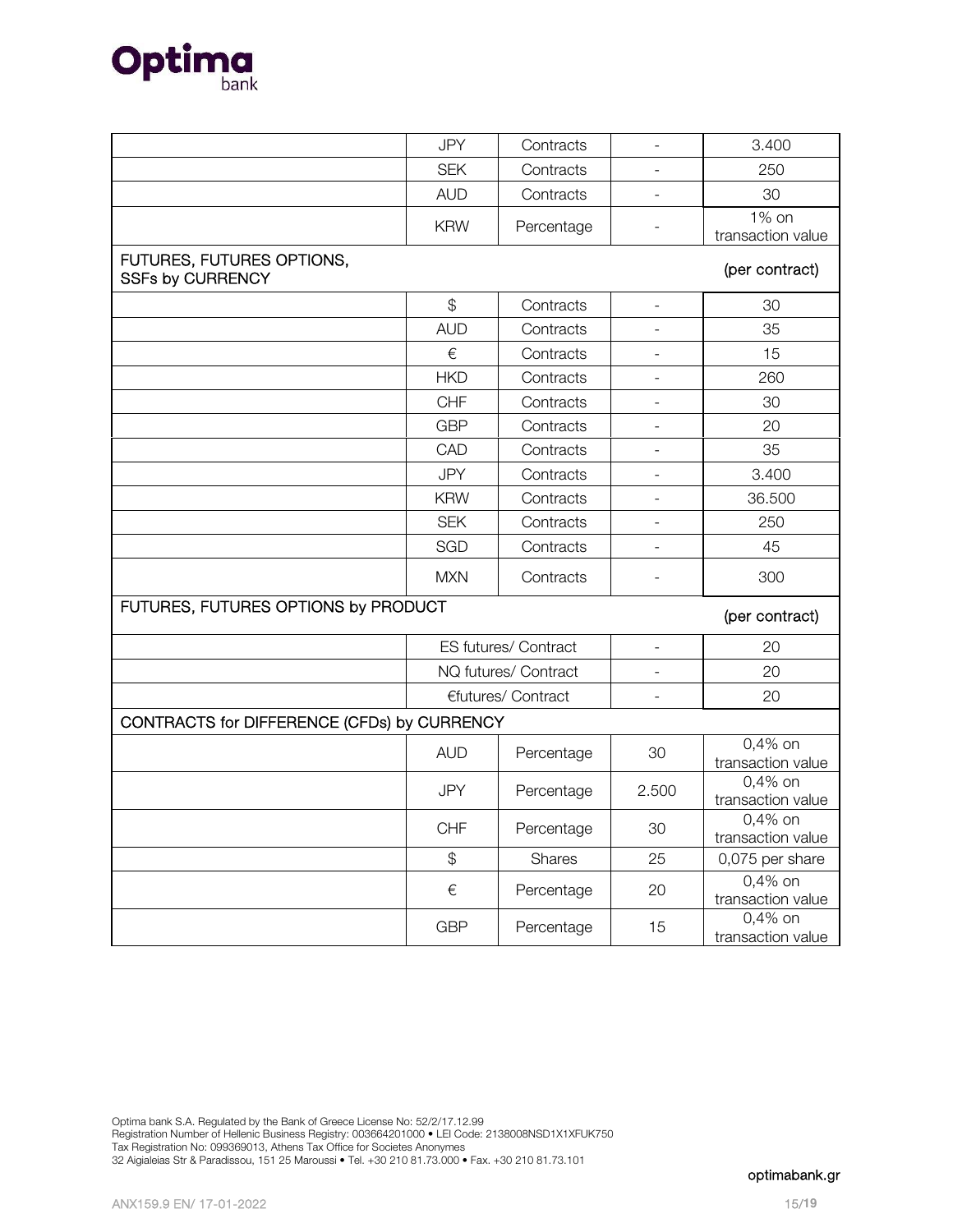| | | | | |
|---|---|---|---|---|
| | JPY | Contracts | - | 3.400 |
| | SEK | Contracts | - | 250 |
| | AUD | Contracts | - | 30 |
| | KRW | Percentage | - | 1% on transaction value |
| FUTURES, FUTURES OPTIONS, SSFs by CURRENCY | | | | (per contract) |
| | $ | Contracts | - | 30 |
| | AUD | Contracts | - | 35 |
| | € | Contracts | - | 15 |
| | HKD | Contracts | - | 260 |
| | CHF | Contracts | - | 30 |
| | GBP | Contracts | - | 20 |
| | CAD | Contracts | - | 35 |
| | JPY | Contracts | - | 3.400 |
| | KRW | Contracts | - | 36.500 |
| | SEK | Contracts | - | 250 |
| | SGD | Contracts | - | 45 |
| | MXN | Contracts | - | 300 |
| FUTURES, FUTURES OPTIONS by PRODUCT | | | | (per contract) |
| | ES futures/ Contract | | - | 20 |
| | NQ futures/ Contract | | - | 20 |
| | €futures/ Contract | | - | 20 |
| CONTRACTS for DIFFERENCE (CFDs) by CURRENCY | | | | |
| | AUD | Percentage | 30 | 0,4% on transaction value |
| | JPY | Percentage | 2.500 | 0,4% on transaction value |
| | CHF | Percentage | 30 | 0,4% on transaction value |
| | $ | Shares | 25 | 0,075 per share |
| | € | Percentage | 20 | 0,4% on transaction value |
| | GBP | Percentage | 15 | 0,4% on transaction value |

Optima bank S.A. Regulated by the Bank of Greece License No: 52/2/17.12.99
Registration Number of Hellenic Business Registry: 003664201000 • LEI Code: 2138008NSD1X1XFUK750
Tax Registration No: 099369013, Athens Tax Office for Societes Anonymes
32 Aigialeias Str & Paradissou, 151 25 Maroussi • Tel. +30 210 81.73.000 • Fax. +30 210 81.73.101

optimabank.gr

ANX159.9 EN/ 17-01-2022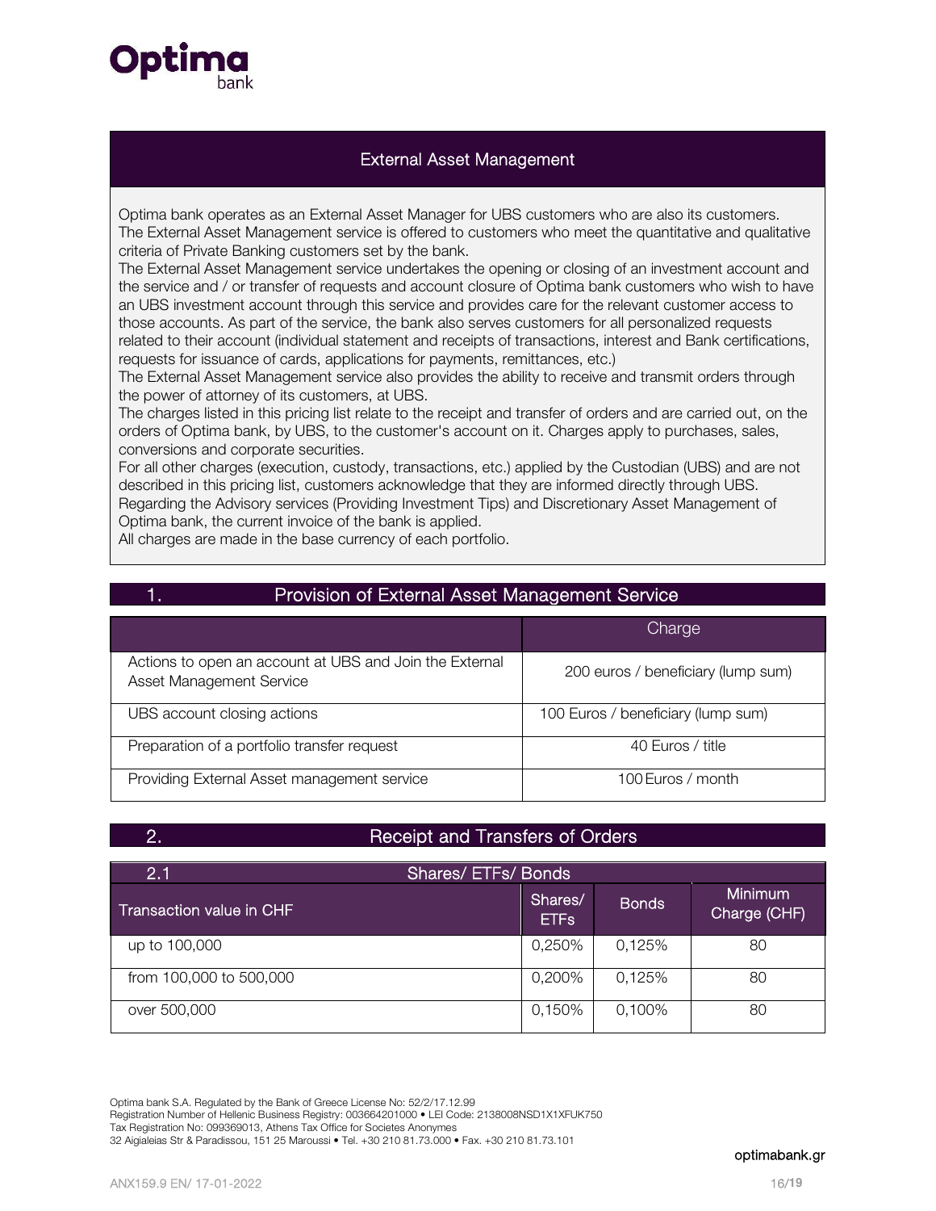## External Asset Management

Optima bank operates as an External Asset Manager for UBS customers who are also its customers. The External Asset Management service is offered to customers who meet the quantitative and qualitative criteria of Private Banking customers set by the bank.
The External Asset Management service undertakes the opening or closing of an investment account and the service and / or transfer of requests and account closure of Optima bank customers who wish to have an UBS investment account through this service and provides care for the relevant customer access to those accounts. As part of the service, the bank also serves customers for all personalized requests related to their account (individual statement and receipts of transactions, interest and Bank certifications, requests for issuance of cards, applications for payments, remittances, etc.)
The External Asset Management service also provides the ability to receive and transmit orders through the power of attorney of its customers, at UBS.
The charges listed in this pricing list relate to the receipt and transfer of orders and are carried out, on the orders of Optima bank, by UBS, to the customer's account on it. Charges apply to purchases, sales, conversions and corporate securities.
For all other charges (execution, custody, transactions, etc.) applied by the Custodian (UBS) and are not described in this pricing list, customers acknowledge that they are informed directly through UBS.
Regarding the Advisory services (Providing Investment Tips) and Discretionary Asset Management of Optima bank, the current invoice of the bank is applied.
All charges are made in the base currency of each portfolio.

## 1. Provision of External Asset Management Service

| | Charge |
|---|---|
| Actions to open an account at UBS and Join the External Asset Management Service | 200 euros / beneficiary (lump sum) |
| UBS account closing actions | 100 Euros / beneficiary (lump sum) |
| Preparation of a portfolio transfer request | 40 Euros / title |
| Providing External Asset management service | 100 Euros / month |

## 2. Receipt and Transfers of Orders

### 2.1 Shares/ ETFs/ Bonds

| Transaction value in CHF | Shares/ ETFs | Bonds | Minimum Charge (CHF) |
|---|---|---|---|
| up to 100,000 | 0,250% | 0,125% | 80 |
| from 100,000 to 500,000 | 0,200% | 0,125% | 80 |
| over 500,000 | 0,150% | 0,100% | 80 |

Optima bank S.A. Regulated by the Bank of Greece License No: 52/2/17.12.99
Registration Number of Hellenic Business Registry: 003664201000 • LEI Code: 2138008NSD1X1XFUK750
Tax Registration No: 099369013, Athens Tax Office for Societes Anonymes
32 Aigialeias Str & Paradissou, 151 25 Maroussi • Tel. +30 210 81.73.000 • Fax. +30 210 81.73.101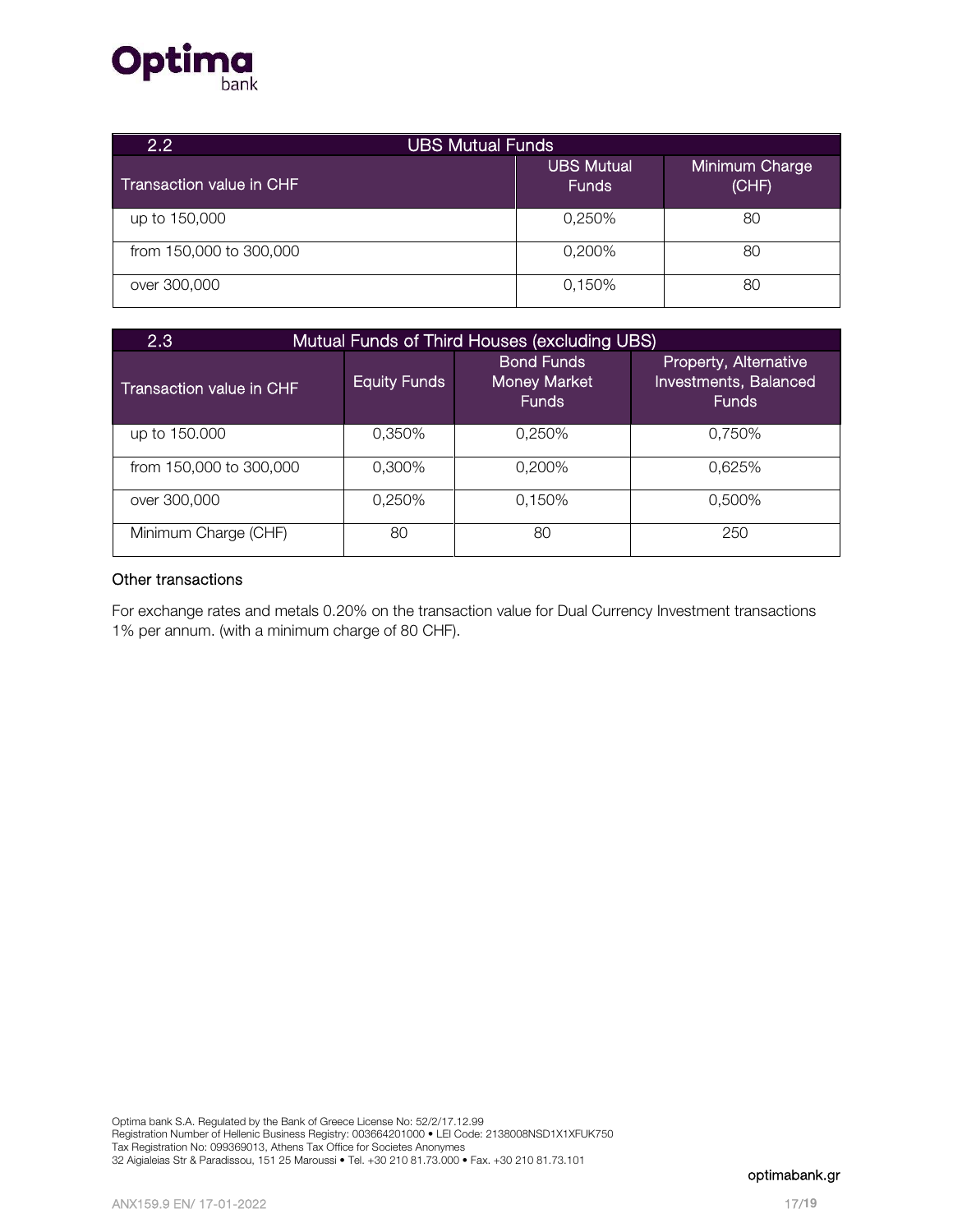| 2.2 UBS Mutual Funds | | |
|---|---|---|
| Transaction value in CHF | UBS Mutual Funds | Minimum Charge (CHF) |
| up to 150,000 | 0,250% | 80 |
| from 150,000 to 300,000 | 0,200% | 80 |
| over 300,000 | 0,150% | 80 |

| 2.3 Mutual Funds of Third Houses (excluding UBS) | | | |
|---|---|---|---|
| Transaction value in CHF | Equity Funds | Bond Funds Money Market Funds | Property, Alternative Investments, Balanced Funds |
| up to 150.000 | 0,350% | 0,250% | 0,750% |
| from 150,000 to 300,000 | 0,300% | 0,200% | 0,625% |
| over 300,000 | 0,250% | 0,150% | 0,500% |
| Minimum Charge (CHF) | 80 | 80 | 250 |

### Other transactions

For exchange rates and metals 0.20% on the transaction value for Dual Currency Investment transactions 1% per annum. (with a minimum charge of 80 CHF).

Optima bank S.A. Regulated by the Bank of Greece License No: 52/2/17.12.99
Registration Number of Hellenic Business Registry: 003664201000 • LEI Code: 2138008NSD1X1XFUK750
Tax Registration No: 099369013, Athens Tax Office for Societes Anonymes
32 Aigialeias Str & Paradissou, 151 25 Maroussi • Tel. +30 210 81.73.000 • Fax. +30 210 81.73.101

optimabank.gr

ANX159.9 EN/ 17-01-2022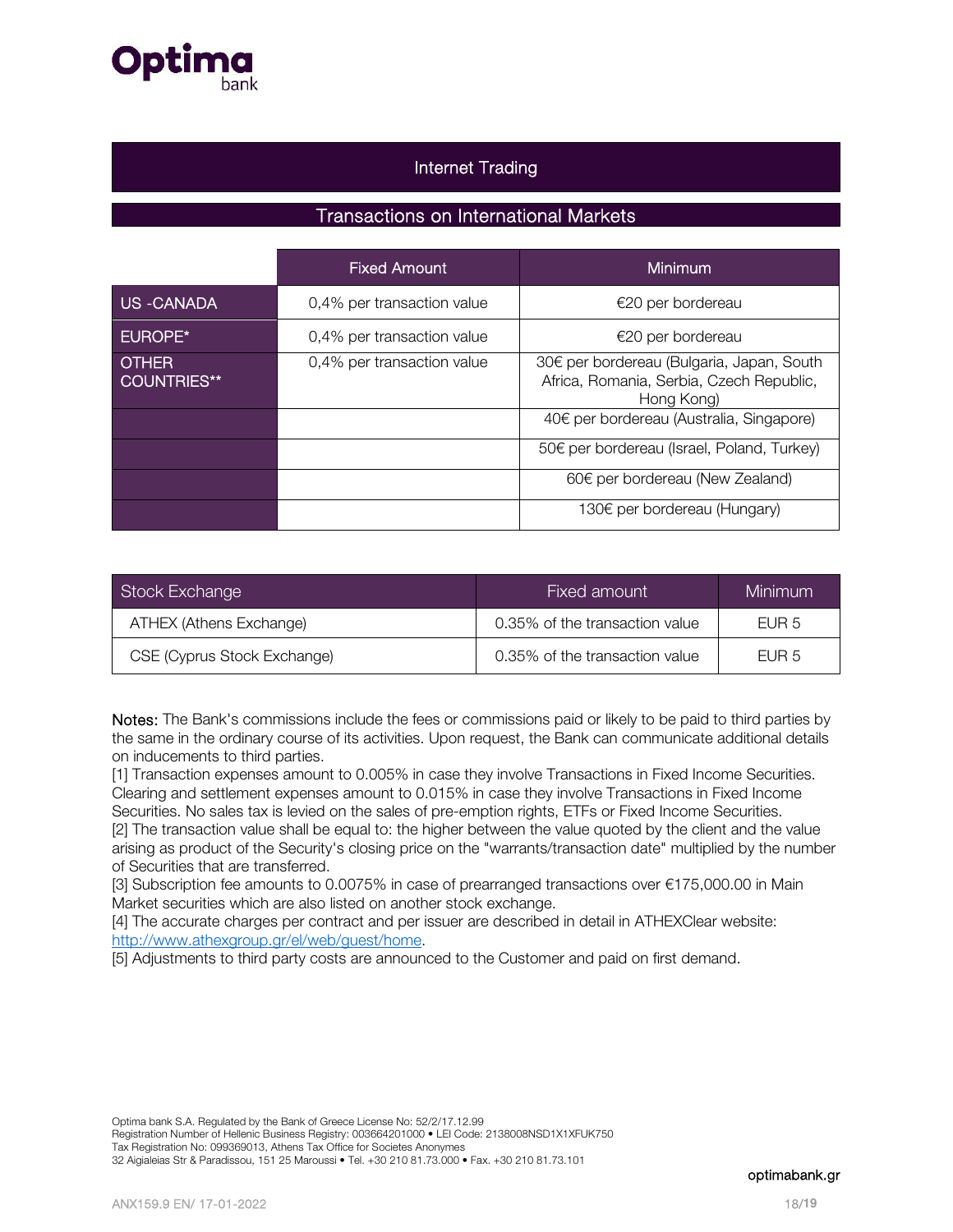## Internet Trading

### Transactions on International Markets

| | Fixed Amount | Minimum |
|---|---|---|
| US -CANADA | 0,4% per transaction value | €20 per bordereau |
| EUROPE* | 0,4% per transaction value | €20 per bordereau |
| OTHER COUNTRIES** | 0,4% per transaction value | 30€ per bordereau (Bulgaria, Japan, South Africa, Romania, Serbia, Czech Republic, Hong Kong) |
| | | 40€ per bordereau (Australia, Singapore) |
| | | 50€ per bordereau (Israel, Poland, Turkey) |
| | | 60€ per bordereau (New Zealand) |
| | | 130€ per bordereau (Hungary) |

| Stock Exchange | Fixed amount | Minimum |
|---|---|---|
| ATHEX (Athens Exchange) | 0.35% of the transaction value | EUR 5 |
| CSE (Cyprus Stock Exchange) | 0.35% of the transaction value | EUR 5 |

**Notes:** The Bank's commissions include the fees or commissions paid or likely to be paid to third parties by the same in the ordinary course of its activities. Upon request, the Bank can communicate additional details on inducements to third parties.

[1] Transaction expenses amount to 0.005% in case they involve Transactions in Fixed Income Securities. Clearing and settlement expenses amount to 0.015% in case they involve Transactions in Fixed Income Securities. No sales tax is levied on the sales of pre-emption rights, ETFs or Fixed Income Securities.

[2] The transaction value shall be equal to: the higher between the value quoted by the client and the value arising as product of the Security's closing price on the "warrants/transaction date" multiplied by the number of Securities that are transferred.

[3] Subscription fee amounts to 0.0075% in case of prearranged transactions over €175,000.00 in Main Market securities which are also listed on another stock exchange.

[4] The accurate charges per contract and per issuer are described in detail in ATHEXClear website: http://www.athexgroup.gr/el/web/guest/home.

[5] Adjustments to third party costs are announced to the Customer and paid on first demand.

Optima bank S.A. Regulated by the Bank of Greece License No: 52/2/17.12.99
Registration Number of Hellenic Business Registry: 003664201000 • LEI Code: 2138008NSD1X1XFUK750
Tax Registration No: 099369013, Athens Tax Office for Societes Anonymes
32 Aigialeias Str & Paradissou, 151 25 Maroussi • Tel. +30 210 81.73.000 • Fax. +30 210 81.73.101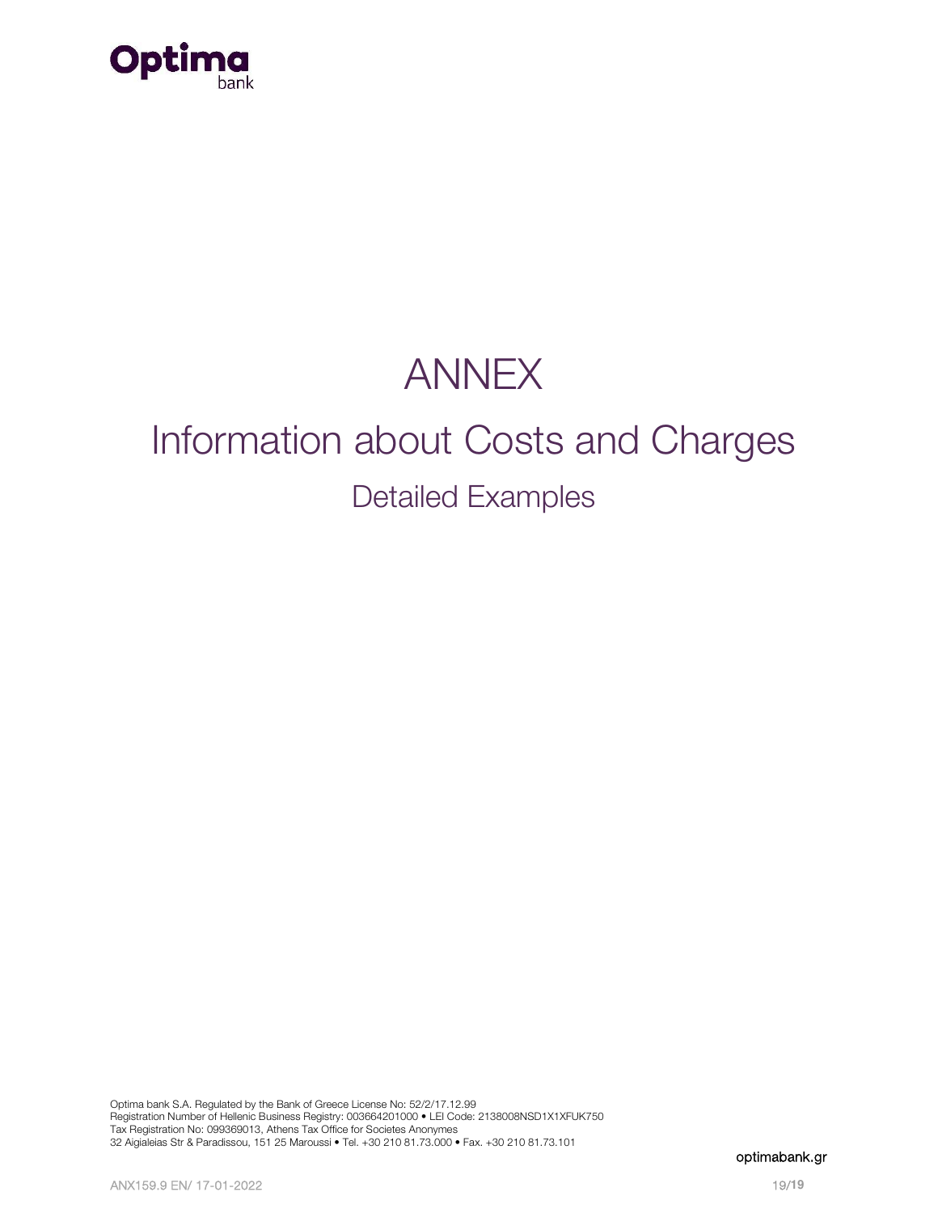# ANNEX

## Information about Costs and Charges

### Detailed Examples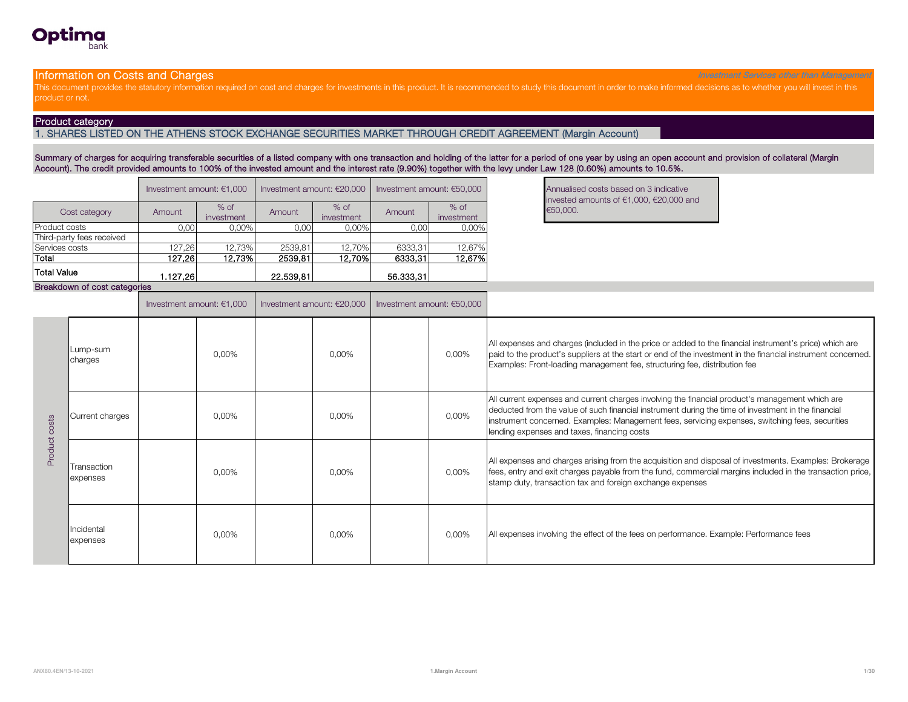Optima bank

## Information on Costs and Charges

*Investment Services other than Management*

This document provides the statutory information required on cost and charges for investments in this product. It is recommended to study this document in order to make informed decisions as to whether you will invest in this product or not.

### Product category

1. SHARES LISTED ON THE ATHENS STOCK EXCHANGE SECURITIES MARKET THROUGH CREDIT AGREEMENT (Margin Account)

**Summary of charges for acquiring transferable securities of a listed company with one transaction and holding of the latter for a period of one year by using an open account and provision of collateral (Margin Account). The credit provided amounts to 100% of the invested amount and the interest rate (9.90%) together with the levy under Law 128 (0.60%) amounts to 10.5%.**

| | Investment amount: €1,000 | | Investment amount: €20,000 | | Investment amount: €50,000 | |
|---|---|---|---|---|---|---|
| Cost category | Amount | % of investment | Amount | % of investment | Amount | % of investment |
| Product costs | 0,00 | 0,00% | 0,00 | 0,00% | 0,00 | 0,00% |
| Third-party fees received | | | | | | |
| Services costs | 127,26 | 12,73% | 2539,81 | 12,70% | 6333,31 | 12,67% |
| **Total** | **127,26** | **12,73%** | **2539,81** | **12,70%** | **6333,31** | **12,67%** |
| **Total Value** | **1.127,26** | | **22.539,81** | | **56.333,31** | |

Annualised costs based on 3 indicative invested amounts of €1,000, €20,000 and €50,000.

### Breakdown of cost categories

| | | Investment amount: €1,000 | | Investment amount: €20,000 | | Investment amount: €50,000 | | |
|---|---|---|---|---|---|---|---|---|
| Product costs | Lump-sum charges | | 0,00% | | 0,00% | | 0,00% | All expenses and charges (included in the price or added to the financial instrument's price) which are paid to the product's suppliers at the start or end of the investment in the financial instrument concerned. Examples: Front-loading management fee, structuring fee, distribution fee |
| | Current charges | | 0,00% | | 0,00% | | 0,00% | All current expenses and current charges involving the financial product's management which are deducted from the value of such financial instrument during the time of investment in the financial instrument concerned. Examples: Management fees, servicing expenses, switching fees, securities lending expenses and taxes, financing costs |
| | Transaction expenses | | 0,00% | | 0,00% | | 0,00% | All expenses and charges arising from the acquisition and disposal of investments. Examples: Brokerage fees, entry and exit charges payable from the fund, commercial margins included in the transaction price, stamp duty, transaction tax and foreign exchange expenses |
| | Incidental expenses | | 0,00% | | 0,00% | | 0,00% | All expenses involving the effect of the fees on performance. Example: Performance fees |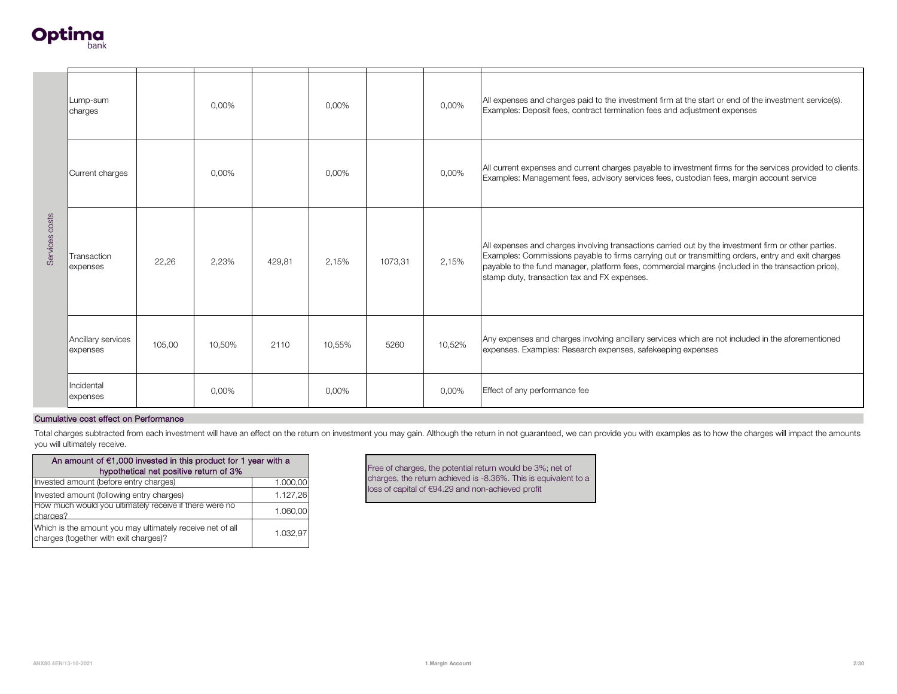| | | | | | | | | |
|---|---|---|---|---|---|---|---|---|
| Services costs | Lump-sum charges | | 0,00% | | 0,00% | | 0,00% | All expenses and charges paid to the investment firm at the start or end of the investment service(s). Examples: Deposit fees, contract termination fees and adjustment expenses |
| | Current charges | | 0,00% | | 0,00% | | 0,00% | All current expenses and current charges payable to investment firms for the services provided to clients. Examples: Management fees, advisory services fees, custodian fees, margin account service |
| | Transaction expenses | 22,26 | 2,23% | 429,81 | 2,15% | 1073,31 | 2,15% | All expenses and charges involving transactions carried out by the investment firm or other parties. Examples: Commissions payable to firms carrying out or transmitting orders, entry and exit charges payable to the fund manager, platform fees, commercial margins (included in the transaction price), stamp duty, transaction tax and FX expenses. |
| | Ancillary services expenses | 105,00 | 10,50% | 2110 | 10,55% | 5260 | 10,52% | Any expenses and charges involving ancillary services which are not included in the aforementioned expenses. Examples: Research expenses, safekeeping expenses |
| | Incidental expenses | | 0,00% | | 0,00% | | 0,00% | Effect of any performance fee |

## Cumulative cost effect on Performance

Total charges subtracted from each investment will have an effect on the return on investment you may gain. Although the return in not guaranteed, we can provide you with examples as to how the charges will impact the amounts you will ultimately receive.

| An amount of €1,000 invested in this product for 1 year with a hypothetical net positive return of 3% | |
|---|---|
| Invested amount (before entry charges) | 1.000,00 |
| Invested amount (following entry charges) | 1.127,26 |
| How much would you ultimately receive if there were no charges? | 1.060,00 |
| Which is the amount you may ultimately receive net of all charges (together with exit charges)? | 1.032,97 |

Free of charges, the potential return would be 3%; net of charges, the return achieved is -8.36%. This is equivalent to a loss of capital of €94.29 and non-achieved profit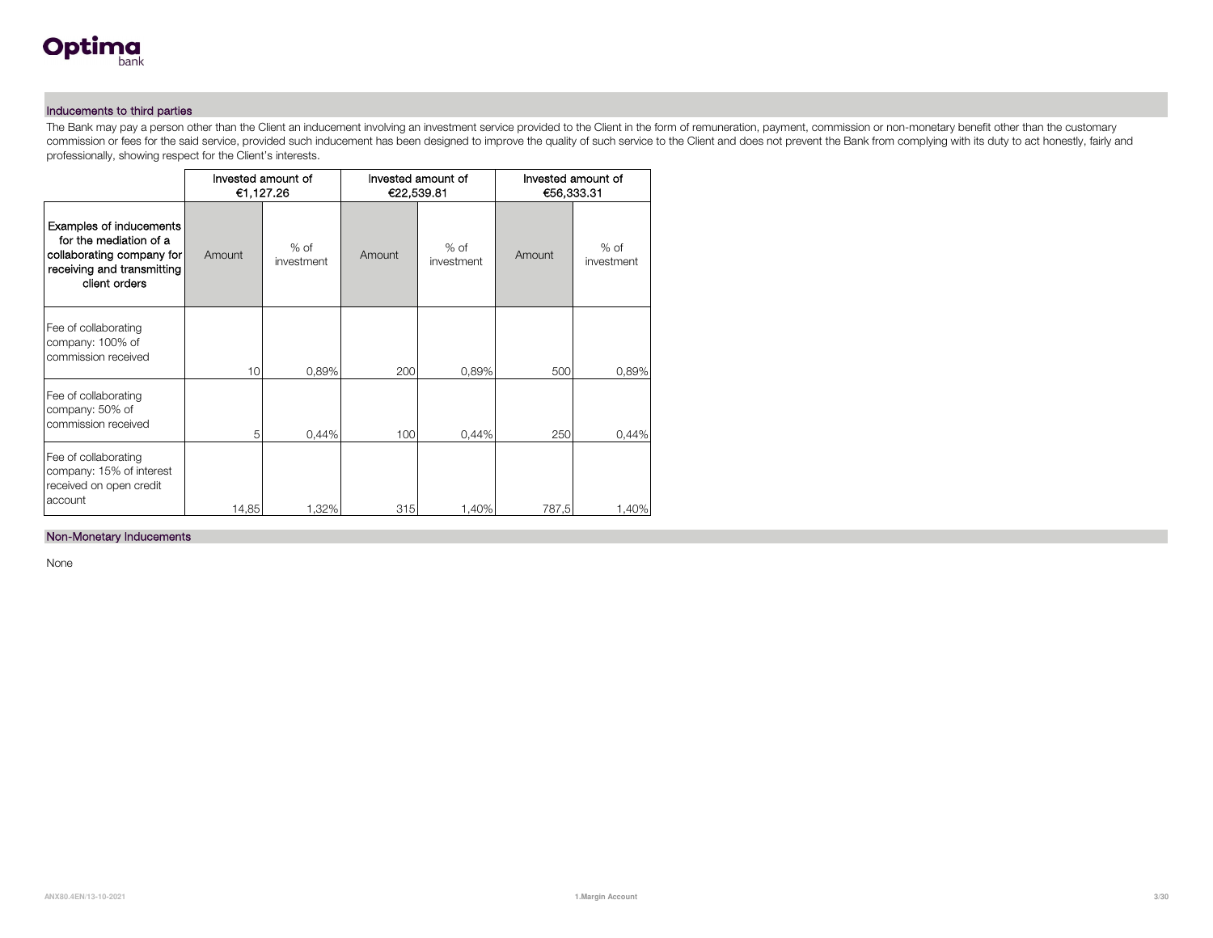## Inducements to third parties

The Bank may pay a person other than the Client an inducement involving an investment service provided to the Client in the form of remuneration, payment, commission or non-monetary benefit other than the customary commission or fees for the said service, provided such inducement has been designed to improve the quality of such service to the Client and does not prevent the Bank from complying with its duty to act honestly, fairly and professionally, showing respect for the Client's interests.

| | Invested amount of €1,127.26 | | Invested amount of €22,539.81 | | Invested amount of €56,333.31 | |
|---|---|---|---|---|---|---|
| **Examples of inducements for the mediation of a collaborating company for receiving and transmitting client orders** | Amount | % of investment | Amount | % of investment | Amount | % of investment |
| Fee of collaborating company: 100% of commission received | 10 | 0,89% | 200 | 0,89% | 500 | 0,89% |
| Fee of collaborating company: 50% of commission received | 5 | 0,44% | 100 | 0,44% | 250 | 0,44% |
| Fee of collaborating company: 15% of interest received on open credit account | 14,85 | 1,32% | 315 | 1,40% | 787,5 | 1,40% |

## Non-Monetary Inducements

None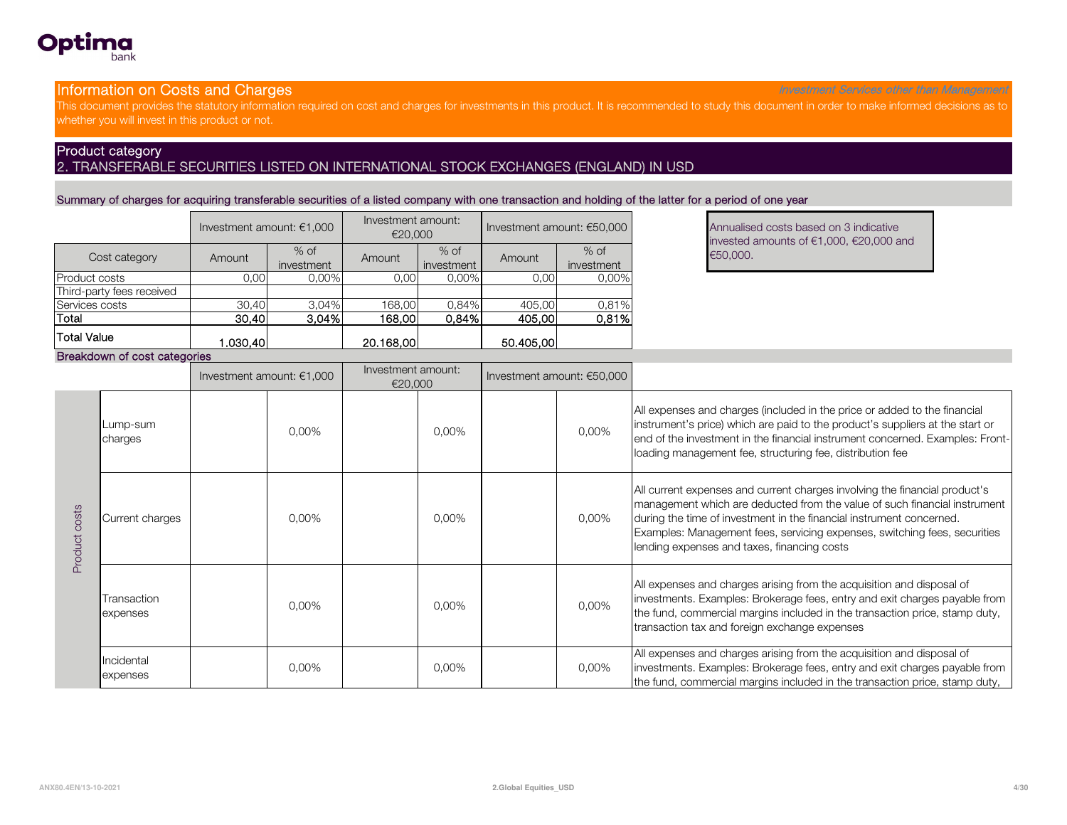Optima bank

## Information on Costs and Charges

*Investment Services other than Management*

This document provides the statutory information required on cost and charges for investments in this product. It is recommended to study this document in order to make informed decisions as to whether you will invest in this product or not.

## Product category

2. TRANSFERABLE SECURITIES LISTED ON INTERNATIONAL STOCK EXCHANGES (ENGLAND) IN USD

### Summary of charges for acquiring transferable securities of a listed company with one transaction and holding of the latter for a period of one year

| | Investment amount: €1,000 | | Investment amount: €20,000 | | Investment amount: €50,000 | |
|---|---|---|---|---|---|---|
| Cost category | Amount | % of investment | Amount | % of investment | Amount | % of investment |
| Product costs | 0,00 | 0,00% | 0,00 | 0,00% | 0,00 | 0,00% |
| Third-party fees received | | | | | | |
| Services costs | 30,40 | 3,04% | 168,00 | 0,84% | 405,00 | 0,81% |
| **Total** | **30,40** | **3,04%** | **168,00** | **0,84%** | **405,00** | **0,81%** |
| **Total Value** | **1.030,40** | | **20.168,00** | | **50.405,00** | |

Annualised costs based on 3 indicative invested amounts of €1,000, €20,000 and €50,000.

### Breakdown of cost categories

| | | Investment amount: €1,000 | | Investment amount: €20,000 | | Investment amount: €50,000 | | |
|---|---|---|---|---|---|---|---|---|
| Product costs | Lump-sum charges | | 0,00% | | 0,00% | | 0,00% | All expenses and charges (included in the price or added to the financial instrument's price) which are paid to the product's suppliers at the start or end of the investment in the financial instrument concerned. Examples: Front-loading management fee, structuring fee, distribution fee |
| | Current charges | | 0,00% | | 0,00% | | 0,00% | All current expenses and current charges involving the financial product's management which are deducted from the value of such financial instrument during the time of investment in the financial instrument concerned. Examples: Management fees, servicing expenses, switching fees, securities lending expenses and taxes, financing costs |
| | Transaction expenses | | 0,00% | | 0,00% | | 0,00% | All expenses and charges arising from the acquisition and disposal of investments. Examples: Brokerage fees, entry and exit charges payable from the fund, commercial margins included in the transaction price, stamp duty, transaction tax and foreign exchange expenses |
| | Incidental expenses | | 0,00% | | 0,00% | | 0,00% | All expenses and charges arising from the acquisition and disposal of investments. Examples: Brokerage fees, entry and exit charges payable from the fund, commercial margins included in the transaction price, stamp duty, |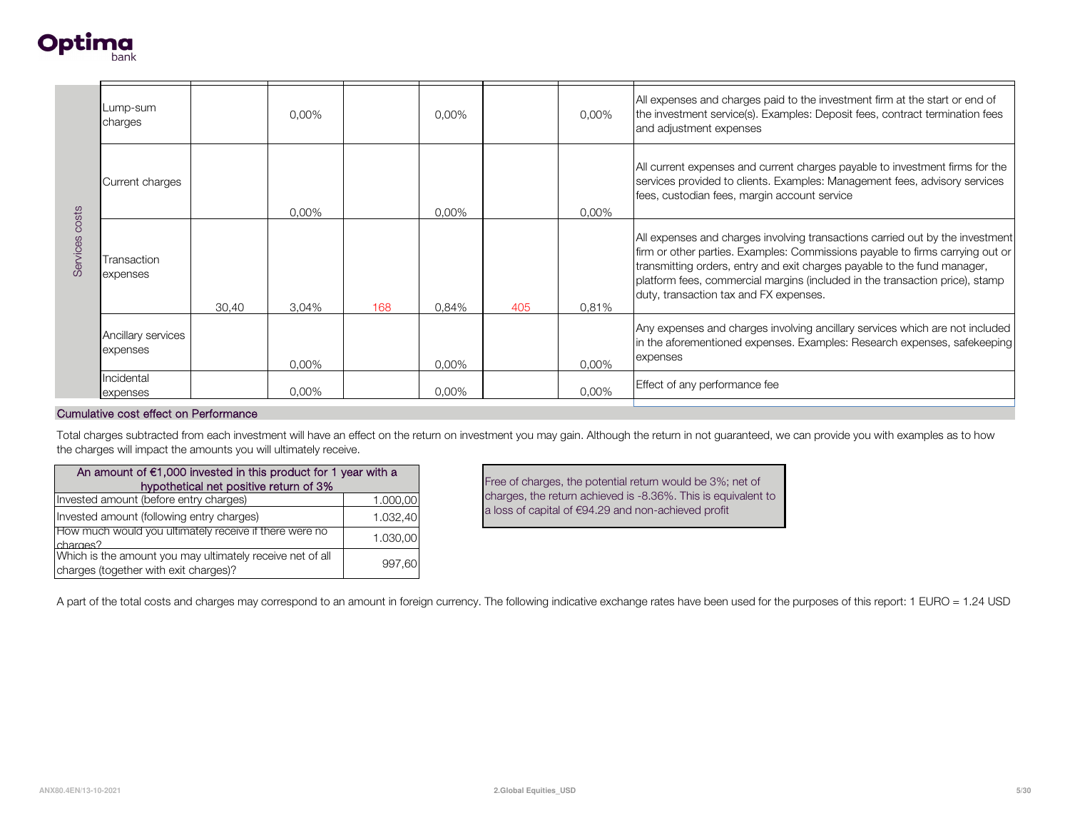| | | | | | | | | |
|---|---|---|---|---|---|---|---|---|
| Services costs | Lump-sum charges | | 0,00% | | 0,00% | | 0,00% | All expenses and charges paid to the investment firm at the start or end of the investment service(s). Examples: Deposit fees, contract termination fees and adjustment expenses |
| | Current charges | | 0,00% | | 0,00% | | 0,00% | All current expenses and current charges payable to investment firms for the services provided to clients. Examples: Management fees, advisory services fees, custodian fees, margin account service |
| | Transaction expenses | 30,40 | 3,04% | 168 | 0,84% | 405 | 0,81% | All expenses and charges involving transactions carried out by the investment firm or other parties. Examples: Commissions payable to firms carrying out or transmitting orders, entry and exit charges payable to the fund manager, platform fees, commercial margins (included in the transaction price), stamp duty, transaction tax and FX expenses. |
| | Ancillary services expenses | | 0,00% | | 0,00% | | 0,00% | Any expenses and charges involving ancillary services which are not included in the aforementioned expenses. Examples: Research expenses, safekeeping expenses |
| | Incidental expenses | | 0,00% | | 0,00% | | 0,00% | Effect of any performance fee |

## Cumulative cost effect on Performance

Total charges subtracted from each investment will have an effect on the return on investment you may gain. Although the return in not guaranteed, we can provide you with examples as to how the charges will impact the amounts you will ultimately receive.

| An amount of €1,000 invested in this product for 1 year with a hypothetical net positive return of 3% | |
|---|---|
| Invested amount (before entry charges) | 1.000,00 |
| Invested amount (following entry charges) | 1.032,40 |
| How much would you ultimately receive if there were no charges? | 1.030,00 |
| Which is the amount you may ultimately receive net of all charges (together with exit charges)? | 997,60 |

Free of charges, the potential return would be 3%; net of charges, the return achieved is -8.36%. This is equivalent to a loss of capital of €94.29 and non-achieved profit

A part of the total costs and charges may correspond to an amount in foreign currency. The following indicative exchange rates have been used for the purposes of this report: 1 EURO = 1.24 USD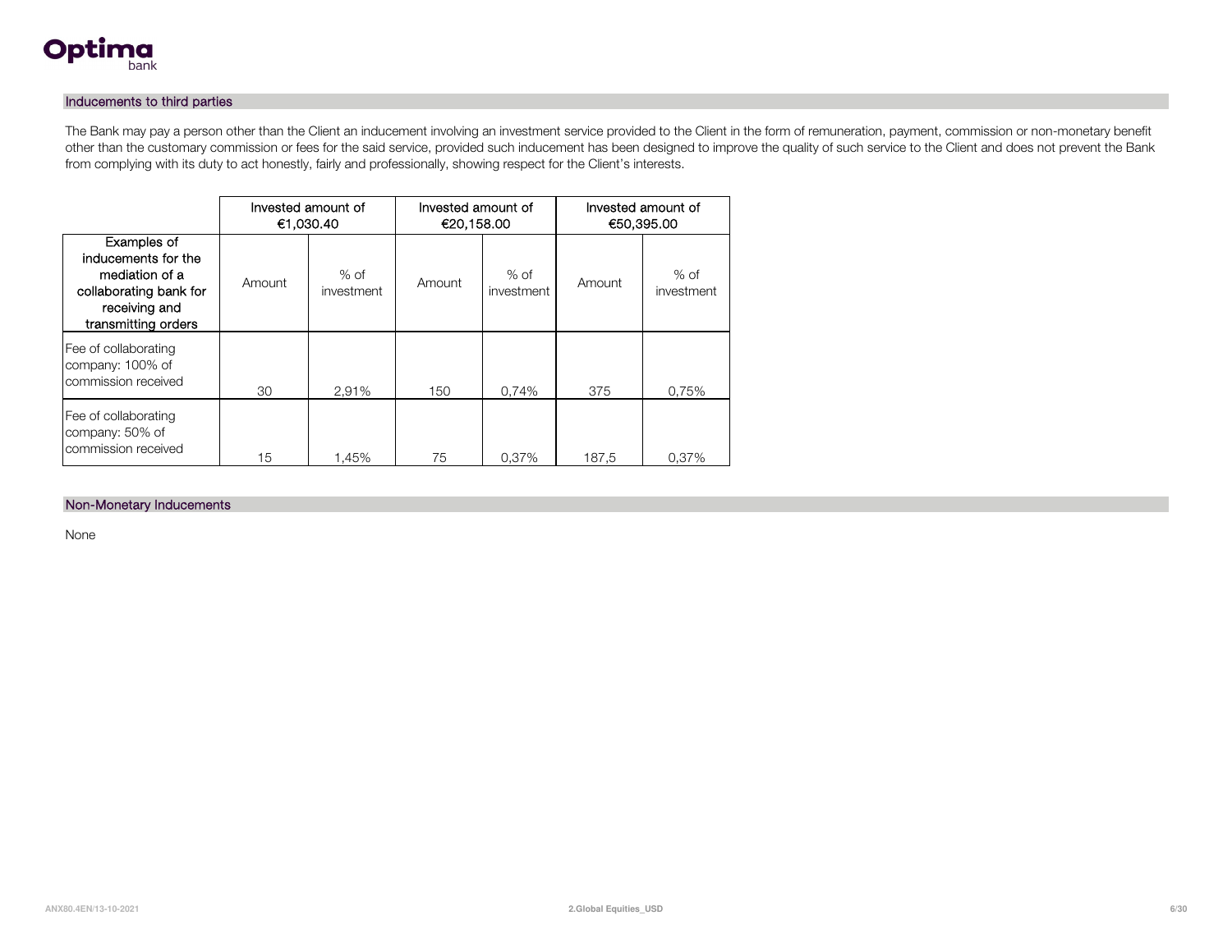## Inducements to third parties

The Bank may pay a person other than the Client an inducement involving an investment service provided to the Client in the form of remuneration, payment, commission or non-monetary benefit other than the customary commission or fees for the said service, provided such inducement has been designed to improve the quality of such service to the Client and does not prevent the Bank from complying with its duty to act honestly, fairly and professionally, showing respect for the Client's interests.

| | Invested amount of €1,030.40 | | Invested amount of €20,158.00 | | Invested amount of €50,395.00 | |
|---|---|---|---|---|---|---|
| Examples of inducements for the mediation of a collaborating bank for receiving and transmitting orders | Amount | % of investment | Amount | % of investment | Amount | % of investment |
| Fee of collaborating company: 100% of commission received | 30 | 2,91% | 150 | 0,74% | 375 | 0,75% |
| Fee of collaborating company: 50% of commission received | 15 | 1,45% | 75 | 0,37% | 187,5 | 0,37% |

## Non-Monetary Inducements

None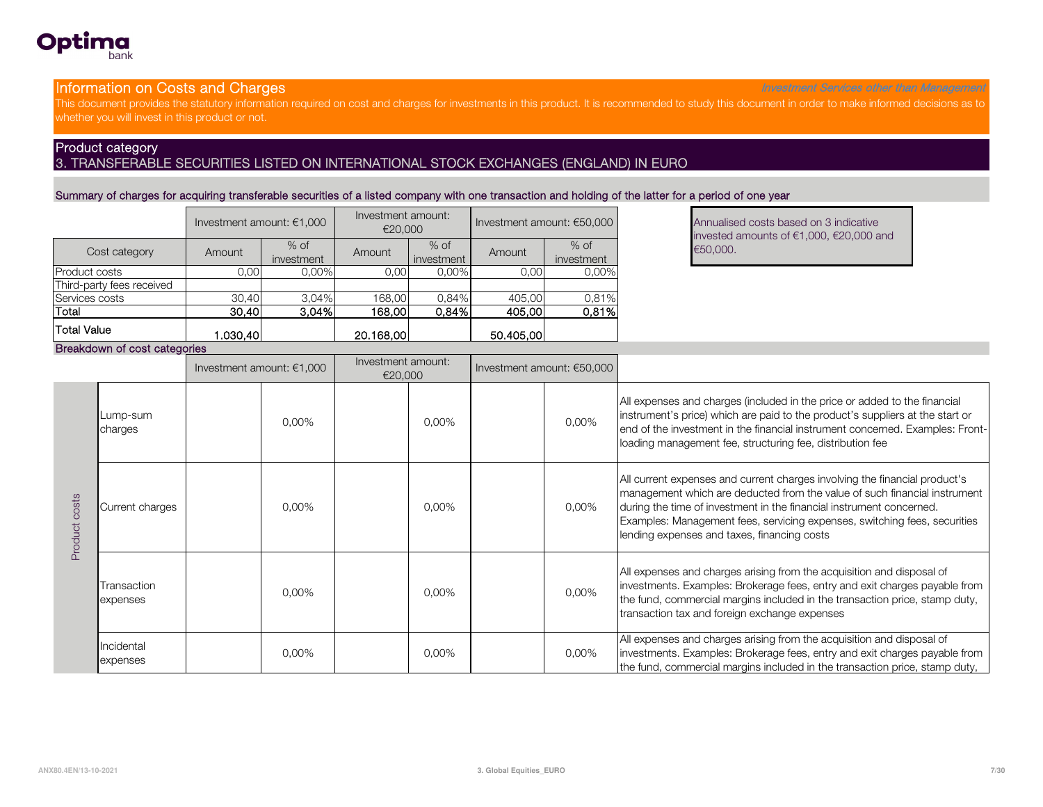## Information on Costs and Charges

*Investment Services other than Management*

This document provides the statutory information required on cost and charges for investments in this product. It is recommended to study this document in order to make informed decisions as to whether you will invest in this product or not.

## Product category

3. TRANSFERABLE SECURITIES LISTED ON INTERNATIONAL STOCK EXCHANGES (ENGLAND) IN EURO

### Summary of charges for acquiring transferable securities of a listed company with one transaction and holding of the latter for a period of one year

| | Investment amount: €1,000 | | Investment amount: €20,000 | | Investment amount: €50,000 | |
|---|---|---|---|---|---|---|
| Cost category | Amount | % of investment | Amount | % of investment | Amount | % of investment |
| Product costs | 0,00 | 0,00% | 0,00 | 0,00% | 0,00 | 0,00% |
| Third-party fees received | | | | | | |
| Services costs | 30,40 | 3,04% | 168,00 | 0,84% | 405,00 | 0,81% |
| **Total** | **30,40** | **3,04%** | **168,00** | **0,84%** | **405,00** | **0,81%** |
| **Total Value** | **1.030,40** | | **20.168,00** | | **50.405,00** | |

Annualised costs based on 3 indicative invested amounts of €1,000, €20,000 and €50,000.

### Breakdown of cost categories

| | | Investment amount: €1,000 | | Investment amount: €20,000 | | Investment amount: €50,000 | | |
|---|---|---|---|---|---|---|---|---|
| Product costs | Lump-sum charges | | 0,00% | | 0,00% | | 0,00% | All expenses and charges (included in the price or added to the financial instrument's price) which are paid to the product's suppliers at the start or end of the investment in the financial instrument concerned. Examples: Front-loading management fee, structuring fee, distribution fee |
| | Current charges | | 0,00% | | 0,00% | | 0,00% | All current expenses and current charges involving the financial product's management which are deducted from the value of such financial instrument during the time of investment in the financial instrument concerned. Examples: Management fees, servicing expenses, switching fees, securities lending expenses and taxes, financing costs |
| | Transaction expenses | | 0,00% | | 0,00% | | 0,00% | All expenses and charges arising from the acquisition and disposal of investments. Examples: Brokerage fees, entry and exit charges payable from the fund, commercial margins included in the transaction price, stamp duty, transaction tax and foreign exchange expenses |
| | Incidental expenses | | 0,00% | | 0,00% | | 0,00% | All expenses and charges arising from the acquisition and disposal of investments. Examples: Brokerage fees, entry and exit charges payable from the fund, commercial margins included in the transaction price, stamp duty, |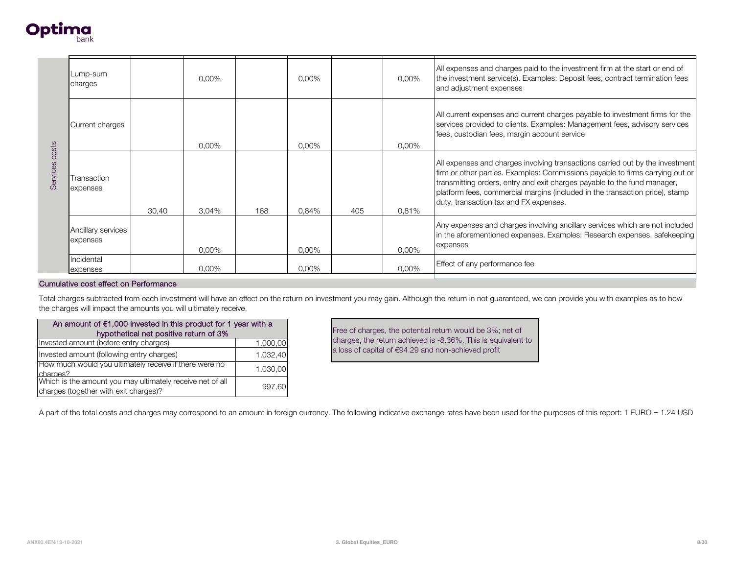| | | | | | | | | |
|---|---|---|---|---|---|---|---|---|
| Services costs | Lump-sum charges | | 0,00% | | 0,00% | | 0,00% | All expenses and charges paid to the investment firm at the start or end of the investment service(s). Examples: Deposit fees, contract termination fees and adjustment expenses |
| | Current charges | | 0,00% | | 0,00% | | 0,00% | All current expenses and current charges payable to investment firms for the services provided to clients. Examples: Management fees, advisory services fees, custodian fees, margin account service |
| | Transaction expenses | 30,40 | 3,04% | 168 | 0,84% | 405 | 0,81% | All expenses and charges involving transactions carried out by the investment firm or other parties. Examples: Commissions payable to firms carrying out or transmitting orders, entry and exit charges payable to the fund manager, platform fees, commercial margins (included in the transaction price), stamp duty, transaction tax and FX expenses. |
| | Ancillary services expenses | | 0,00% | | 0,00% | | 0,00% | Any expenses and charges involving ancillary services which are not included in the aforementioned expenses. Examples: Research expenses, safekeeping expenses |
| | Incidental expenses | | 0,00% | | 0,00% | | 0,00% | Effect of any performance fee |

## Cumulative cost effect on Performance

Total charges subtracted from each investment will have an effect on the return on investment you may gain. Although the return in not guaranteed, we can provide you with examples as to how the charges will impact the amounts you will ultimately receive.

| An amount of €1,000 invested in this product for 1 year with a hypothetical net positive return of 3% | |
|---|---|
| Invested amount (before entry charges) | 1.000,00 |
| Invested amount (following entry charges) | 1.032,40 |
| How much would you ultimately receive if there were no charges? | 1.030,00 |
| Which is the amount you may ultimately receive net of all charges (together with exit charges)? | 997,60 |

Free of charges, the potential return would be 3%; net of charges, the return achieved is -8.36%. This is equivalent to a loss of capital of €94.29 and non-achieved profit

A part of the total costs and charges may correspond to an amount in foreign currency. The following indicative exchange rates have been used for the purposes of this report: 1 EURO = 1.24 USD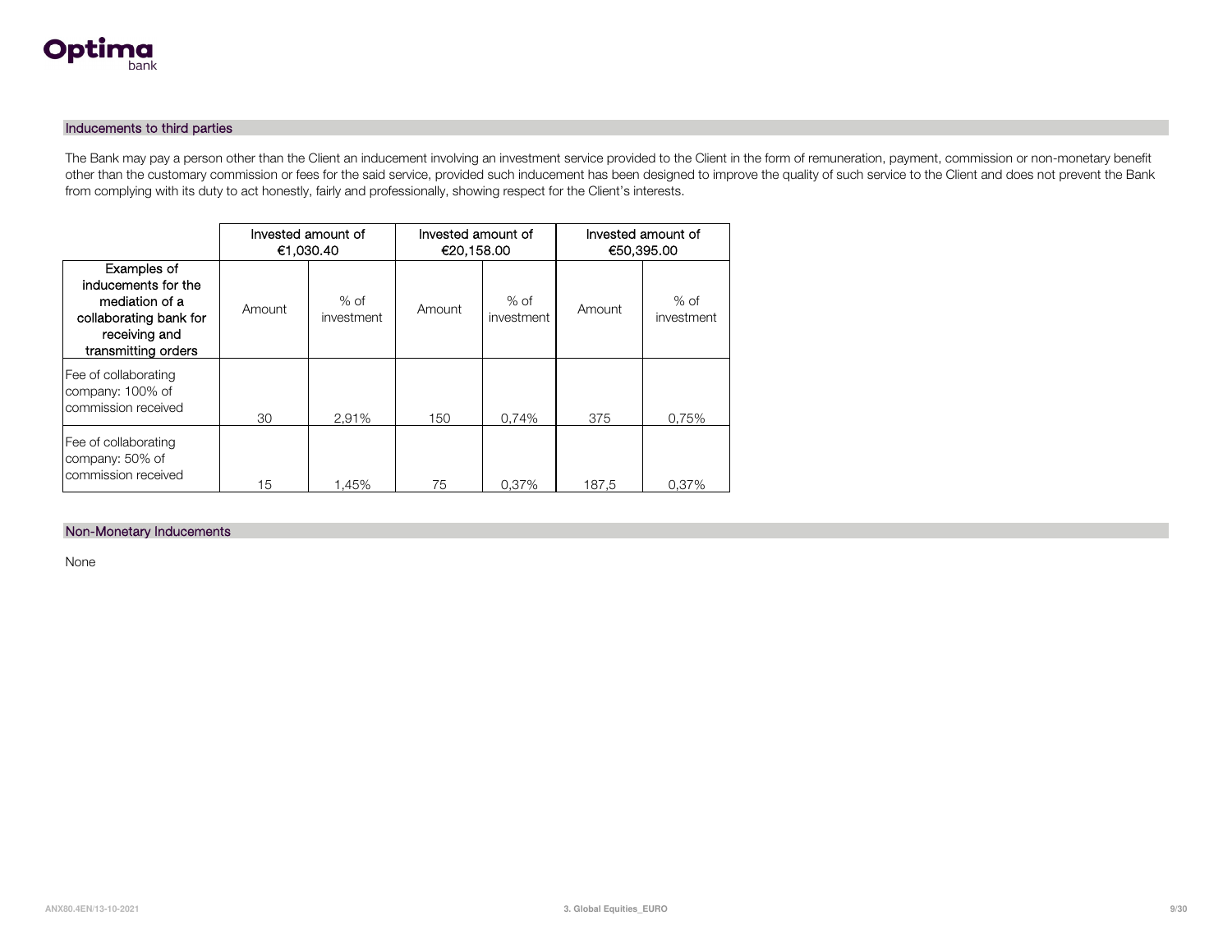## Inducements to third parties

The Bank may pay a person other than the Client an inducement involving an investment service provided to the Client in the form of remuneration, payment, commission or non-monetary benefit other than the customary commission or fees for the said service, provided such inducement has been designed to improve the quality of such service to the Client and does not prevent the Bank from complying with its duty to act honestly, fairly and professionally, showing respect for the Client's interests.

| | Invested amount of €1,030.40 | | Invested amount of €20,158.00 | | Invested amount of €50,395.00 | |
|---|---|---|---|---|---|---|
| Examples of inducements for the mediation of a collaborating bank for receiving and transmitting orders | Amount | % of investment | Amount | % of investment | Amount | % of investment |
| Fee of collaborating company: 100% of commission received | 30 | 2,91% | 150 | 0,74% | 375 | 0,75% |
| Fee of collaborating company: 50% of commission received | 15 | 1,45% | 75 | 0,37% | 187,5 | 0,37% |

## Non-Monetary Inducements

None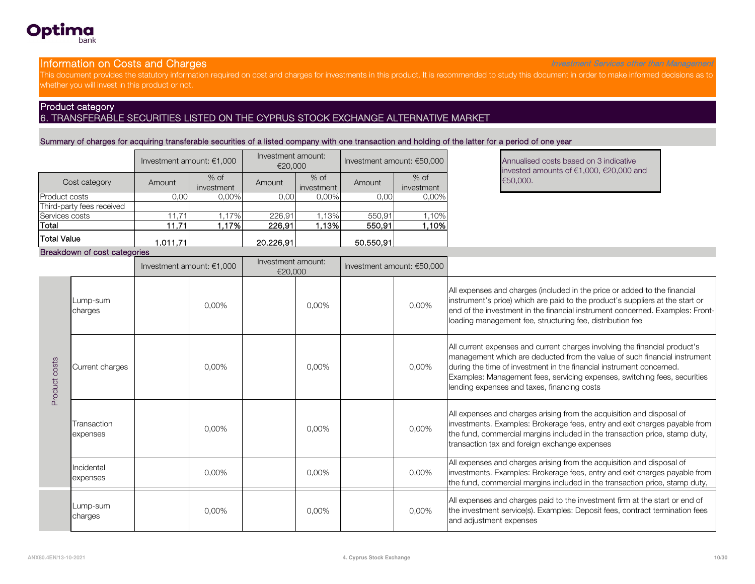## Information on Costs and Charges

*Investment Services other than Management*

This document provides the statutory information required on cost and charges for investments in this product. It is recommended to study this document in order to make informed decisions as to whether you will invest in this product or not.

## Product category

6. TRANSFERABLE SECURITIES LISTED ON THE CYPRUS STOCK EXCHANGE ALTERNATIVE MARKET

### Summary of charges for acquiring transferable securities of a listed company with one transaction and holding of the latter for a period of one year

| | Investment amount: €1,000 | | Investment amount: €20,000 | | Investment amount: €50,000 | |
|---|---|---|---|---|---|---|
| Cost category | Amount | % of investment | Amount | % of investment | Amount | % of investment |
| Product costs | 0,00 | 0,00% | 0,00 | 0,00% | 0,00 | 0,00% |
| Third-party fees received | | | | | | |
| Services costs | 11,71 | 1,17% | 226,91 | 1,13% | 550,91 | 1,10% |
| **Total** | **11,71** | **1,17%** | **226,91** | **1,13%** | **550,91** | **1,10%** |
| **Total Value** | 1.011,71 | | 20.226,91 | | 50.550,91 | |

Annualised costs based on 3 indicative invested amounts of €1,000, €20,000 and €50,000.

### Breakdown of cost categories

| | | Investment amount: €1,000 | | Investment amount: €20,000 | | Investment amount: €50,000 | | |
|---|---|---|---|---|---|---|---|---|
| Product costs | Lump-sum charges | | 0,00% | | 0,00% | | 0,00% | All expenses and charges (included in the price or added to the financial instrument's price) which are paid to the product's suppliers at the start or end of the investment in the financial instrument concerned. Examples: Front-loading management fee, structuring fee, distribution fee |
| | Current charges | | 0,00% | | 0,00% | | 0,00% | All current expenses and current charges involving the financial product's management which are deducted from the value of such financial instrument during the time of investment in the financial instrument concerned. Examples: Management fees, servicing expenses, switching fees, securities lending expenses and taxes, financing costs |
| | Transaction expenses | | 0,00% | | 0,00% | | 0,00% | All expenses and charges arising from the acquisition and disposal of investments. Examples: Brokerage fees, entry and exit charges payable from the fund, commercial margins included in the transaction price, stamp duty, transaction tax and foreign exchange expenses |
| | Incidental expenses | | 0,00% | | 0,00% | | 0,00% | All expenses and charges arising from the acquisition and disposal of investments. Examples: Brokerage fees, entry and exit charges payable from the fund, commercial margins included in the transaction price, stamp duty, |
| | Lump-sum charges | | 0,00% | | 0,00% | | 0,00% | All expenses and charges paid to the investment firm at the start or end of the investment service(s). Examples: Deposit fees, contract termination fees and adjustment expenses |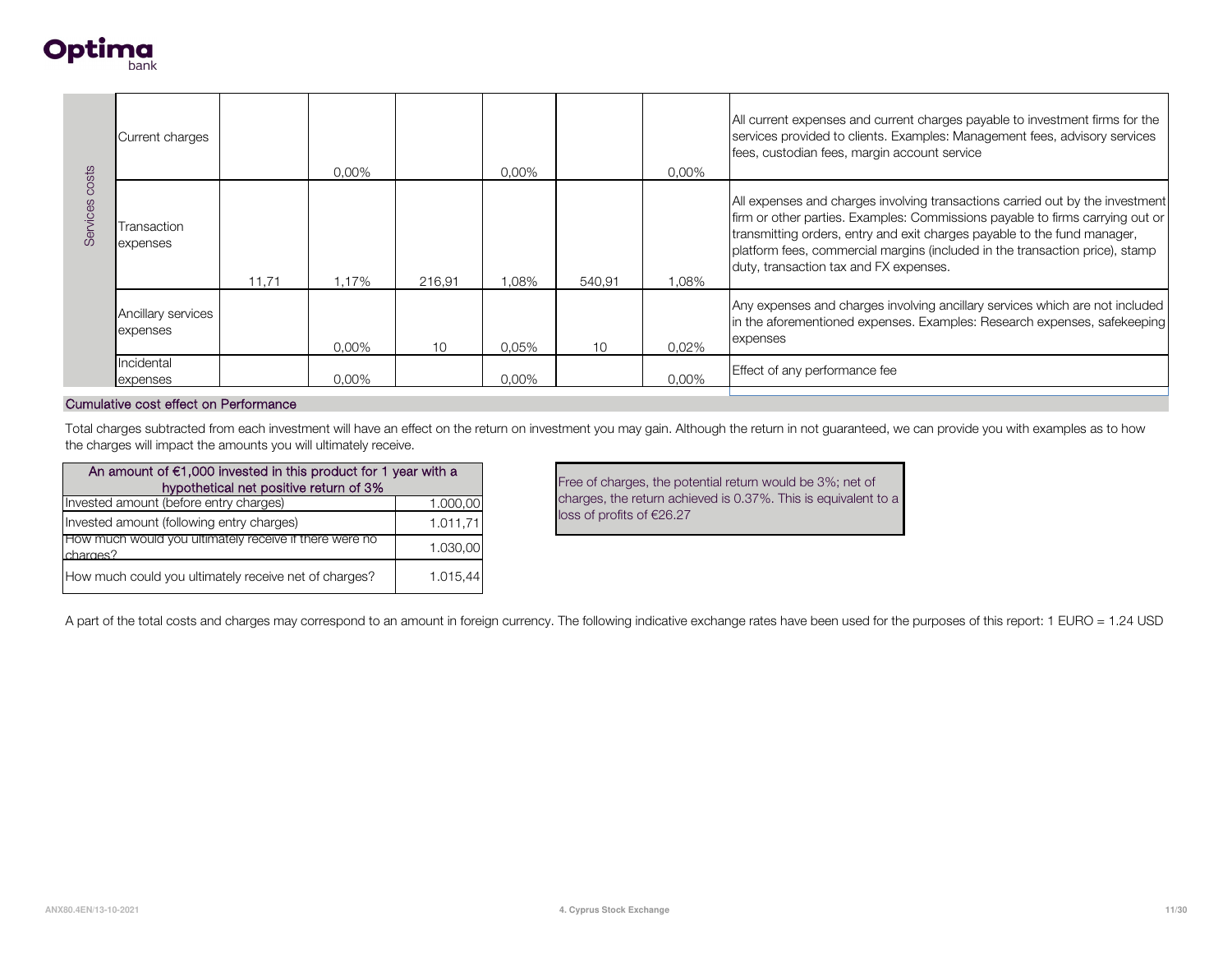| | | | | | | | | |
|---|---|---|---|---|---|---|---|---|
| Services costs | Current charges | | 0,00% | | 0,00% | | 0,00% | All current expenses and current charges payable to investment firms for the services provided to clients. Examples: Management fees, advisory services fees, custodian fees, margin account service |
| | Transaction expenses | 11,71 | 1,17% | 216,91 | 1,08% | 540,91 | 1,08% | All expenses and charges involving transactions carried out by the investment firm or other parties. Examples: Commissions payable to firms carrying out or transmitting orders, entry and exit charges payable to the fund manager, platform fees, commercial margins (included in the transaction price), stamp duty, transaction tax and FX expenses. |
| | Ancillary services expenses | | 0,00% | 10 | 0,05% | 10 | 0,02% | Any expenses and charges involving ancillary services which are not included in the aforementioned expenses. Examples: Research expenses, safekeeping expenses |
| | Incidental expenses | | 0,00% | | 0,00% | | 0,00% | Effect of any performance fee |

## Cumulative cost effect on Performance

Total charges subtracted from each investment will have an effect on the return on investment you may gain. Although the return in not guaranteed, we can provide you with examples as to how the charges will impact the amounts you will ultimately receive.

| An amount of €1,000 invested in this product for 1 year with a hypothetical net positive return of 3% | |
|---|---|
| Invested amount (before entry charges) | 1.000,00 |
| Invested amount (following entry charges) | 1.011,71 |
| How much would you ultimately receive if there were no charges? | 1.030,00 |
| How much could you ultimately receive net of charges? | 1.015,44 |

Free of charges, the potential return would be 3%; net of charges, the return achieved is 0.37%. This is equivalent to a loss of profits of €26.27

A part of the total costs and charges may correspond to an amount in foreign currency. The following indicative exchange rates have been used for the purposes of this report: 1 EURO = 1.24 USD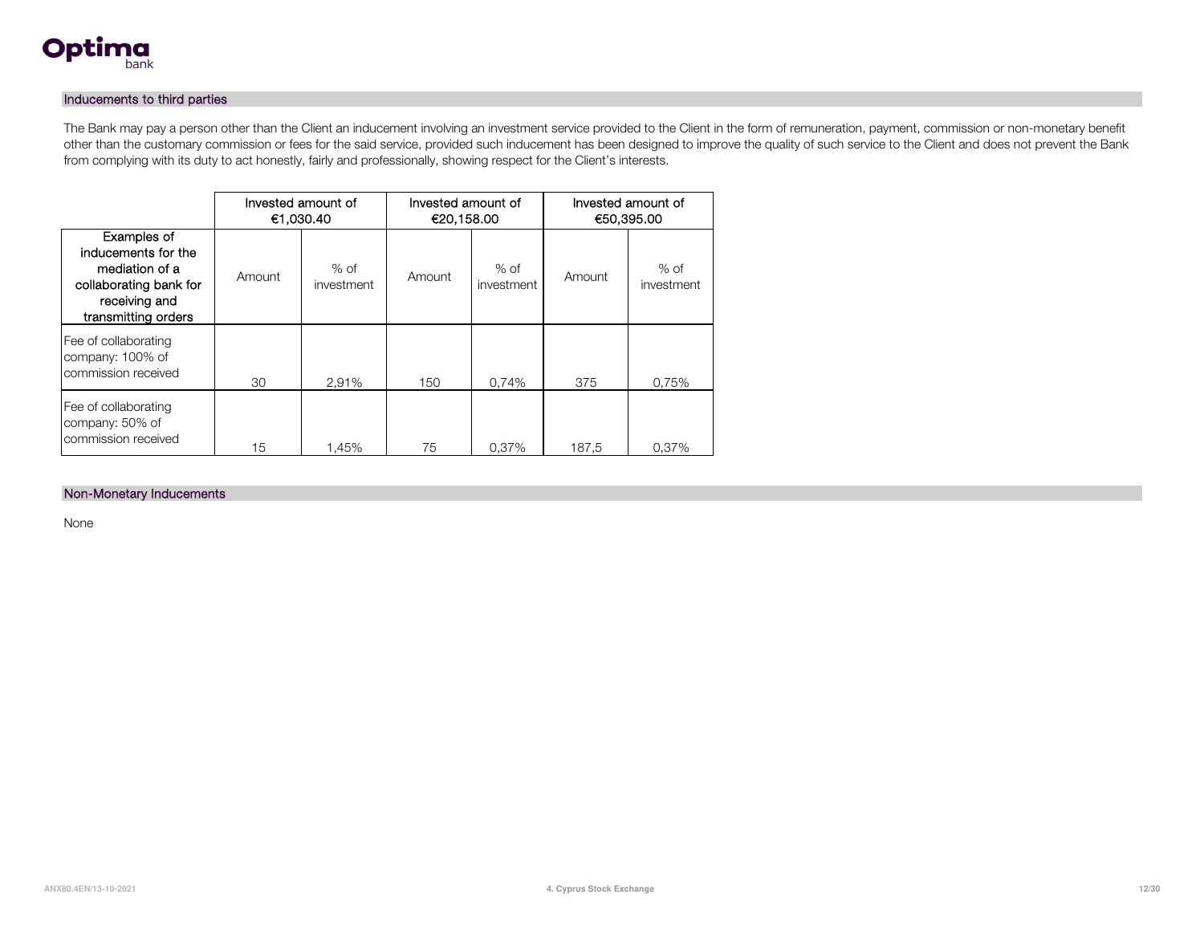## Inducements to third parties

The Bank may pay a person other than the Client an inducement involving an investment service provided to the Client in the form of remuneration, payment, commission or non-monetary benefit other than the customary commission or fees for the said service, provided such inducement has been designed to improve the quality of such service to the Client and does not prevent the Bank from complying with its duty to act honestly, fairly and professionally, showing respect for the Client's interests.

| | Invested amount of €1,030.40 | | Invested amount of €20,158.00 | | Invested amount of €50,395.00 | |
|---|---|---|---|---|---|---|
| Examples of inducements for the mediation of a collaborating bank for receiving and transmitting orders | Amount | % of investment | Amount | % of investment | Amount | % of investment |
| Fee of collaborating company: 100% of commission received | 30 | 2,91% | 150 | 0,74% | 375 | 0,75% |
| Fee of collaborating company: 50% of commission received | 15 | 1,45% | 75 | 0,37% | 187,5 | 0,37% |

## Non-Monetary Inducements

None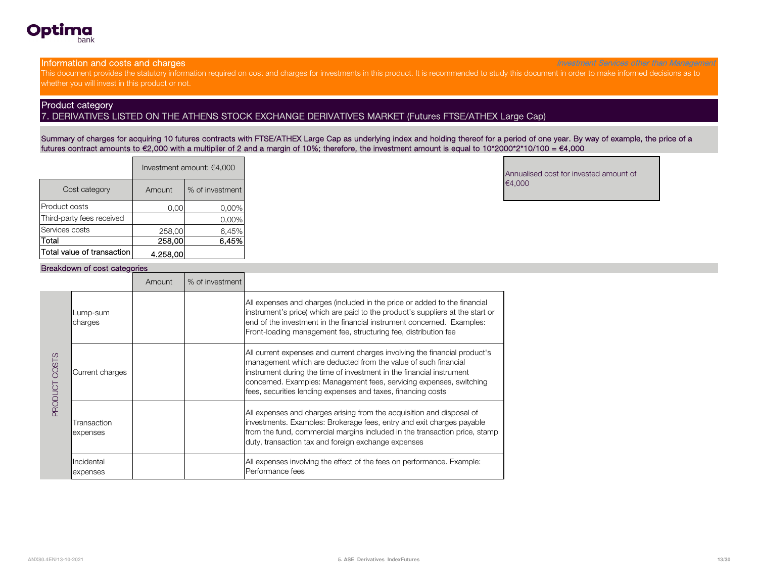**Optima** bank

## Information and costs and charges

*Investment Services other than Management*

This document provides the statutory information required on cost and charges for investments in this product. It is recommended to study this document in order to make informed decisions as to whether you will invest in this product or not.

## Product category

7. DERIVATIVES LISTED ON THE ATHENS STOCK EXCHANGE DERIVATIVES MARKET (Futures FTSE/ATHEX Large Cap)

Summary of charges for acquiring 10 futures contracts with FTSE/ATHEX Large Cap as underlying index and holding thereof for a period of one year. By way of example, the price of a futures contract amounts to €2,000 with a multiplier of 2 and a margin of 10%; therefore, the investment amount is equal to 10*2000*2*10/100 = €4,000

| | Investment amount: €4,000 | |
|---|---|---|
| Cost category | Amount | % of investment |
| Product costs | 0,00 | 0,00% |
| Third-party fees received | | 0,00% |
| Services costs | 258,00 | 6,45% |
| **Total** | **258,00** | **6,45%** |
| **Total value of transaction** | **4.258,00** | |

Annualised cost for invested amount of €4,000

### Breakdown of cost categories

| | | Amount | % of investment | |
|---|---|---|---|---|
| PRODUCT COSTS | Lump-sum charges | | | All expenses and charges (included in the price or added to the financial instrument's price) which are paid to the product's suppliers at the start or end of the investment in the financial instrument concerned. Examples: Front-loading management fee, structuring fee, distribution fee |
| | Current charges | | | All current expenses and current charges involving the financial product's management which are deducted from the value of such financial instrument during the time of investment in the financial instrument concerned. Examples: Management fees, servicing expenses, switching fees, securities lending expenses and taxes, financing costs |
| | Transaction expenses | | | All expenses and charges arising from the acquisition and disposal of investments. Examples: Brokerage fees, entry and exit charges payable from the fund, commercial margins included in the transaction price, stamp duty, transaction tax and foreign exchange expenses |
| | Incidental expenses | | | All expenses involving the effect of the fees on performance. Example: Performance fees |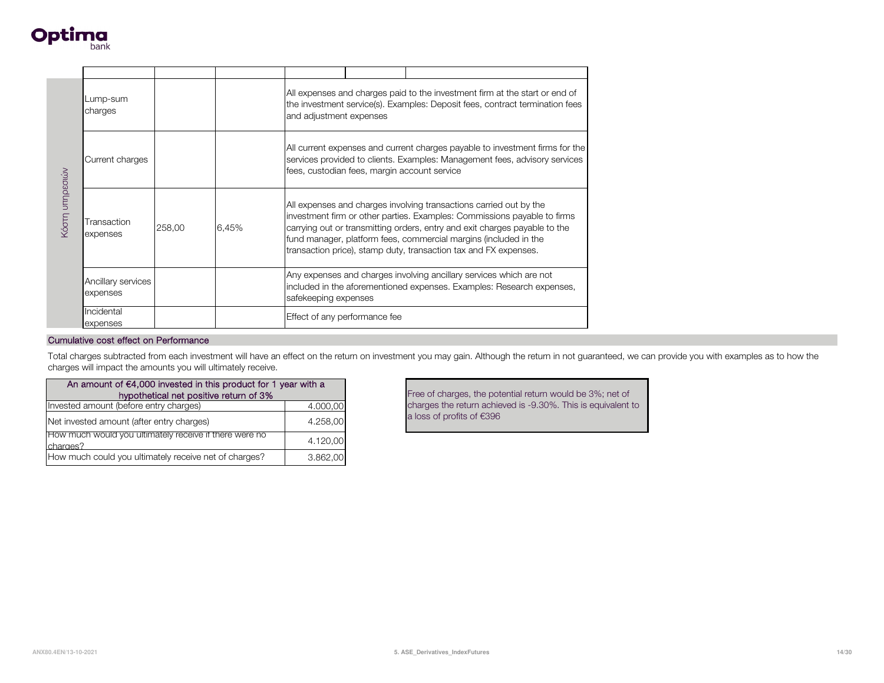| | | | | |
|---|---|---|---|---|
| Κόστη υπηρεσιών | Lump-sum charges | | | All expenses and charges paid to the investment firm at the start or end of the investment service(s). Examples: Deposit fees, contract termination fees and adjustment expenses |
| | Current charges | | | All current expenses and current charges payable to investment firms for the services provided to clients. Examples: Management fees, advisory services fees, custodian fees, margin account service |
| | Transaction expenses | 258,00 | 6,45% | All expenses and charges involving transactions carried out by the investment firm or other parties. Examples: Commissions payable to firms carrying out or transmitting orders, entry and exit charges payable to the fund manager, platform fees, commercial margins (included in the transaction price), stamp duty, transaction tax and FX expenses. |
| | Ancillary services expenses | | | Any expenses and charges involving ancillary services which are not included in the aforementioned expenses. Examples: Research expenses, safekeeping expenses |
| | Incidental expenses | | | Effect of any performance fee |

## Cumulative cost effect on Performance

Total charges subtracted from each investment will have an effect on the return on investment you may gain. Although the return in not guaranteed, we can provide you with examples as to how the charges will impact the amounts you will ultimately receive.

| An amount of €4,000 invested in this product for 1 year with a hypothetical net positive return of 3% | |
|---|---|
| Invested amount (before entry charges) | 4.000,00 |
| Net invested amount (after entry charges) | 4.258,00 |
| How much would you ultimately receive if there were no charges? | 4.120,00 |
| How much could you ultimately receive net of charges? | 3.862,00 |

Free of charges, the potential return would be 3%; net of charges the return achieved is -9.30%. This is equivalent to a loss of profits of €396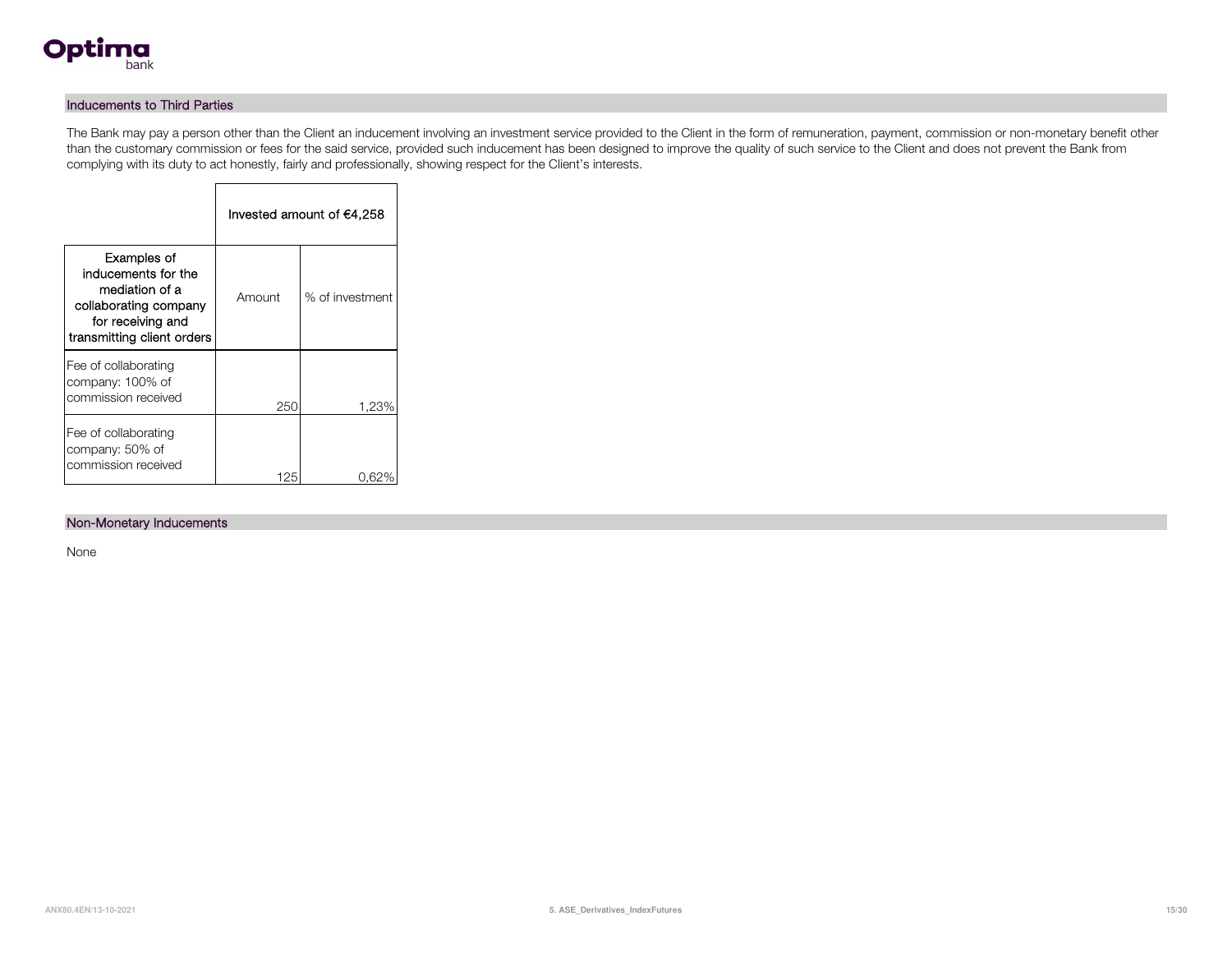## Inducements to Third Parties

The Bank may pay a person other than the Client an inducement involving an investment service provided to the Client in the form of remuneration, payment, commission or non-monetary benefit other than the customary commission or fees for the said service, provided such inducement has been designed to improve the quality of such service to the Client and does not prevent the Bank from complying with its duty to act honestly, fairly and professionally, showing respect for the Client's interests.

| | Invested amount of €4,258 | |
|---|---|---|
| Examples of inducements for the mediation of a collaborating company for receiving and transmitting client orders | Amount | % of investment |
| Fee of collaborating company: 100% of commission received | 250 | 1,23% |
| Fee of collaborating company: 50% of commission received | 125 | 0,62% |

## Non-Monetary Inducements

None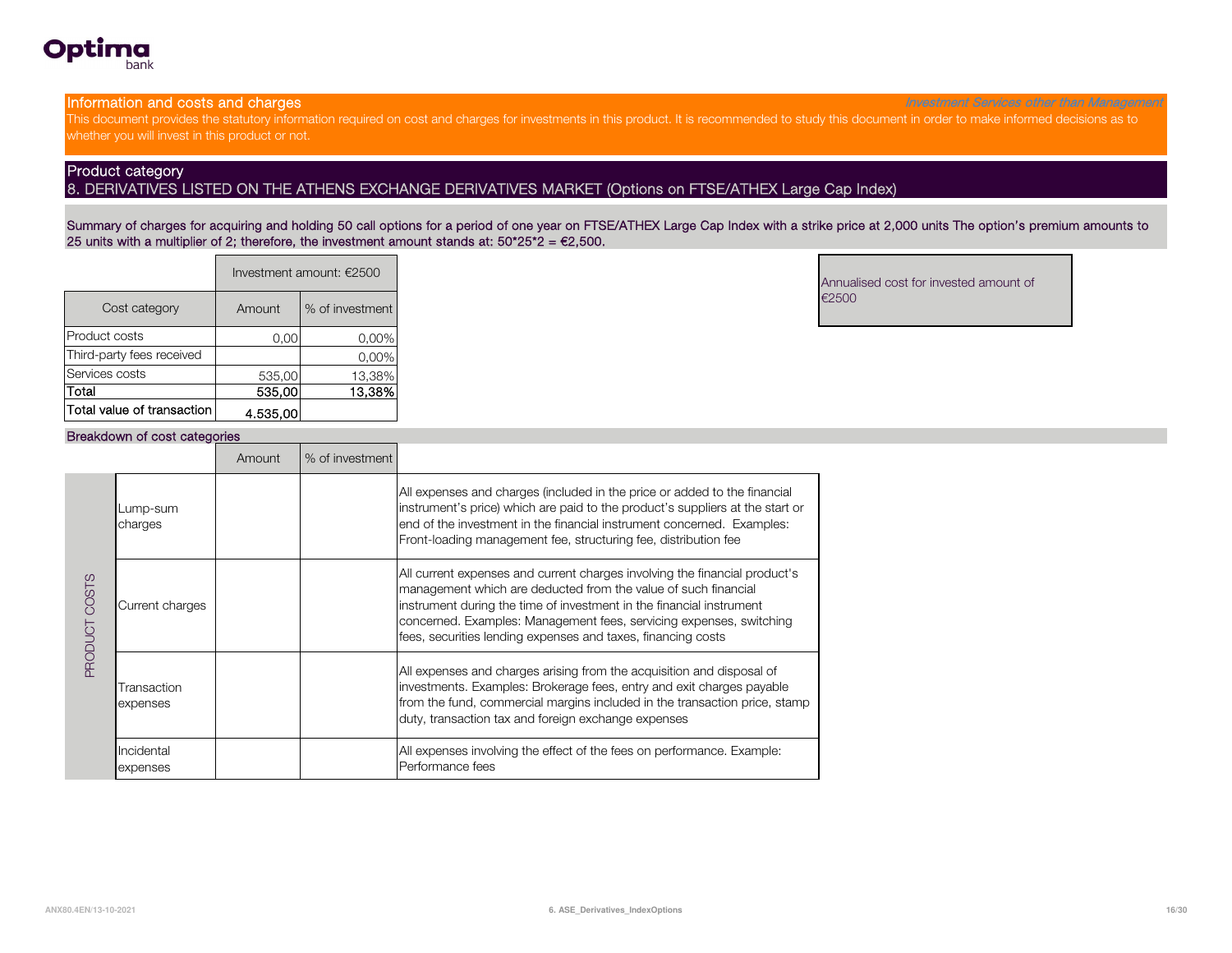## Information and costs and charges

*Investment Services other than Management*

This document provides the statutory information required on cost and charges for investments in this product. It is recommended to study this document in order to make informed decisions as to whether you will invest in this product or not.

## Product category

8. DERIVATIVES LISTED ON THE ATHENS EXCHANGE DERIVATIVES MARKET (Options on FTSE/ATHEX Large Cap Index)

Summary of charges for acquiring and holding 50 call options for a period of one year on FTSE/ATHEX Large Cap Index with a strike price at 2,000 units The option's premium amounts to 25 units with a multiplier of 2; therefore, the investment amount stands at: 50*25*2 = €2,500.

| | Investment amount: €2500 | |
|---|---|---|
| Cost category | Amount | % of investment |
| Product costs | 0,00 | 0,00% |
| Third-party fees received | | 0,00% |
| Services costs | 535,00 | 13,38% |
| **Total** | **535,00** | **13,38%** |
| **Total value of transaction** | **4.535,00** | |

Annualised cost for invested amount of €2500

### Breakdown of cost categories

| | | Amount | % of investment | |
|---|---|---|---|---|
| PRODUCT COSTS | Lump-sum charges | | | All expenses and charges (included in the price or added to the financial instrument's price) which are paid to the product's suppliers at the start or end of the investment in the financial instrument concerned. Examples: Front-loading management fee, structuring fee, distribution fee |
| | Current charges | | | All current expenses and current charges involving the financial product's management which are deducted from the value of such financial instrument during the time of investment in the financial instrument concerned. Examples: Management fees, servicing expenses, switching fees, securities lending expenses and taxes, financing costs |
| | Transaction expenses | | | All expenses and charges arising from the acquisition and disposal of investments. Examples: Brokerage fees, entry and exit charges payable from the fund, commercial margins included in the transaction price, stamp duty, transaction tax and foreign exchange expenses |
| | Incidental expenses | | | All expenses involving the effect of the fees on performance. Example: Performance fees |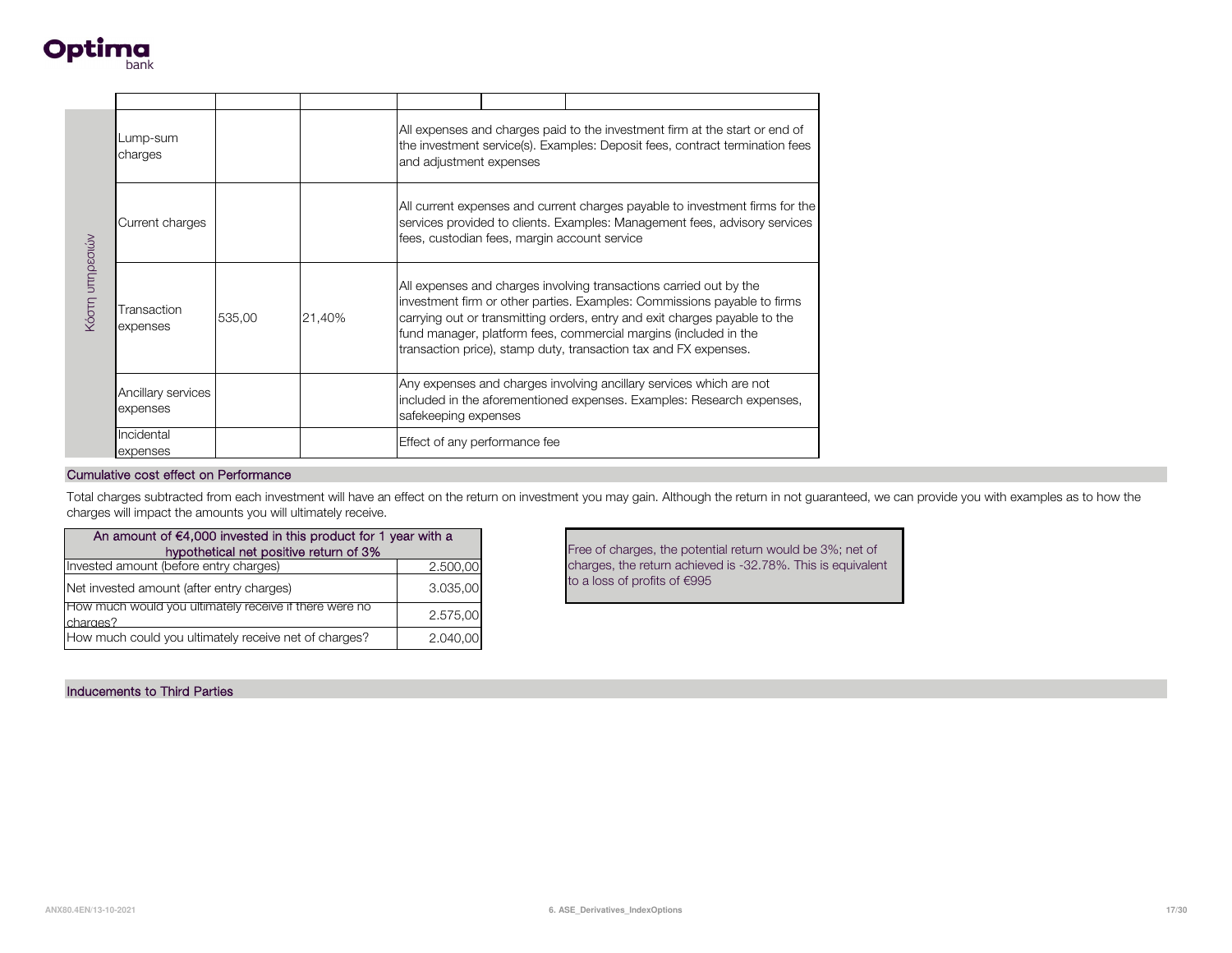| Κόστη υπηρεσιών | | | | | | |
|---|---|---|---|---|---|---|
| | Lump-sum charges | | | All expenses and charges paid to the investment firm at the start or end of the investment service(s). Examples: Deposit fees, contract termination fees and adjustment expenses | | |
| | Current charges | | | All current expenses and current charges payable to investment firms for the services provided to clients. Examples: Management fees, advisory services fees, custodian fees, margin account service | | |
| | Transaction expenses | 535,00 | 21,40% | All expenses and charges involving transactions carried out by the investment firm or other parties. Examples: Commissions payable to firms carrying out or transmitting orders, entry and exit charges payable to the fund manager, platform fees, commercial margins (included in the transaction price), stamp duty, transaction tax and FX expenses. | | |
| | Ancillary services expenses | | | Any expenses and charges involving ancillary services which are not included in the aforementioned expenses. Examples: Research expenses, safekeeping expenses | | |
| | Incidental expenses | | | Effect of any performance fee | | |

## Cumulative cost effect on Performance

Total charges subtracted from each investment will have an effect on the return on investment you may gain. Although the return in not guaranteed, we can provide you with examples as to how the charges will impact the amounts you will ultimately receive.

| An amount of €4,000 invested in this product for 1 year with a hypothetical net positive return of 3% | |
|---|---|
| Invested amount (before entry charges) | 2.500,00 |
| Net invested amount (after entry charges) | 3.035,00 |
| How much would you ultimately receive if there were no charges? | 2.575,00 |
| How much could you ultimately receive net of charges? | 2.040,00 |

Free of charges, the potential return would be 3%; net of charges, the return achieved is -32.78%. This is equivalent to a loss of profits of €995

## Inducements to Third Parties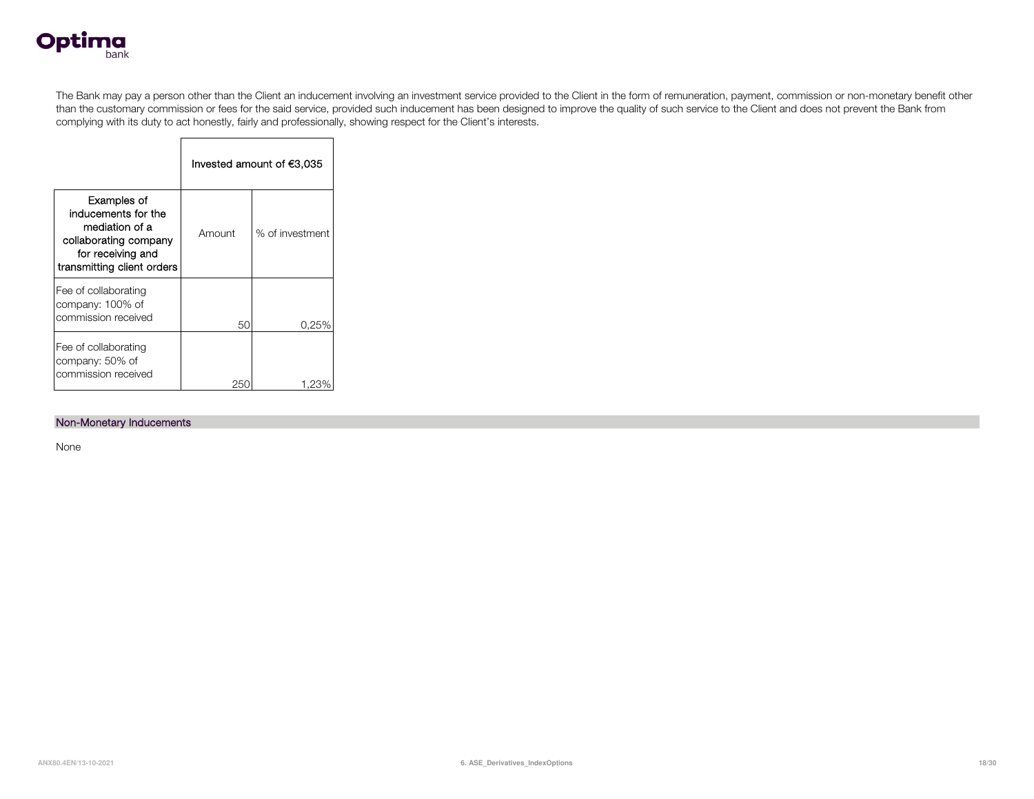The Bank may pay a person other than the Client an inducement involving an investment service provided to the Client in the form of remuneration, payment, commission or non-monetary benefit other than the customary commission or fees for the said service, provided such inducement has been designed to improve the quality of such service to the Client and does not prevent the Bank from complying with its duty to act honestly, fairly and professionally, showing respect for the Client's interests.

| | Invested amount of €3,035 | |
|---|---|---|
| Examples of inducements for the mediation of a collaborating company for receiving and transmitting client orders | Amount | % of investment |
| Fee of collaborating company: 100% of commission received | 50 | 0,25% |
| Fee of collaborating company: 50% of commission received | 250 | 1,23% |

## Non-Monetary Inducements

None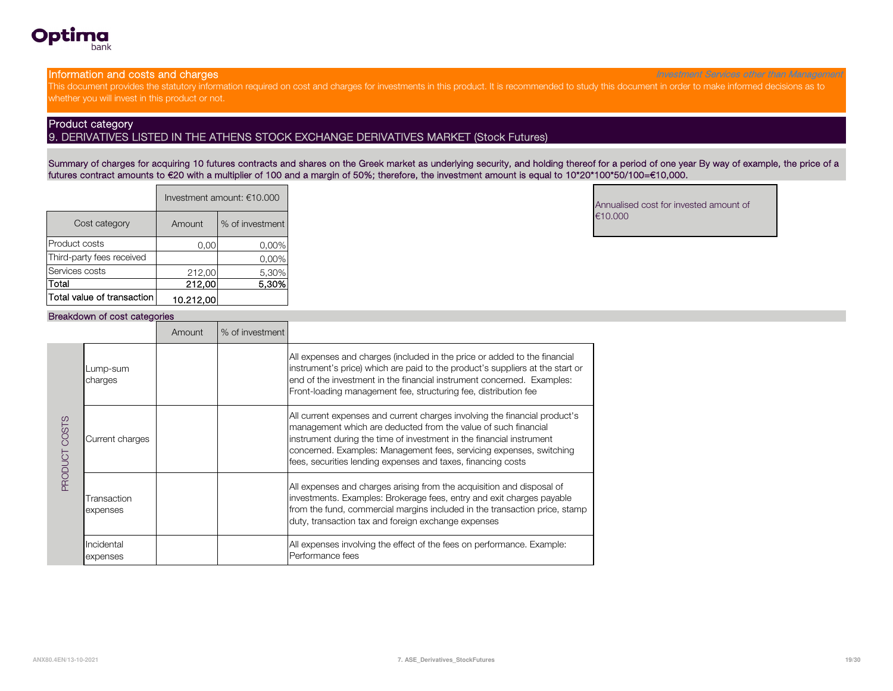Optima bank

## Information and costs and charges

*Investment Services other than Management*

This document provides the statutory information required on cost and charges for investments in this product. It is recommended to study this document in order to make informed decisions as to whether you will invest in this product or not.

## Product category

9. DERIVATIVES LISTED IN THE ATHENS STOCK EXCHANGE DERIVATIVES MARKET (Stock Futures)

Summary of charges for acquiring 10 futures contracts and shares on the Greek market as underlying security, and holding thereof for a period of one year By way of example, the price of a futures contract amounts to €20 with a multiplier of 100 and a margin of 50%; therefore, the investment amount is equal to 10*20*100*50/100=€10,000.

| | Investment amount: €10.000 | |
|---|---|---|
| Cost category | Amount | % of investment |
| Product costs | 0,00 | 0,00% |
| Third-party fees received | | 0,00% |
| Services costs | 212,00 | 5,30% |
| **Total** | **212,00** | **5,30%** |
| **Total value of transaction** | **10.212,00** | |

Annualised cost for invested amount of €10.000

### Breakdown of cost categories

| | | Amount | % of investment | |
|---|---|---|---|---|
| PRODUCT COSTS | Lump-sum charges | | | All expenses and charges (included in the price or added to the financial instrument's price) which are paid to the product's suppliers at the start or end of the investment in the financial instrument concerned. Examples: Front-loading management fee, structuring fee, distribution fee |
| | Current charges | | | All current expenses and current charges involving the financial product's management which are deducted from the value of such financial instrument during the time of investment in the financial instrument concerned. Examples: Management fees, servicing expenses, switching fees, securities lending expenses and taxes, financing costs |
| | Transaction expenses | | | All expenses and charges arising from the acquisition and disposal of investments. Examples: Brokerage fees, entry and exit charges payable from the fund, commercial margins included in the transaction price, stamp duty, transaction tax and foreign exchange expenses |
| | Incidental expenses | | | All expenses involving the effect of the fees on performance. Example: Performance fees |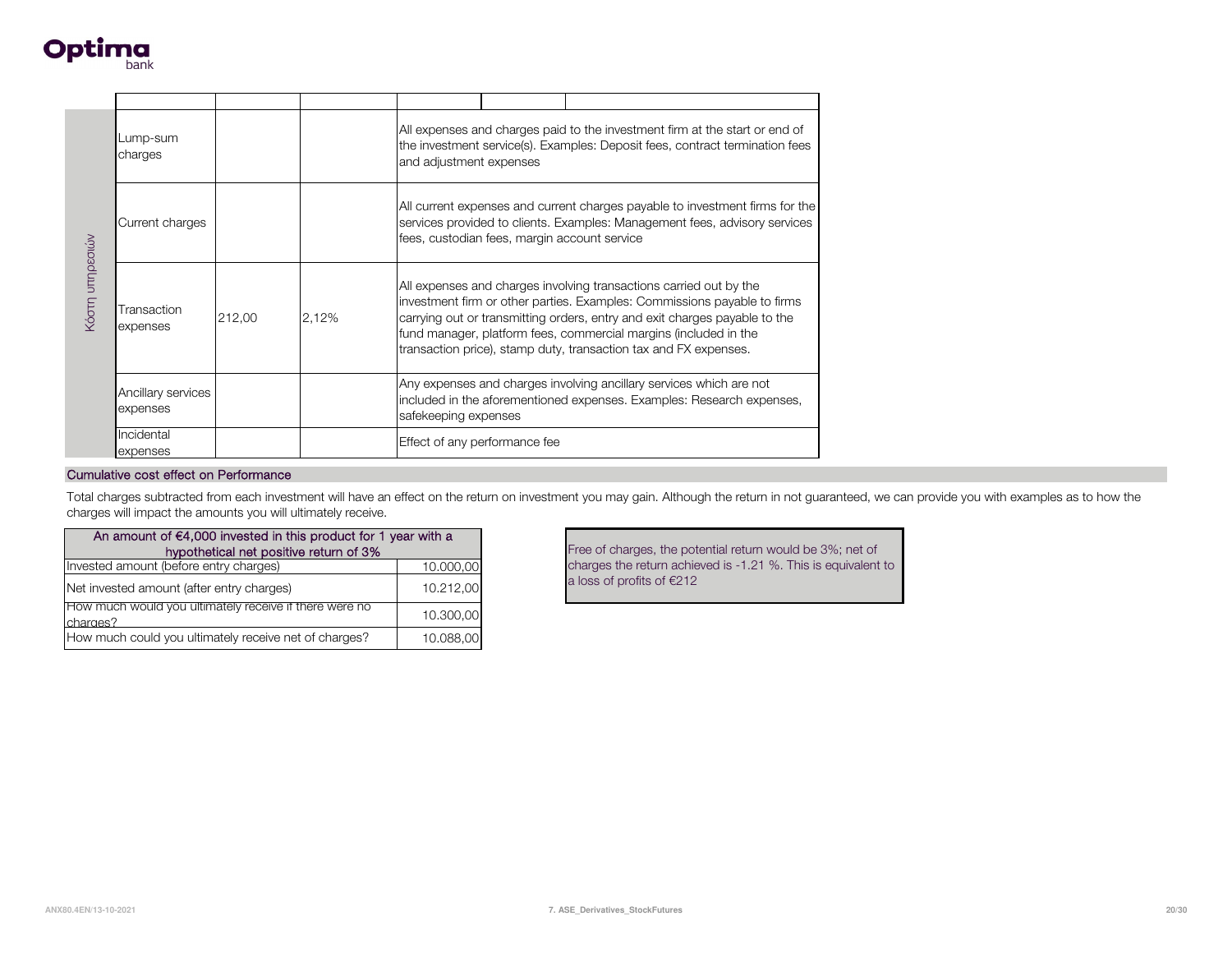| Κόστη υπηρεσιών | | | | | | |
|---|---|---|---|---|---|---|
| | Lump-sum charges | | | All expenses and charges paid to the investment firm at the start or end of the investment service(s). Examples: Deposit fees, contract termination fees and adjustment expenses | | |
| | Current charges | | | All current expenses and current charges payable to investment firms for the services provided to clients. Examples: Management fees, advisory services fees, custodian fees, margin account service | | |
| | Transaction expenses | 212,00 | 2,12% | All expenses and charges involving transactions carried out by the investment firm or other parties. Examples: Commissions payable to firms carrying out or transmitting orders, entry and exit charges payable to the fund manager, platform fees, commercial margins (included in the transaction price), stamp duty, transaction tax and FX expenses. | | |
| | Ancillary services expenses | | | Any expenses and charges involving ancillary services which are not included in the aforementioned expenses. Examples: Research expenses, safekeeping expenses | | |
| | Incidental expenses | | | Effect of any performance fee | | |

## Cumulative cost effect on Performance

Total charges subtracted from each investment will have an effect on the return on investment you may gain. Although the return in not guaranteed, we can provide you with examples as to how the charges will impact the amounts you will ultimately receive.

| An amount of €4,000 invested in this product for 1 year with a hypothetical net positive return of 3% | |
|---|---|
| Invested amount (before entry charges) | 10.000,00 |
| Net invested amount (after entry charges) | 10.212,00 |
| How much would you ultimately receive if there were no charges? | 10.300,00 |
| How much could you ultimately receive net of charges? | 10.088,00 |

Free of charges, the potential return would be 3%; net of charges the return achieved is -1.21 %. This is equivalent to a loss of profits of €212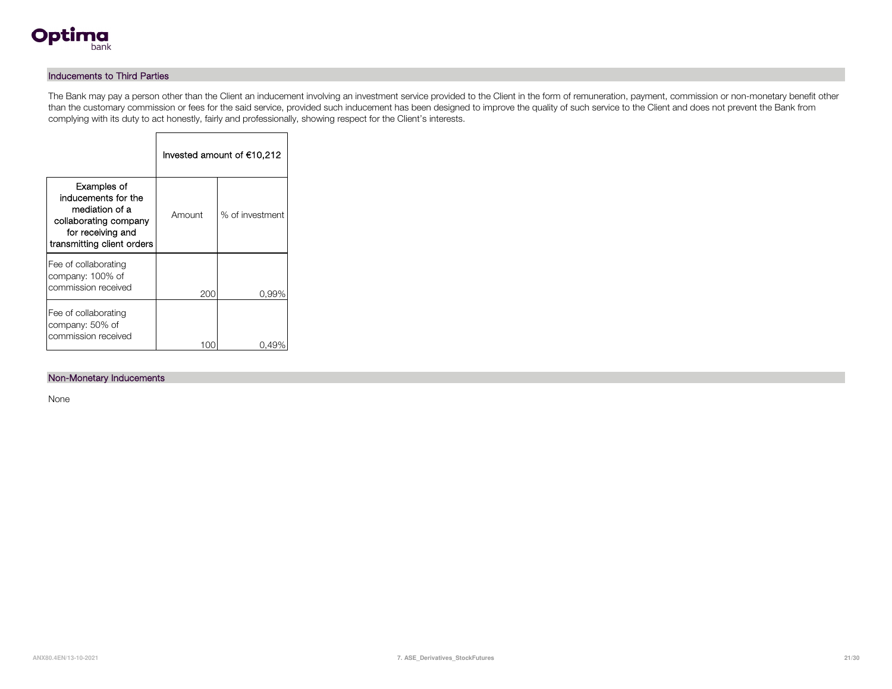## Inducements to Third Parties

The Bank may pay a person other than the Client an inducement involving an investment service provided to the Client in the form of remuneration, payment, commission or non-monetary benefit other than the customary commission or fees for the said service, provided such inducement has been designed to improve the quality of such service to the Client and does not prevent the Bank from complying with its duty to act honestly, fairly and professionally, showing respect for the Client's interests.

| | Invested amount of €10,212 | |
|---|---|---|
| Examples of inducements for the mediation of a collaborating company for receiving and transmitting client orders | Amount | % of investment |
| Fee of collaborating company: 100% of commission received | 200 | 0,99% |
| Fee of collaborating company: 50% of commission received | 100 | 0,49% |

## Non-Monetary Inducements

None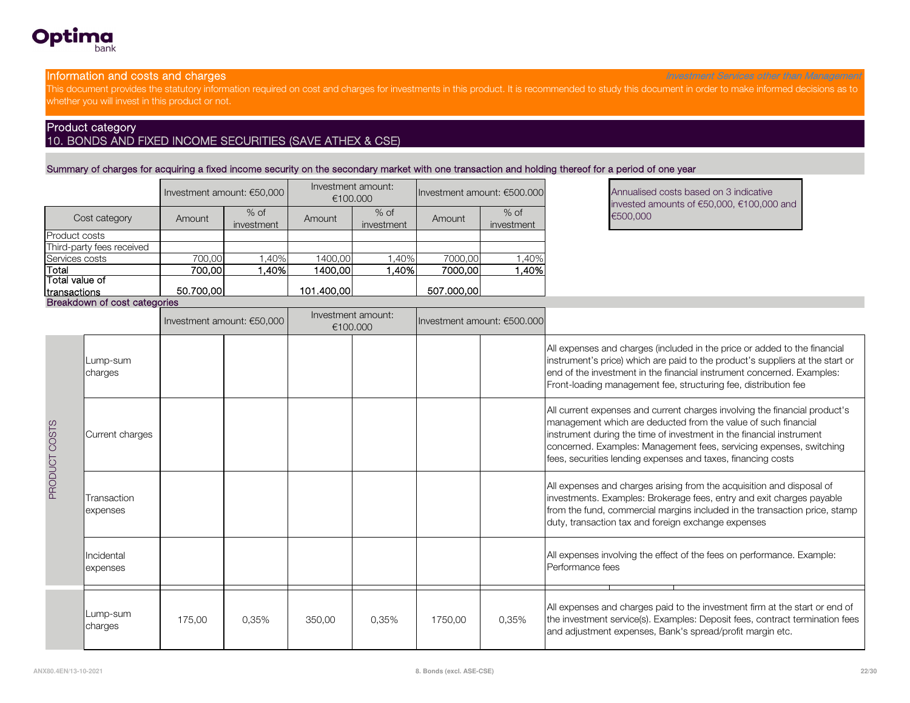## Information and costs and charges

*Investment Services other than Management*

This document provides the statutory information required on cost and charges for investments in this product. It is recommended to study this document in order to make informed decisions as to whether you will invest in this product or not.

## Product category

10. BONDS AND FIXED INCOME SECURITIES (SAVE ATHEX & CSE)

### Summary of charges for acquiring a fixed income security on the secondary market with one transaction and holding thereof for a period of one year

Annualised costs based on 3 indicative invested amounts of €50,000, €100,000 and €500,000

| | Investment amount: €50,000 | | Investment amount: €100.000 | | Investment amount: €500.000 | |
|---|---|---|---|---|---|---|
| Cost category | Amount | % of investment | Amount | % of investment | Amount | % of investment |
| Product costs | | | | | | |
| Third-party fees received | | | | | | |
| Services costs | 700,00 | 1,40% | 1400,00 | 1,40% | 7000,00 | 1,40% |
| **Total** | **700,00** | **1,40%** | **1400,00** | **1,40%** | **7000,00** | **1,40%** |
| **Total value of transactions** | **50.700,00** | | **101.400,00** | | **507.000,00** | |

### Breakdown of cost categories

| | | Investment amount: €50,000 | | Investment amount: €100.000 | | Investment amount: €500.000 | | |
|---|---|---|---|---|---|---|---|---|
| PRODUCT COSTS | Lump-sum charges | | | | | | | All expenses and charges (included in the price or added to the financial instrument's price) which are paid to the product's suppliers at the start or end of the investment in the financial instrument concerned. Examples: Front-loading management fee, structuring fee, distribution fee |
| PRODUCT COSTS | Current charges | | | | | | | All current expenses and current charges involving the financial product's management which are deducted from the value of such financial instrument during the time of investment in the financial instrument concerned. Examples: Management fees, servicing expenses, switching fees, securities lending expenses and taxes, financing costs |
| PRODUCT COSTS | Transaction expenses | | | | | | | All expenses and charges arising from the acquisition and disposal of investments. Examples: Brokerage fees, entry and exit charges payable from the fund, commercial margins included in the transaction price, stamp duty, transaction tax and foreign exchange expenses |
| PRODUCT COSTS | Incidental expenses | | | | | | | All expenses involving the effect of the fees on performance. Example: Performance fees |
| | Lump-sum charges | 175,00 | 0,35% | 350,00 | 0,35% | 1750,00 | 0,35% | All expenses and charges paid to the investment firm at the start or end of the investment service(s). Examples: Deposit fees, contract termination fees and adjustment expenses, Bank's spread/profit margin etc. |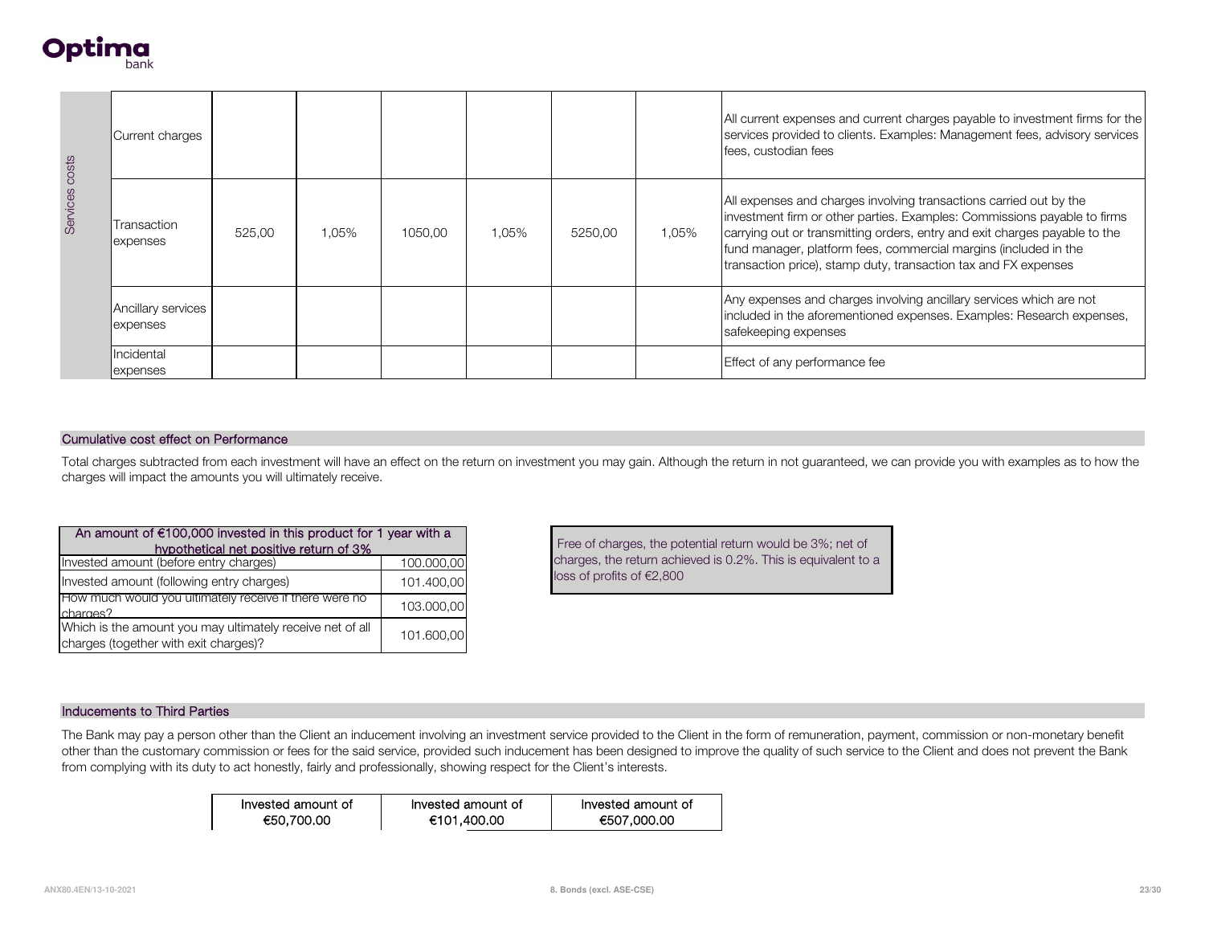| Services costs | | | | | | | | |
|---|---|---|---|---|---|---|---|---|
| | Current charges | | | | | | | All current expenses and current charges payable to investment firms for the services provided to clients. Examples: Management fees, advisory services fees, custodian fees |
| | Transaction expenses | 525,00 | 1,05% | 1050,00 | 1,05% | 5250,00 | 1,05% | All expenses and charges involving transactions carried out by the investment firm or other parties. Examples: Commissions payable to firms carrying out or transmitting orders, entry and exit charges payable to the fund manager, platform fees, commercial margins (included in the transaction price), stamp duty, transaction tax and FX expenses |
| | Ancillary services expenses | | | | | | | Any expenses and charges involving ancillary services which are not included in the aforementioned expenses. Examples: Research expenses, safekeeping expenses |
| | Incidental expenses | | | | | | | Effect of any performance fee |

## Cumulative cost effect on Performance

Total charges subtracted from each investment will have an effect on the return on investment you may gain. Although the return in not guaranteed, we can provide you with examples as to how the charges will impact the amounts you will ultimately receive.

| An amount of €100,000 invested in this product for 1 year with a hypothetical net positive return of 3% | |
|---|---|
| Invested amount (before entry charges) | 100.000,00 |
| Invested amount (following entry charges) | 101.400,00 |
| How much would you ultimately receive if there were no charges? | 103.000,00 |
| Which is the amount you may ultimately receive net of all charges (together with exit charges)? | 101.600,00 |

Free of charges, the potential return would be 3%; net of charges, the return achieved is 0.2%. This is equivalent to a loss of profits of €2,800

## Inducements to Third Parties

The Bank may pay a person other than the Client an inducement involving an investment service provided to the Client in the form of remuneration, payment, commission or non-monetary benefit other than the customary commission or fees for the said service, provided such inducement has been designed to improve the quality of such service to the Client and does not prevent the Bank from complying with its duty to act honestly, fairly and professionally, showing respect for the Client's interests.

| Invested amount of €50,700.00 | Invested amount of €101,400.00 | Invested amount of €507,000.00 |
|---|---|---|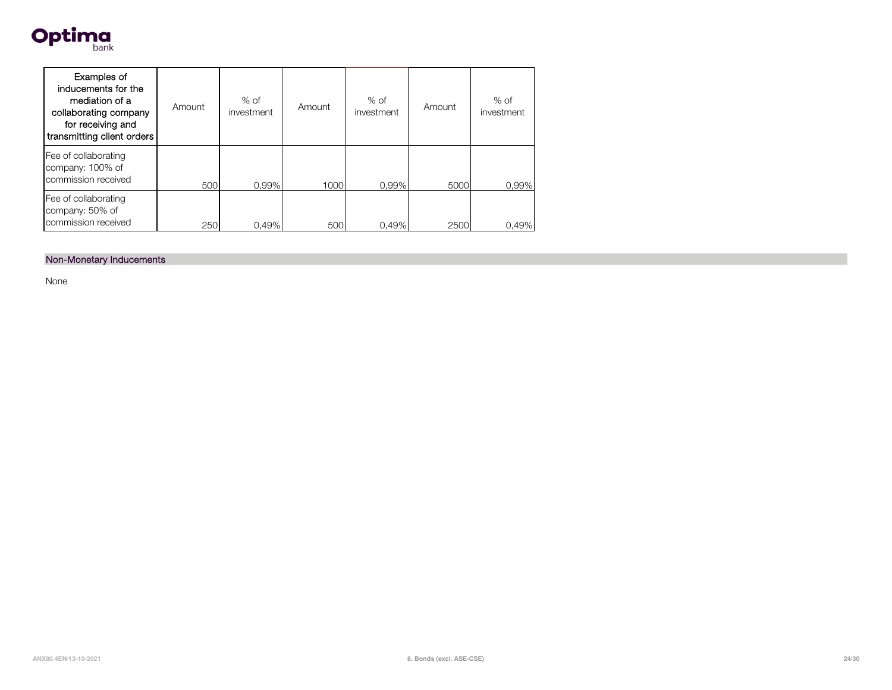| Examples of inducements for the mediation of a collaborating company for receiving and transmitting client orders | Amount | % of investment | Amount | % of investment | Amount | % of investment |
|---|---|---|---|---|---|---|
| Fee of collaborating company: 100% of commission received | 500 | 0,99% | 1000 | 0,99% | 5000 | 0,99% |
| Fee of collaborating company: 50% of commission received | 250 | 0,49% | 500 | 0,49% | 2500 | 0,49% |

## Non-Monetary Inducements

None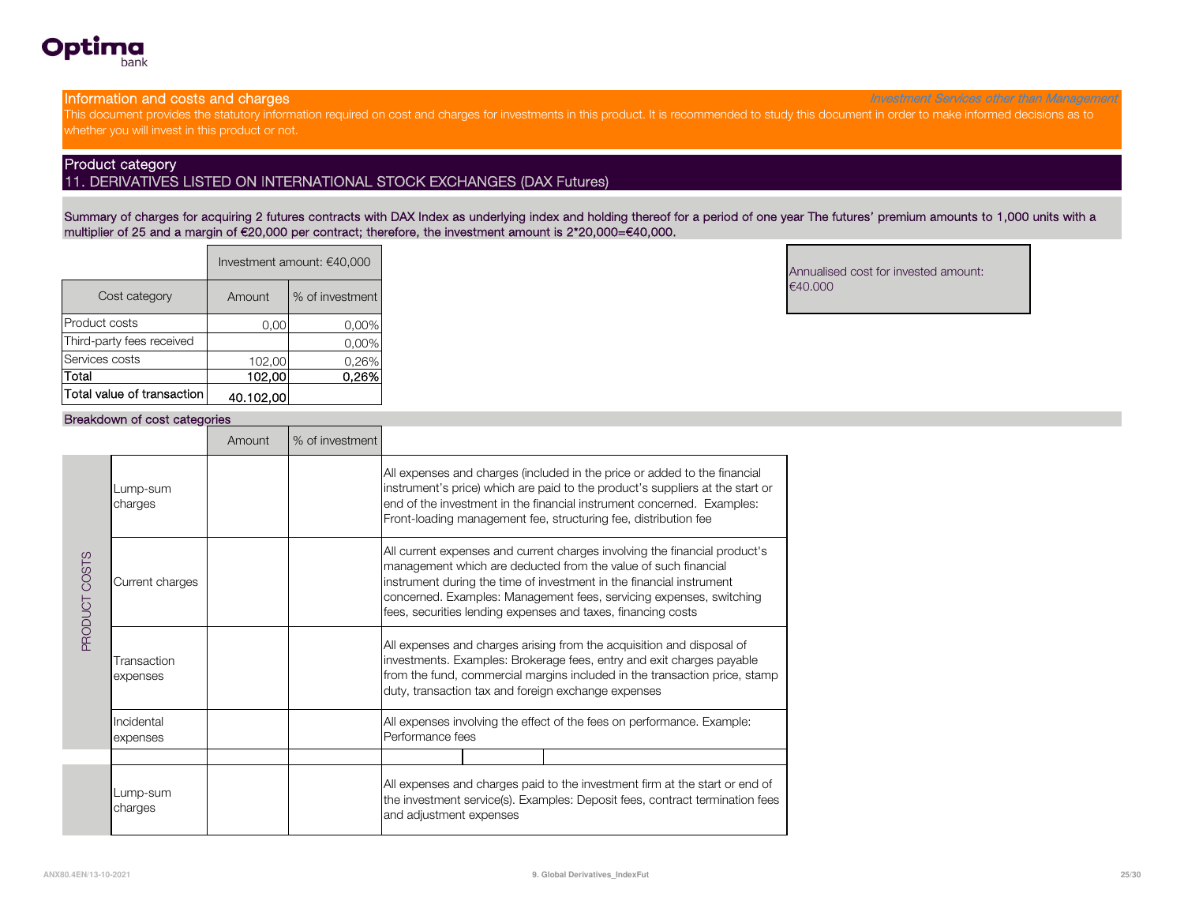## Information and costs and charges

*Investment Services other than Management*

This document provides the statutory information required on cost and charges for investments in this product. It is recommended to study this document in order to make informed decisions as to whether you will invest in this product or not.

## Product category

11. DERIVATIVES LISTED ON INTERNATIONAL STOCK EXCHANGES (DAX Futures)

Summary of charges for acquiring 2 futures contracts with DAX Index as underlying index and holding thereof for a period of one year The futures' premium amounts to 1,000 units with a multiplier of 25 and a margin of €20,000 per contract; therefore, the investment amount is 2*20,000=€40,000.

| | Investment amount: €40,000 | |
|---|---|---|
| Cost category | Amount | % of investment |
| Product costs | 0,00 | 0,00% |
| Third-party fees received | | 0,00% |
| Services costs | 102,00 | 0,26% |
| **Total** | **102,00** | **0,26%** |
| **Total value of transaction** | **40.102,00** | |

Annualised cost for invested amount: €40.000

### Breakdown of cost categories

| | | Amount | % of investment | |
|---|---|---|---|---|
| PRODUCT COSTS | Lump-sum charges | | | All expenses and charges (included in the price or added to the financial instrument's price) which are paid to the product's suppliers at the start or end of the investment in the financial instrument concerned. Examples: Front-loading management fee, structuring fee, distribution fee |
| | Current charges | | | All current expenses and current charges involving the financial product's management which are deducted from the value of such financial instrument during the time of investment in the financial instrument concerned. Examples: Management fees, servicing expenses, switching fees, securities lending expenses and taxes, financing costs |
| | Transaction expenses | | | All expenses and charges arising from the acquisition and disposal of investments. Examples: Brokerage fees, entry and exit charges payable from the fund, commercial margins included in the transaction price, stamp duty, transaction tax and foreign exchange expenses |
| | Incidental expenses | | | All expenses involving the effect of the fees on performance. Example: Performance fees |
| | | | | |
| | Lump-sum charges | | | All expenses and charges paid to the investment firm at the start or end of the investment service(s). Examples: Deposit fees, contract termination fees and adjustment expenses |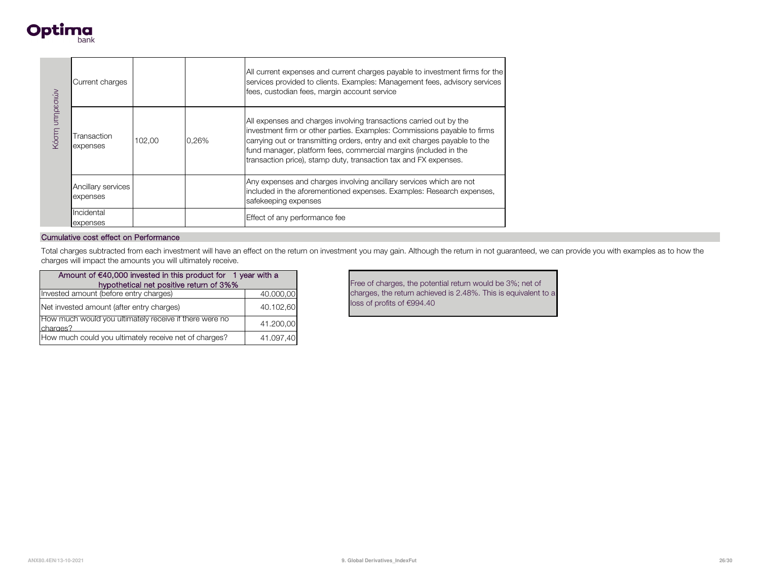| Κόστη υπηρεσιών | | | | |
|---|---|---|---|---|
| | Current charges | | | All current expenses and current charges payable to investment firms for the services provided to clients. Examples: Management fees, advisory services fees, custodian fees, margin account service |
| | Transaction expenses | 102,00 | 0,26% | All expenses and charges involving transactions carried out by the investment firm or other parties. Examples: Commissions payable to firms carrying out or transmitting orders, entry and exit charges payable to the fund manager, platform fees, commercial margins (included in the transaction price), stamp duty, transaction tax and FX expenses. |
| | Ancillary services expenses | | | Any expenses and charges involving ancillary services which are not included in the aforementioned expenses. Examples: Research expenses, safekeeping expenses |
| | Incidental expenses | | | Effect of any performance fee |

## Cumulative cost effect on Performance

Total charges subtracted from each investment will have an effect on the return on investment you may gain. Although the return in not guaranteed, we can provide you with examples as to how the charges will impact the amounts you will ultimately receive.

| Amount of €40,000 invested in this product for 1 year with a hypothetical net positive return of 3%% | |
|---|---|
| Invested amount (before entry charges) | 40.000,00 |
| Net invested amount (after entry charges) | 40.102,60 |
| How much would you ultimately receive if there were no charges? | 41.200,00 |
| How much could you ultimately receive net of charges? | 41.097,40 |

Free of charges, the potential return would be 3%; net of charges, the return achieved is 2.48%. This is equivalent to a loss of profits of €994.40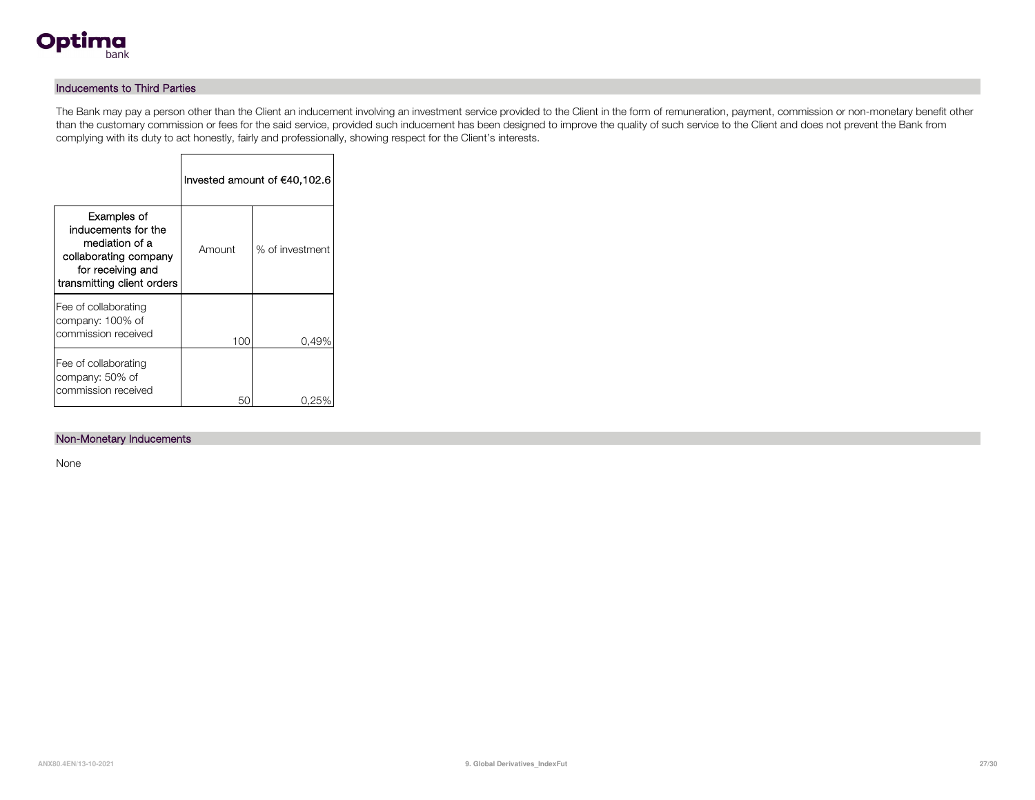## Inducements to Third Parties

The Bank may pay a person other than the Client an inducement involving an investment service provided to the Client in the form of remuneration, payment, commission or non-monetary benefit other than the customary commission or fees for the said service, provided such inducement has been designed to improve the quality of such service to the Client and does not prevent the Bank from complying with its duty to act honestly, fairly and professionally, showing respect for the Client's interests.

| | Invested amount of €40,102.6 | |
|---|---|---|
| Examples of inducements for the mediation of a collaborating company for receiving and transmitting client orders | Amount | % of investment |
| Fee of collaborating company: 100% of commission received | 100 | 0,49% |
| Fee of collaborating company: 50% of commission received | 50 | 0,25% |

## Non-Monetary Inducements

None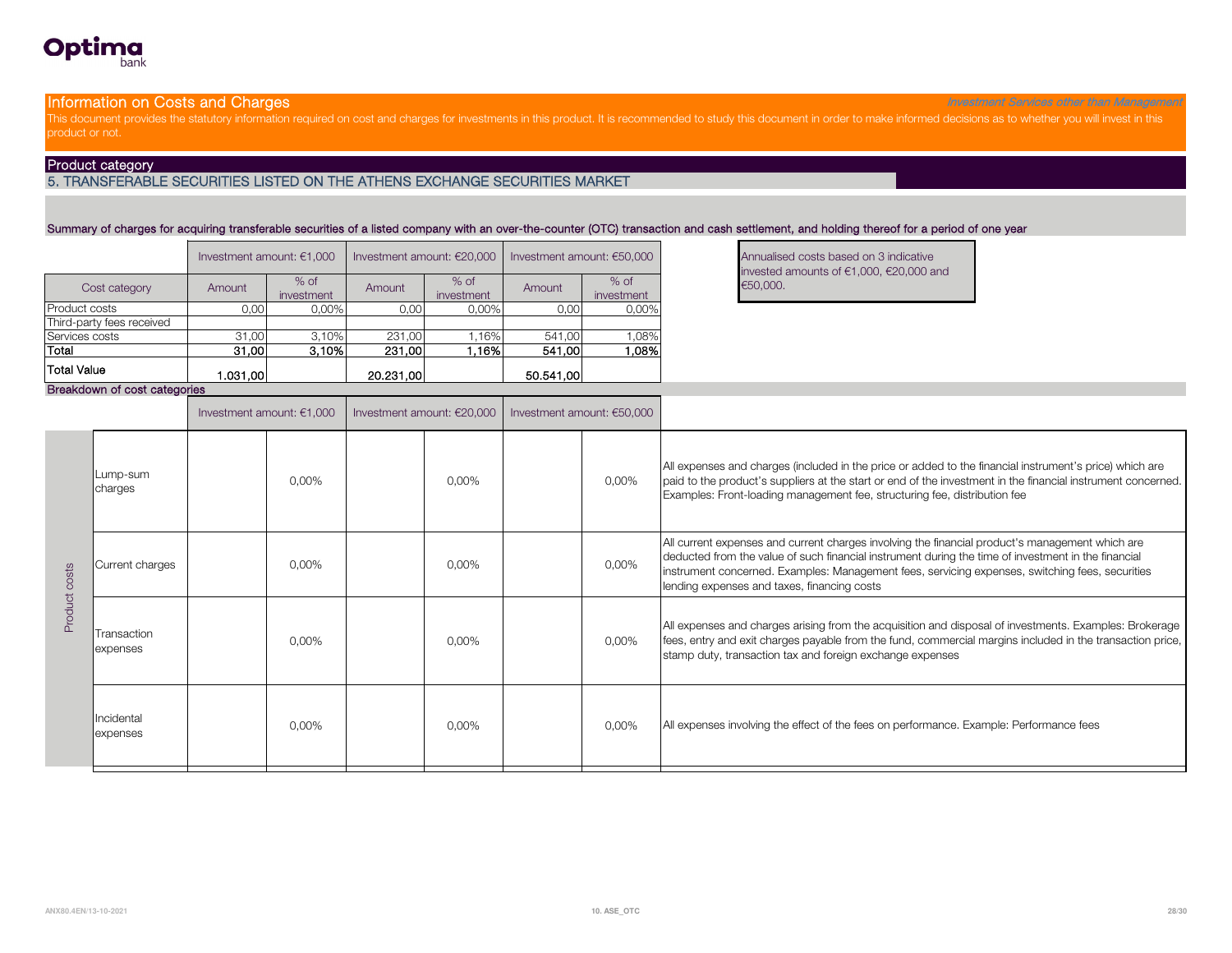Optima bank

## Information on Costs and Charges

*Investment Services other than Management*

This document provides the statutory information required on cost and charges for investments in this product. It is recommended to study this document in order to make informed decisions as to whether you will invest in this product or not.

### Product category

5. TRANSFERABLE SECURITIES LISTED ON THE ATHENS EXCHANGE SECURITIES MARKET

Summary of charges for acquiring transferable securities of a listed company with an over-the-counter (OTC) transaction and cash settlement, and holding thereof for a period of one year

| | Investment amount: €1,000 | | Investment amount: €20,000 | | Investment amount: €50,000 | |
|---|---|---|---|---|---|---|
| Cost category | Amount | % of investment | Amount | % of investment | Amount | % of investment |
| Product costs | 0,00 | 0,00% | 0,00 | 0,00% | 0,00 | 0,00% |
| Third-party fees received | | | | | | |
| Services costs | 31,00 | 3,10% | 231,00 | 1,16% | 541,00 | 1,08% |
| **Total** | **31,00** | **3,10%** | **231,00** | **1,16%** | **541,00** | **1,08%** |
| **Total Value** | **1.031,00** | | **20.231,00** | | **50.541,00** | |

Annualised costs based on 3 indicative invested amounts of €1,000, €20,000 and €50,000.

### Breakdown of cost categories

| | | Investment amount: €1,000 | | Investment amount: €20,000 | | Investment amount: €50,000 | | |
|---|---|---|---|---|---|---|---|---|
| Product costs | Lump-sum charges | | 0,00% | | 0,00% | | 0,00% | All expenses and charges (included in the price or added to the financial instrument's price) which are paid to the product's suppliers at the start or end of the investment in the financial instrument concerned. Examples: Front-loading management fee, structuring fee, distribution fee |
| | Current charges | | 0,00% | | 0,00% | | 0,00% | All current expenses and current charges involving the financial product's management which are deducted from the value of such financial instrument during the time of investment in the financial instrument concerned. Examples: Management fees, servicing expenses, switching fees, securities lending expenses and taxes, financing costs |
| | Transaction expenses | | 0,00% | | 0,00% | | 0,00% | All expenses and charges arising from the acquisition and disposal of investments. Examples: Brokerage fees, entry and exit charges payable from the fund, commercial margins included in the transaction price, stamp duty, transaction tax and foreign exchange expenses |
| | Incidental expenses | | 0,00% | | 0,00% | | 0,00% | All expenses involving the effect of the fees on performance. Example: Performance fees |

ANX80.4EN/13-10-2021 10. ASE_OTC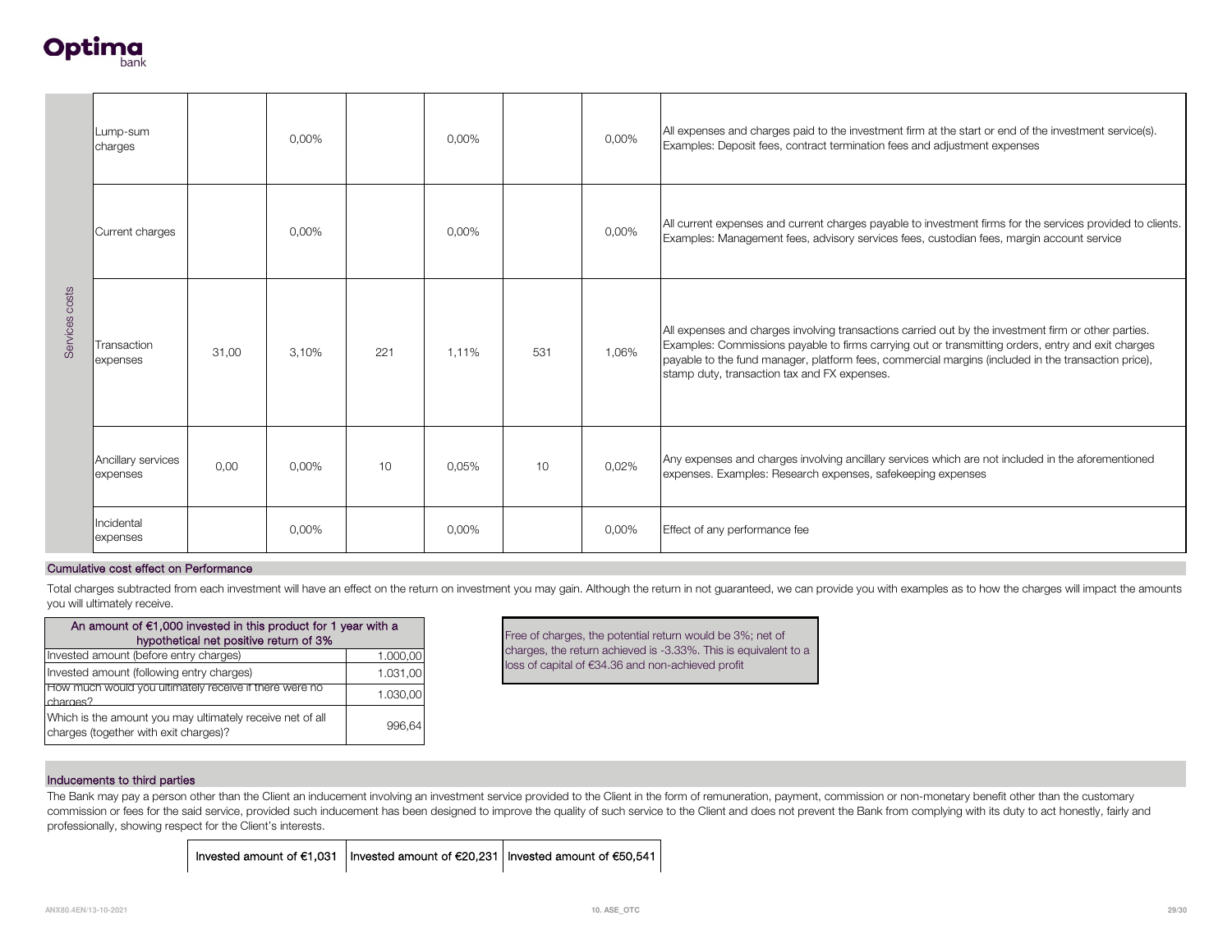| | | | | | | | | |
|---|---|---|---|---|---|---|---|---|
| Services costs | Lump-sum charges | | 0,00% | | 0,00% | | 0,00% | All expenses and charges paid to the investment firm at the start or end of the investment service(s). Examples: Deposit fees, contract termination fees and adjustment expenses |
| | Current charges | | 0,00% | | 0,00% | | 0,00% | All current expenses and current charges payable to investment firms for the services provided to clients. Examples: Management fees, advisory services fees, custodian fees, margin account service |
| | Transaction expenses | 31,00 | 3,10% | 221 | 1,11% | 531 | 1,06% | All expenses and charges involving transactions carried out by the investment firm or other parties. Examples: Commissions payable to firms carrying out or transmitting orders, entry and exit charges payable to the fund manager, platform fees, commercial margins (included in the transaction price), stamp duty, transaction tax and FX expenses. |
| | Ancillary services expenses | 0,00 | 0,00% | 10 | 0,05% | 10 | 0,02% | Any expenses and charges involving ancillary services which are not included in the aforementioned expenses. Examples: Research expenses, safekeeping expenses |
| | Incidental expenses | | 0,00% | | 0,00% | | 0,00% | Effect of any performance fee |

## Cumulative cost effect on Performance

Total charges subtracted from each investment will have an effect on the return on investment you may gain. Although the return in not guaranteed, we can provide you with examples as to how the charges will impact the amounts you will ultimately receive.

| An amount of €1,000 invested in this product for 1 year with a hypothetical net positive return of 3% | |
|---|---|
| Invested amount (before entry charges) | 1.000,00 |
| Invested amount (following entry charges) | 1.031,00 |
| How much would you ultimately receive if there were no charges? | 1.030,00 |
| Which is the amount you may ultimately receive net of all charges (together with exit charges)? | 996,64 |

Free of charges, the potential return would be 3%; net of charges, the return achieved is -3.33%. This is equivalent to a loss of capital of €34.36 and non-achieved profit

## Inducements to third parties

The Bank may pay a person other than the Client an inducement involving an investment service provided to the Client in the form of remuneration, payment, commission or non-monetary benefit other than the customary commission or fees for the said service, provided such inducement has been designed to improve the quality of such service to the Client and does not prevent the Bank from complying with its duty to act honestly, fairly and professionally, showing respect for the Client's interests.

| | Invested amount of €1,031 | Invested amount of €20,231 | Invested amount of €50,541 |
|---|---|---|---|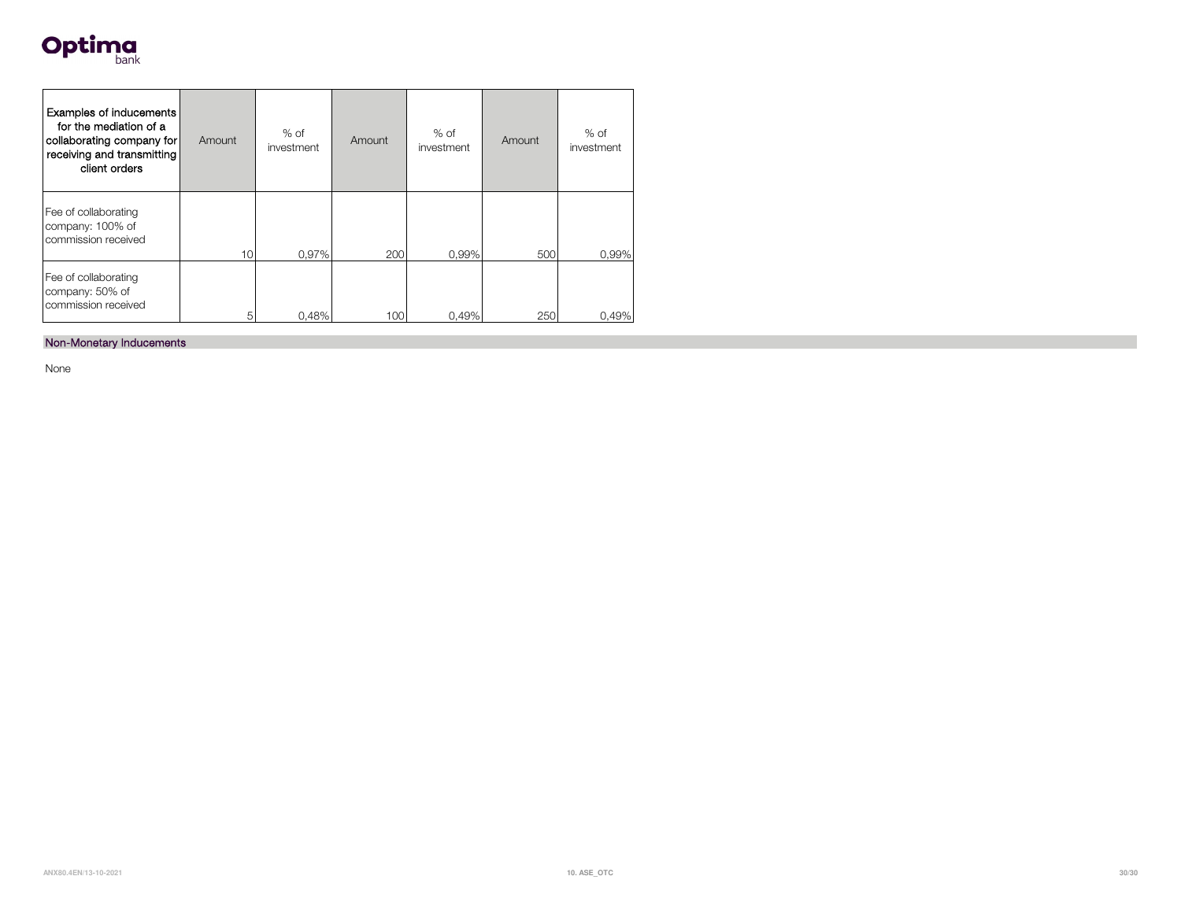| Examples of inducements for the mediation of a collaborating company for receiving and transmitting client orders | Amount | % of investment | Amount | % of investment | Amount | % of investment |
|---|---|---|---|---|---|---|
| Fee of collaborating company: 100% of commission received | 10 | 0,97% | 200 | 0,99% | 500 | 0,99% |
| Fee of collaborating company: 50% of commission received | 5 | 0,48% | 100 | 0,49% | 250 | 0,49% |

## Non-Monetary Inducements

None